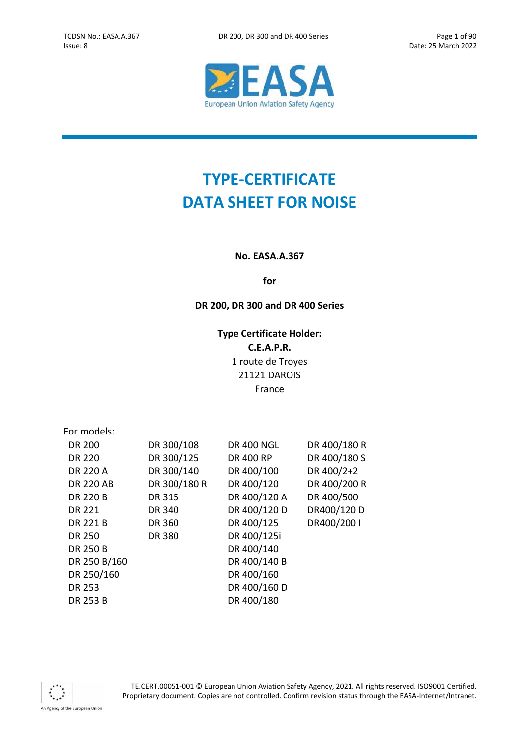# TYPE-CERTIFICATE DATA SHEET FOR NOISE

**No. EASA.A.367**

**for**

**DR 200, DR 300 and DR 400 Series**

**Type Certificate Holder:**
**C.E.A.P.R.**
1 route de Troyes
21121 DAROIS
France

For models:

| | | | |
|---|---|---|---|
| DR 200 | DR 300/108 | DR 400 NGL | DR 400/180 R |
| DR 220 | DR 300/125 | DR 400 RP | DR 400/180 S |
| DR 220 A | DR 300/140 | DR 400/100 | DR 400/2+2 |
| DR 220 AB | DR 300/180 R | DR 400/120 | DR 400/200 R |
| DR 220 B | DR 315 | DR 400/120 A | DR 400/500 |
| DR 221 | DR 340 | DR 400/120 D | DR400/120 D |
| DR 221 B | DR 360 | DR 400/125 | DR400/200 I |
| DR 250 | DR 380 | DR 400/125i | |
| DR 250 B | | DR 400/140 | |
| DR 250 B/160 | | DR 400/140 B | |
| DR 250/160 | | DR 400/160 | |
| DR 253 | | DR 400/160 D | |
| DR 253 B | | DR 400/180 | |

TE.CERT.00051-001 © European Union Aviation Safety Agency, 2021. All rights reserved. ISO9001 Certified. Proprietary document. Copies are not controlled. Confirm revision status through the EASA-Internet/Intranet.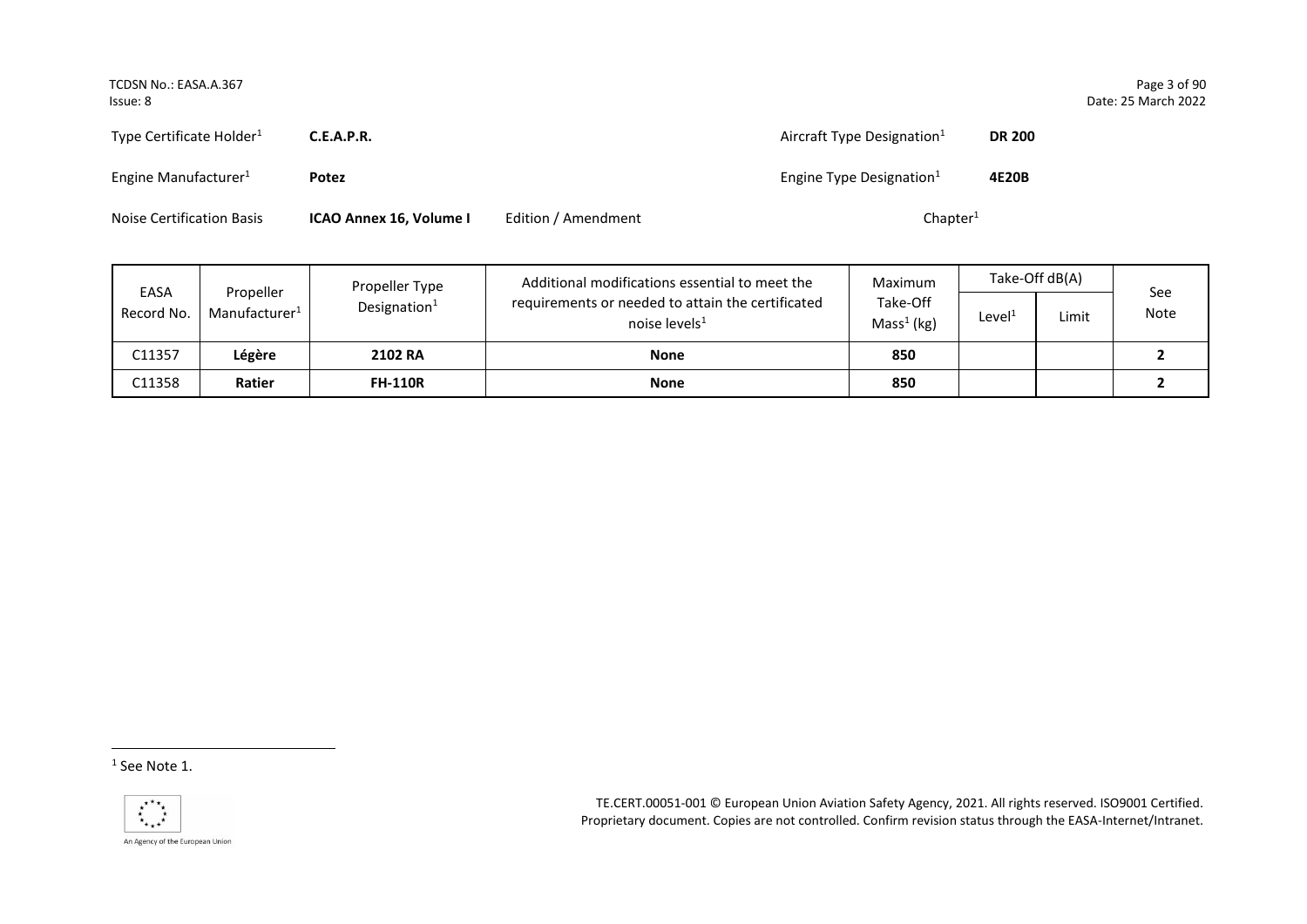| | | | | | |
|---|---|---|---|---|---|
| Type Certificate Holder[1] | **C.E.A.P.R.** | | Aircraft Type Designation[1] | **DR 200** | |
| Engine Manufacturer[1] | **Potez** | | Engine Type Designation[1] | **4E20B** | |
| Noise Certification Basis | **ICAO Annex 16, Volume I** | Edition / Amendment | Chapter[1] | | |

| EASA Record No. | Propeller Manufacturer[1] | Propeller Type Designation[1] | Additional modifications essential to meet the requirements or needed to attain the certificated noise levels[1] | Maximum Take-Off Mass[1] (kg) | Take-Off dB(A) | | See Note |
|---|---|---|---|---|---|---|---|
| | | | | | Level[1] | Limit | |
| C11357 | **Légère** | **2102 RA** | **None** | **850** | | | **2** |
| C11358 | **Ratier** | **FH-110R** | **None** | **850** | | | **2** |

[1] See Note 1.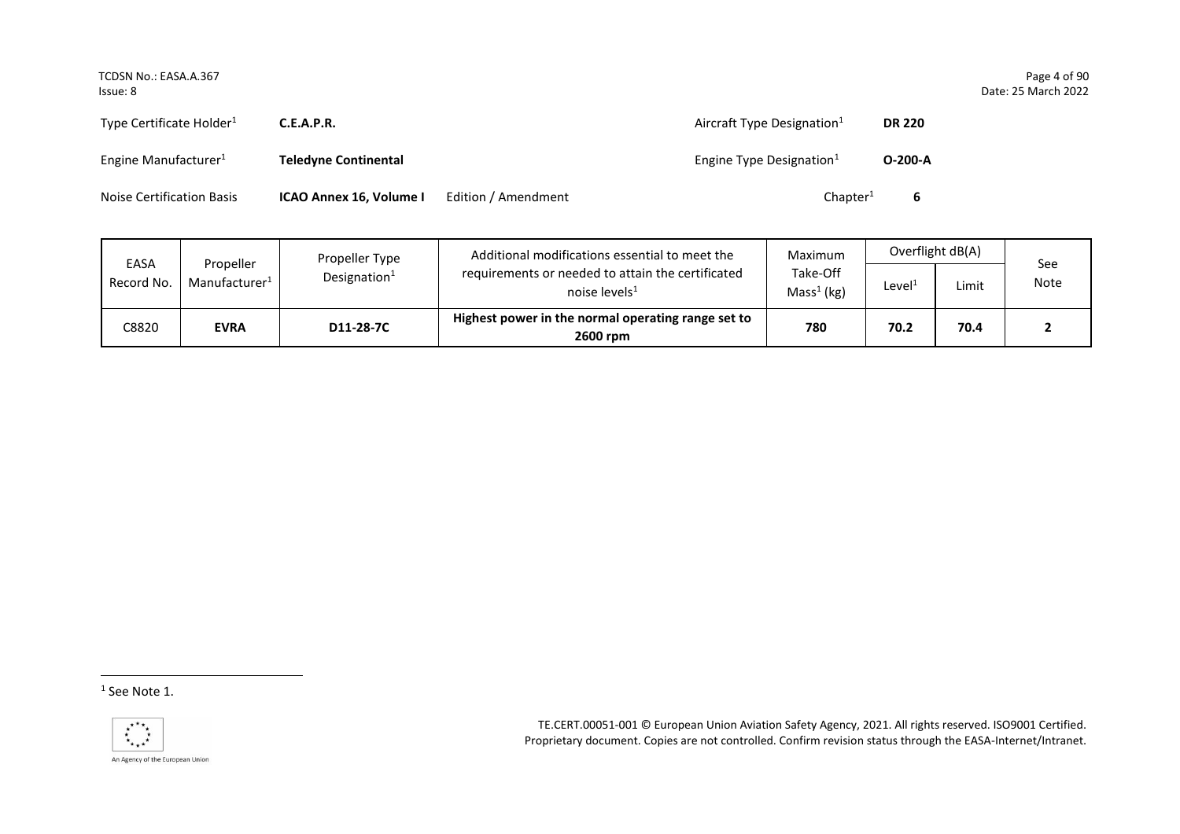| | | | | |
|---|---|---|---|---|
| Type Certificate Holder[1] | **C.E.A.P.R.** | | Aircraft Type Designation[1] | **DR 220** |
| Engine Manufacturer[1] | **Teledyne Continental** | | Engine Type Designation[1] | **O-200-A** |
| Noise Certification Basis | **ICAO Annex 16, Volume I** | Edition / Amendment | Chapter[1] | **6** |

| EASA Record No. | Propeller Manufacturer[1] | Propeller Type Designation[1] | Additional modifications essential to meet the requirements or needed to attain the certificated noise levels[1] | Maximum Take-Off Mass[1] (kg) | Overflight dB(A) | | See Note |
|---|---|---|---|---|---|---|---|
| | | | | | Level[1] | Limit | |
| C8820 | **EVRA** | **D11-28-7C** | **Highest power in the normal operating range set to 2600 rpm** | **780** | **70.2** | **70.4** | **2** |

[1] See Note 1.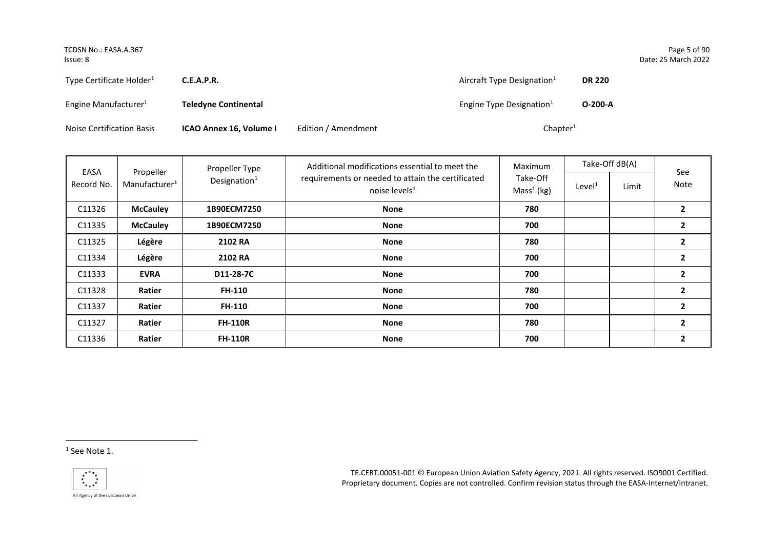Type Certificate Holder[1] **C.E.A.P.R.** Aircraft Type Designation[1] **DR 220**

Engine Manufacturer[1] **Teledyne Continental** Engine Type Designation[1] **O-200-A**

Noise Certification Basis **ICAO Annex 16, Volume I** Edition / Amendment Chapter[1]

| EASA Record No. | Propeller Manufacturer[1] | Propeller Type Designation[1] | Additional modifications essential to meet the requirements or needed to attain the certificated noise levels[1] | Maximum Take-Off Mass[1] (kg) | Take-Off dB(A) | | See Note |
|---|---|---|---|---|---|---|---|
| | | | | | Level[1] | Limit | |
| C11326 | **McCauley** | **1B90ECM7250** | **None** | **780** | | | **2** |
| C11335 | **McCauley** | **1B90ECM7250** | **None** | **700** | | | **2** |
| C11325 | **Légère** | **2102 RA** | **None** | **780** | | | **2** |
| C11334 | **Légère** | **2102 RA** | **None** | **700** | | | **2** |
| C11333 | **EVRA** | **D11-28-7C** | **None** | **700** | | | **2** |
| C11328 | **Ratier** | **FH-110** | **None** | **780** | | | **2** |
| C11337 | **Ratier** | **FH-110** | **None** | **700** | | | **2** |
| C11327 | **Ratier** | **FH-110R** | **None** | **780** | | | **2** |
| C11336 | **Ratier** | **FH-110R** | **None** | **700** | | | **2** |

[1] See Note 1.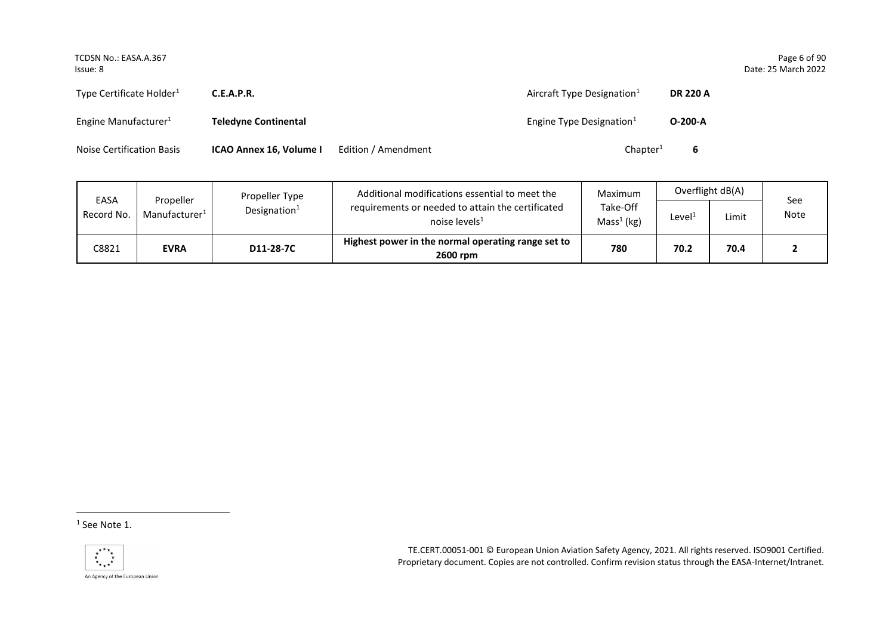| Type Certificate Holder[1] | **C.E.A.P.R.** | | Aircraft Type Designation[1] | **DR 220 A** |
|---|---|---|---|---|
| Engine Manufacturer[1] | **Teledyne Continental** | | Engine Type Designation[1] | **O-200-A** |
| Noise Certification Basis | **ICAO Annex 16, Volume I** | Edition / Amendment | Chapter[1] | **6** |

| EASA Record No. | Propeller Manufacturer[1] | Propeller Type Designation[1] | Additional modifications essential to meet the requirements or needed to attain the certificated noise levels[1] | Maximum Take-Off Mass[1] (kg) | Overflight dB(A) | | See Note |
|---|---|---|---|---|---|---|---|
| | | | | | Level[1] | Limit | |
| C8821 | **EVRA** | **D11-28-7C** | **Highest power in the normal operating range set to 2600 rpm** | **780** | **70.2** | **70.4** | **2** |

[1] See Note 1.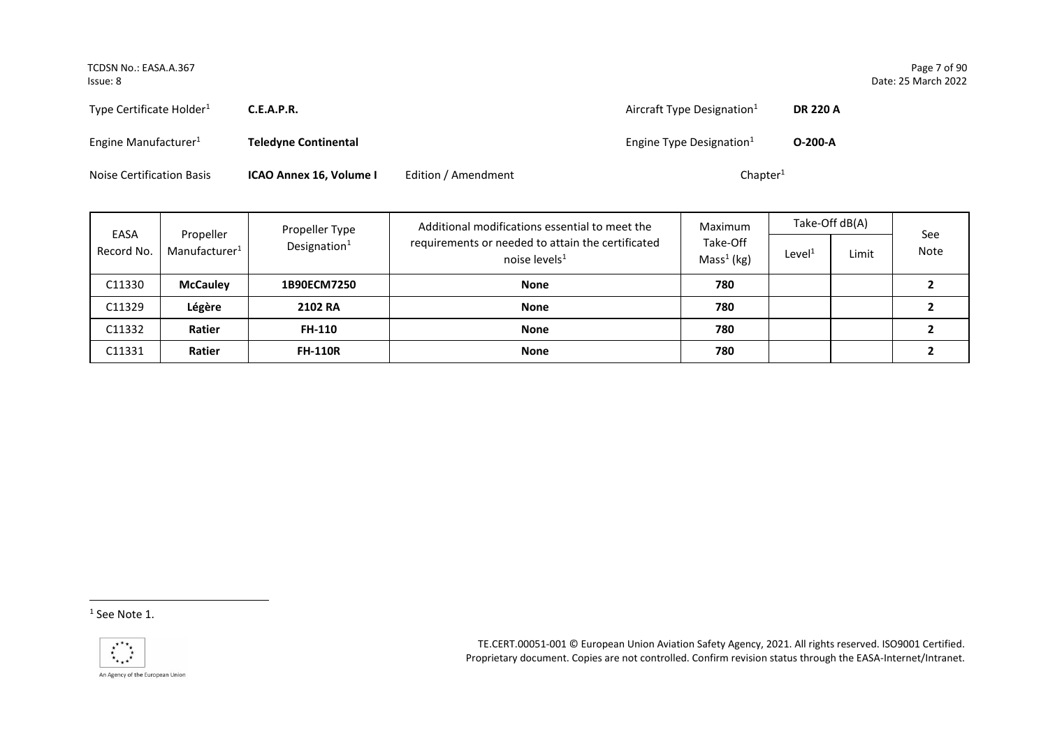Type Certificate Holder[1] **C.E.A.P.R.** Aircraft Type Designation[1] **DR 220 A**

Engine Manufacturer[1] **Teledyne Continental** Engine Type Designation[1] **O-200-A**

Noise Certification Basis **ICAO Annex 16, Volume I** Edition / Amendment Chapter[1]

| EASA Record No. | Propeller Manufacturer[1] | Propeller Type Designation[1] | Additional modifications essential to meet the requirements or needed to attain the certificated noise levels[1] | Maximum Take-Off Mass[1] (kg) | Take-Off dB(A) | | See Note |
|---|---|---|---|---|---|---|---|
| | | | | | Level[1] | Limit | |
| C11330 | **McCauley** | **1B90ECM7250** | **None** | **780** | | | **2** |
| C11329 | **Légère** | **2102 RA** | **None** | **780** | | | **2** |
| C11332 | **Ratier** | **FH-110** | **None** | **780** | | | **2** |
| C11331 | **Ratier** | **FH-110R** | **None** | **780** | | | **2** |

[1] See Note 1.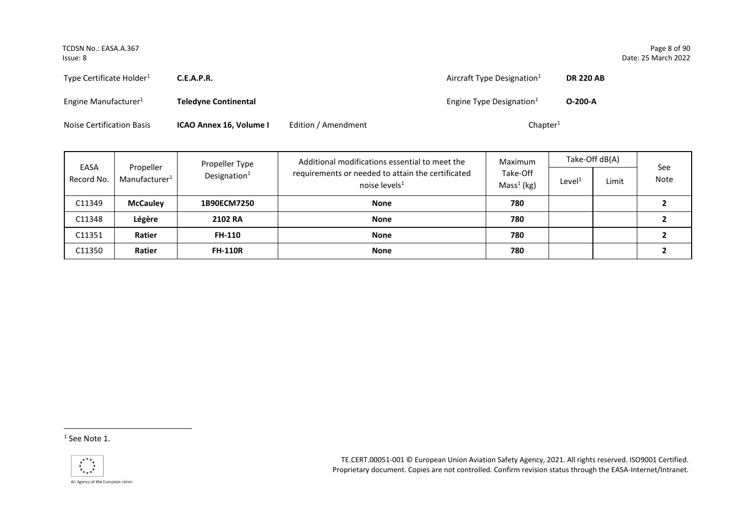| Type Certificate Holder[1] | **C.E.A.P.R.** | | Aircraft Type Designation[1] | **DR 220 AB** |
|---|---|---|---|---|
| Engine Manufacturer[1] | **Teledyne Continental** | | Engine Type Designation[1] | **O-200-A** |
| Noise Certification Basis | **ICAO Annex 16, Volume I** | Edition / Amendment | Chapter[1] | |

| EASA Record No. | Propeller Manufacturer[1] | Propeller Type Designation[1] | Additional modifications essential to meet the requirements or needed to attain the certificated noise levels[1] | Maximum Take-Off Mass[1] (kg) | Take-Off dB(A) | | See Note |
|---|---|---|---|---|---|---|---|
| | | | | | Level[1] | Limit | |
| C11349 | **McCauley** | **1B90ECM7250** | **None** | **780** | | | **2** |
| C11348 | **Légère** | **2102 RA** | **None** | **780** | | | **2** |
| C11351 | **Ratier** | **FH-110** | **None** | **780** | | | **2** |
| C11350 | **Ratier** | **FH-110R** | **None** | **780** | | | **2** |

[1] See Note 1.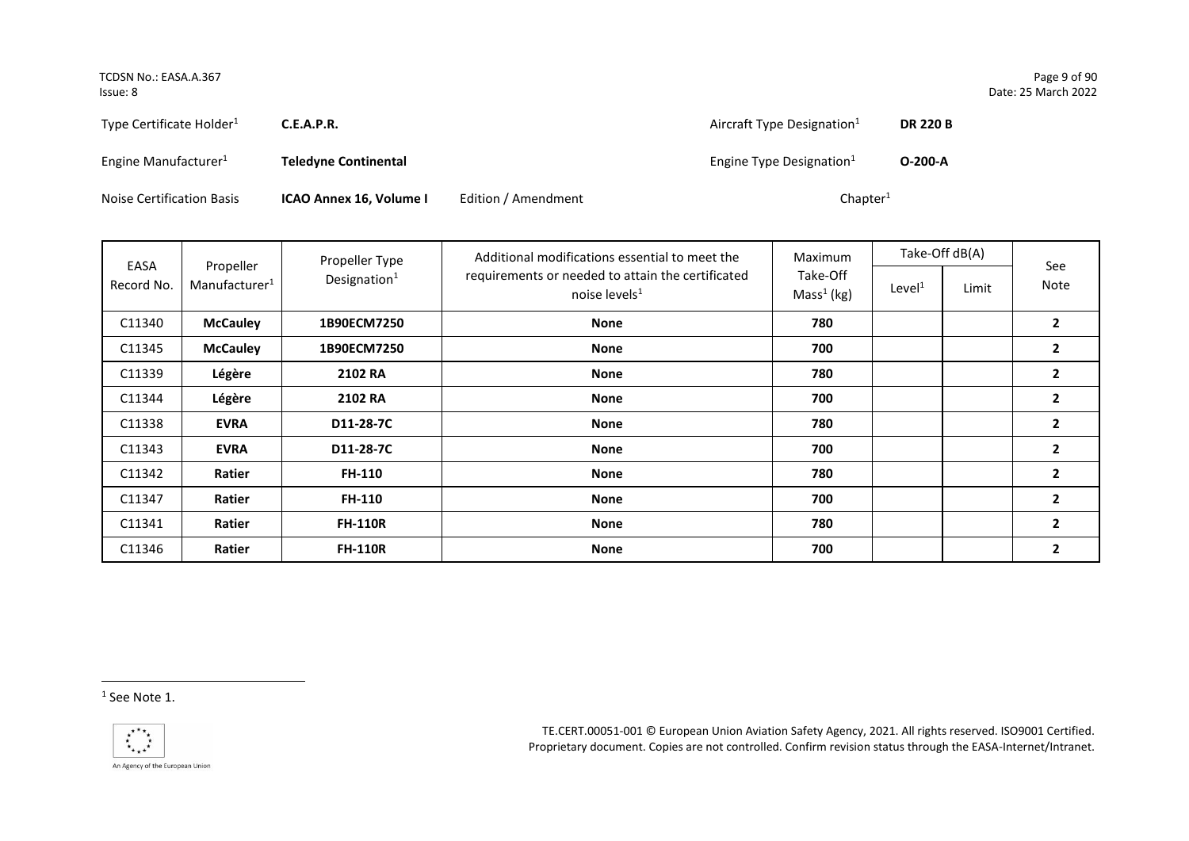Type Certificate Holder[1] **C.E.A.P.R.** Aircraft Type Designation[1] **DR 220 B**

Engine Manufacturer[1] **Teledyne Continental** Engine Type Designation[1] **O-200-A**

Noise Certification Basis **ICAO Annex 16, Volume I** Edition / Amendment Chapter[1]

| EASA Record No. | Propeller Manufacturer[1] | Propeller Type Designation[1] | Additional modifications essential to meet the requirements or needed to attain the certificated noise levels[1] | Maximum Take-Off Mass[1] (kg) | Take-Off dB(A) | | See Note |
|---|---|---|---|---|---|---|---|
| | | | | | Level[1] | Limit | |
| C11340 | **McCauley** | **1B90ECM7250** | **None** | **780** | | | **2** |
| C11345 | **McCauley** | **1B90ECM7250** | **None** | **700** | | | **2** |
| C11339 | **Légère** | **2102 RA** | **None** | **780** | | | **2** |
| C11344 | **Légère** | **2102 RA** | **None** | **700** | | | **2** |
| C11338 | **EVRA** | **D11-28-7C** | **None** | **780** | | | **2** |
| C11343 | **EVRA** | **D11-28-7C** | **None** | **700** | | | **2** |
| C11342 | **Ratier** | **FH-110** | **None** | **780** | | | **2** |
| C11347 | **Ratier** | **FH-110** | **None** | **700** | | | **2** |
| C11341 | **Ratier** | **FH-110R** | **None** | **780** | | | **2** |
| C11346 | **Ratier** | **FH-110R** | **None** | **700** | | | **2** |

[1] See Note 1.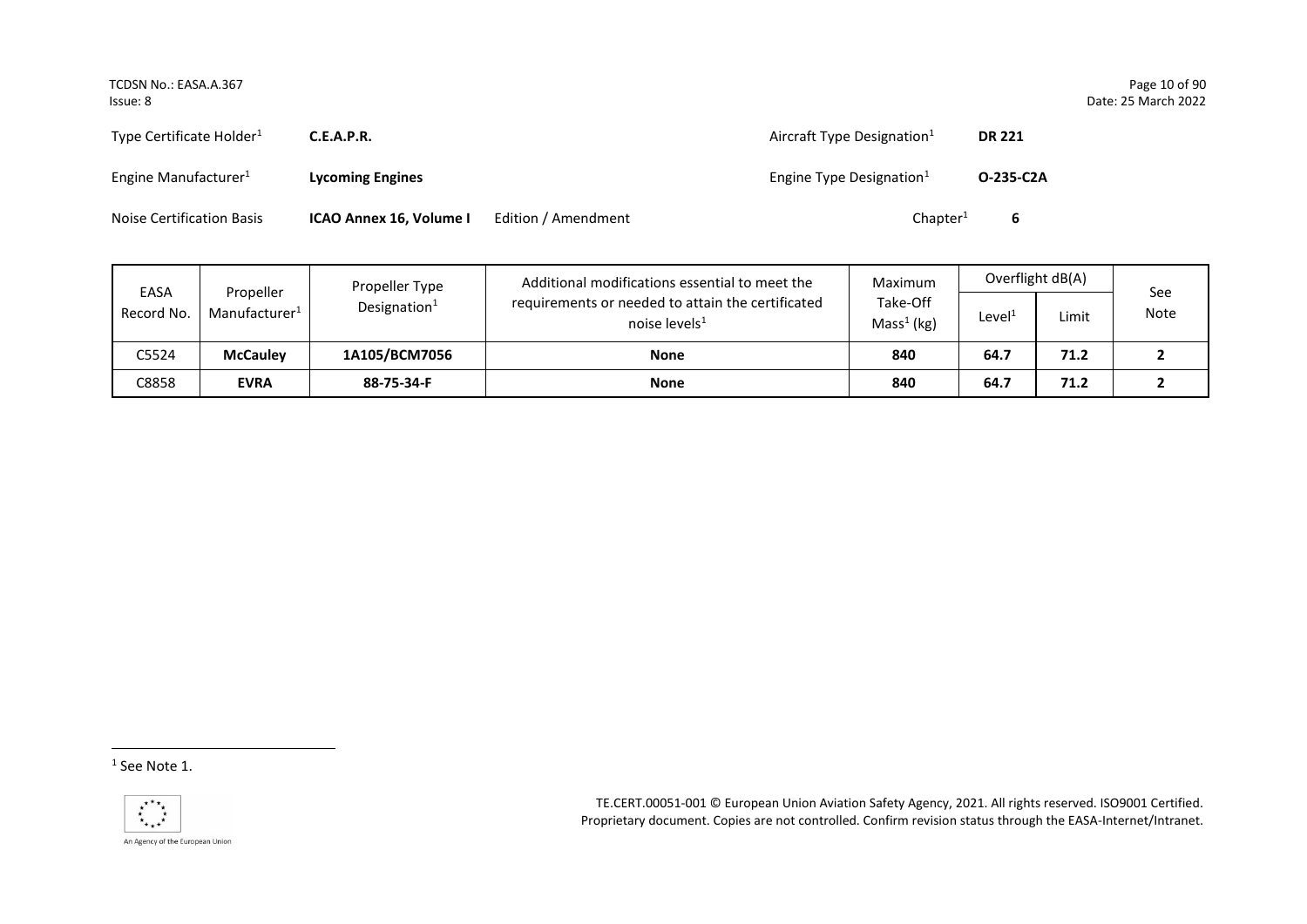| | | | | | |
|---|---|---|---|---|---|
| Type Certificate Holder[1] | **C.E.A.P.R.** | | Aircraft Type Designation[1] | **DR 221** | |
| Engine Manufacturer[1] | **Lycoming Engines** | | Engine Type Designation[1] | **O-235-C2A** | |
| Noise Certification Basis | **ICAO Annex 16, Volume I** | Edition / Amendment | Chapter[1] | **6** | |

| EASA Record No. | Propeller Manufacturer[1] | Propeller Type Designation[1] | Additional modifications essential to meet the requirements or needed to attain the certificated noise levels[1] | Maximum Take-Off Mass[1] (kg) | Overflight dB(A) | | See Note |
|---|---|---|---|---|---|---|---|
| | | | | | Level[1] | Limit | |
| C5524 | **McCauley** | **1A105/BCM7056** | **None** | **840** | **64.7** | **71.2** | **2** |
| C8858 | **EVRA** | **88-75-34-F** | **None** | **840** | **64.7** | **71.2** | **2** |

[1] See Note 1.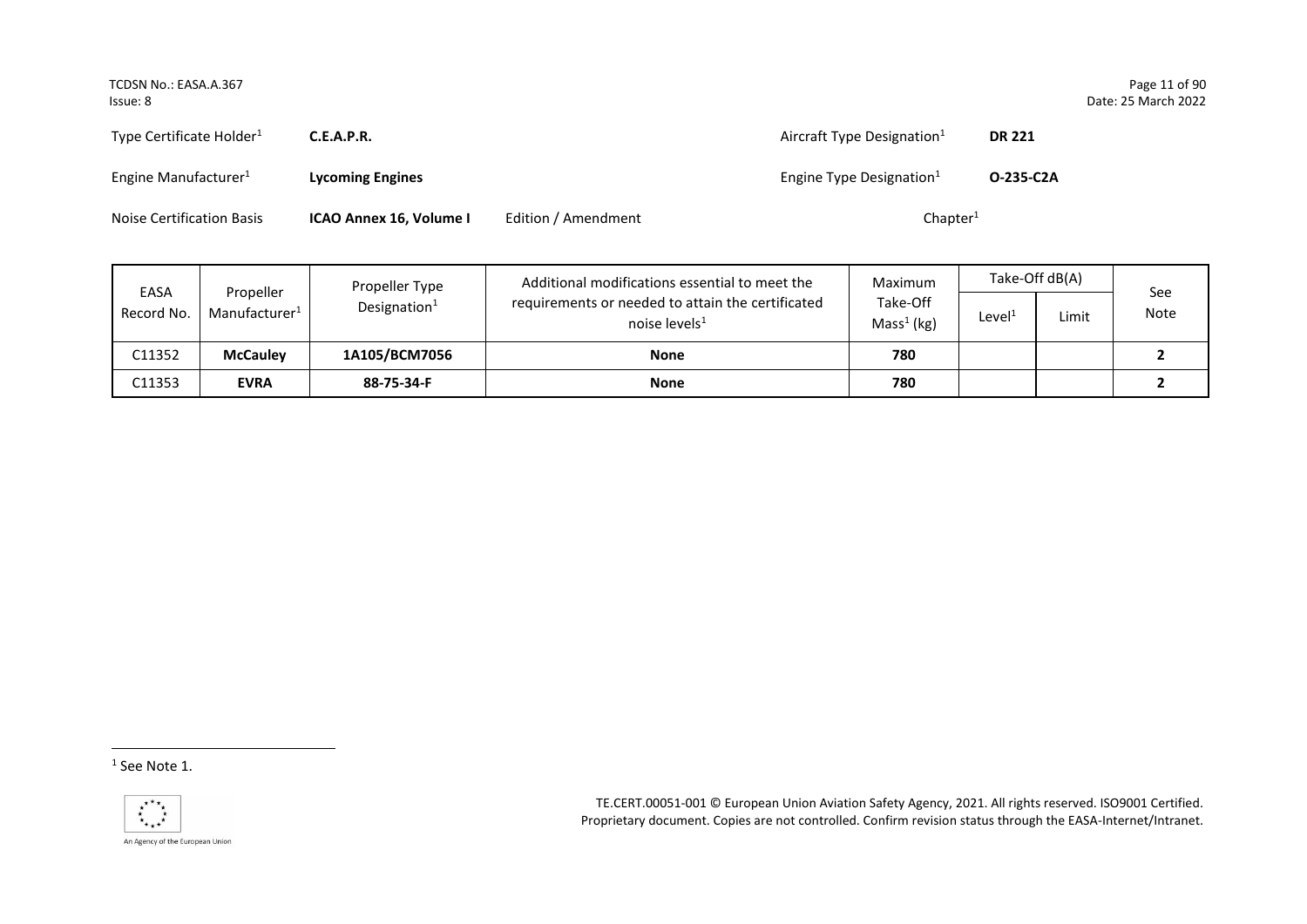| Type Certificate Holder[1] | **C.E.A.P.R.** | | Aircraft Type Designation[1] | **DR 221** |
|---|---|---|---|---|
| Engine Manufacturer[1] | **Lycoming Engines** | | Engine Type Designation[1] | **O-235-C2A** |
| Noise Certification Basis | **ICAO Annex 16, Volume I** | Edition / Amendment | Chapter[1] | |

| EASA Record No. | Propeller Manufacturer[1] | Propeller Type Designation[1] | Additional modifications essential to meet the requirements or needed to attain the certificated noise levels[1] | Maximum Take-Off Mass[1] (kg) | Take-Off dB(A) | | See Note |
|---|---|---|---|---|---|---|---|
| | | | | | Level[1] | Limit | |
| C11352 | **McCauley** | **1A105/BCM7056** | **None** | **780** | | | **2** |
| C11353 | **EVRA** | **88-75-34-F** | **None** | **780** | | | **2** |

[1] See Note 1.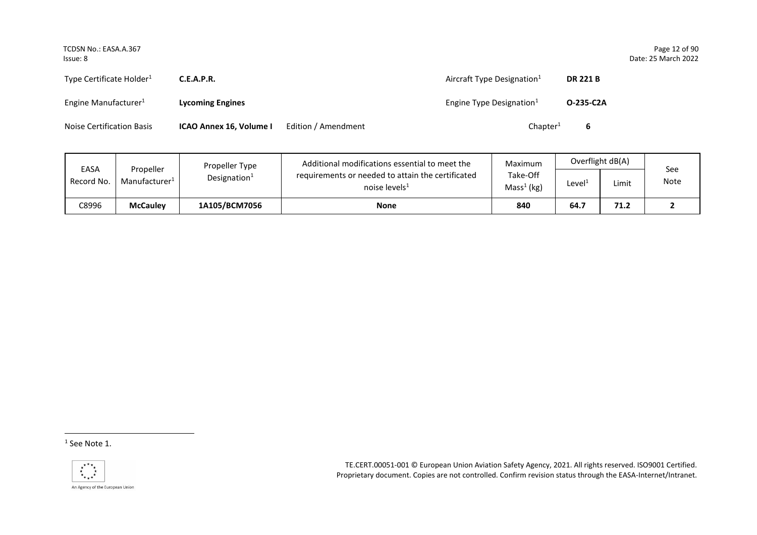| Type Certificate Holder[1] | **C.E.A.P.R.** | | Aircraft Type Designation[1] | **DR 221 B** |
|---|---|---|---|---|
| Engine Manufacturer[1] | **Lycoming Engines** | | Engine Type Designation[1] | **O-235-C2A** |
| Noise Certification Basis | **ICAO Annex 16, Volume I** | Edition / Amendment | Chapter[1] | **6** |

| EASA Record No. | Propeller Manufacturer[1] | Propeller Type Designation[1] | Additional modifications essential to meet the requirements or needed to attain the certificated noise levels[1] | Maximum Take-Off Mass[1] (kg) | Overflight dB(A) | | See Note |
|---|---|---|---|---|---|---|---|
| | | | | | Level[1] | Limit | |
| C8996 | **McCauley** | **1A105/BCM7056** | **None** | **840** | **64.7** | **71.2** | **2** |

[1] See Note 1.

TE.CERT.00051-001 © European Union Aviation Safety Agency, 2021. All rights reserved. ISO9001 Certified. Proprietary document. Copies are not controlled. Confirm revision status through the EASA-Internet/Intranet.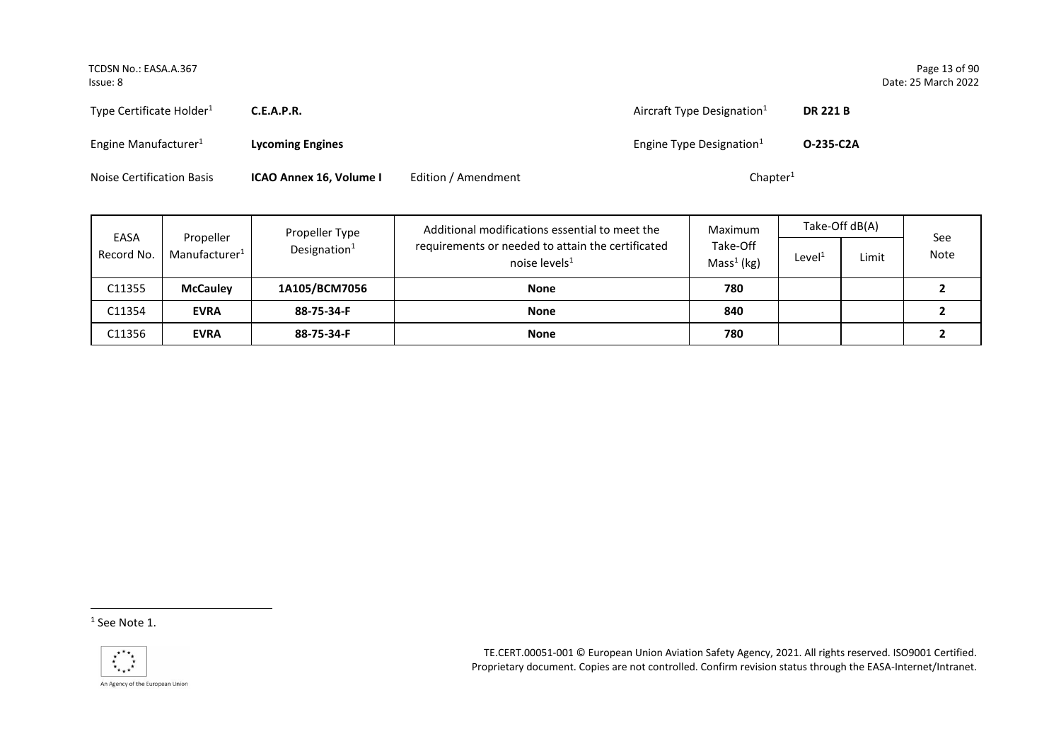| Type Certificate Holder[1] | **C.E.A.P.R.** | | Aircraft Type Designation[1] | **DR 221 B** |
|---|---|---|---|---|
| Engine Manufacturer[1] | **Lycoming Engines** | | Engine Type Designation[1] | **O-235-C2A** |
| Noise Certification Basis | **ICAO Annex 16, Volume I** | Edition / Amendment | Chapter[1] | |

| EASA Record No. | Propeller Manufacturer[1] | Propeller Type Designation[1] | Additional modifications essential to meet the requirements or needed to attain the certificated noise levels[1] | Maximum Take-Off Mass[1] (kg) | Take-Off dB(A) | | See Note |
|---|---|---|---|---|---|---|---|
| | | | | | Level[1] | Limit | |
| C11355 | **McCauley** | **1A105/BCM7056** | **None** | **780** | | | **2** |
| C11354 | **EVRA** | **88-75-34-F** | **None** | **840** | | | **2** |
| C11356 | **EVRA** | **88-75-34-F** | **None** | **780** | | | **2** |

[1] See Note 1.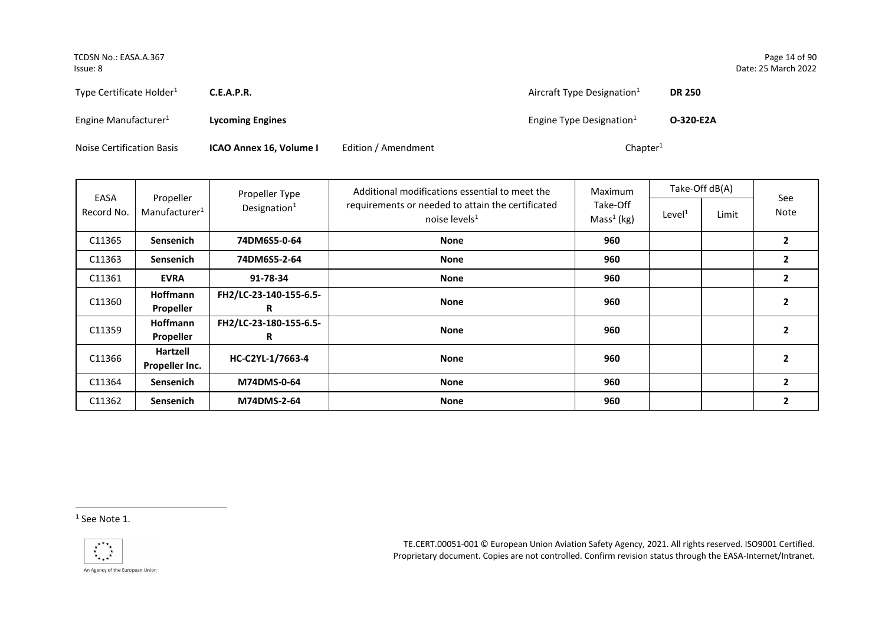| | | | | |
|---|---|---|---|---|
| Type Certificate Holder[1] | **C.E.A.P.R.** | | Aircraft Type Designation[1] | **DR 250** |
| Engine Manufacturer[1] | **Lycoming Engines** | | Engine Type Designation[1] | **O-320-E2A** |
| Noise Certification Basis | **ICAO Annex 16, Volume I** | Edition / Amendment | Chapter[1] | |

| EASA Record No. | Propeller Manufacturer[1] | Propeller Type Designation[1] | Additional modifications essential to meet the requirements or needed to attain the certificated noise levels[1] | Maximum Take-Off Mass[1] (kg) | Take-Off dB(A) | | See Note |
|---|---|---|---|---|---|---|---|
| | | | | | Level[1] | Limit | |
| C11365 | **Sensenich** | **74DM6S5-0-64** | **None** | **960** | | | **2** |
| C11363 | **Sensenich** | **74DM6S5-2-64** | **None** | **960** | | | **2** |
| C11361 | **EVRA** | **91-78-34** | **None** | **960** | | | **2** |
| C11360 | **Hoffmann Propeller** | **FH2/LC-23-140-155-6.5-R** | **None** | **960** | | | **2** |
| C11359 | **Hoffmann Propeller** | **FH2/LC-23-180-155-6.5-R** | **None** | **960** | | | **2** |
| C11366 | **Hartzell Propeller Inc.** | **HC-C2YL-1/7663-4** | **None** | **960** | | | **2** |
| C11364 | **Sensenich** | **M74DMS-0-64** | **None** | **960** | | | **2** |
| C11362 | **Sensenich** | **M74DMS-2-64** | **None** | **960** | | | **2** |

[1] See Note 1.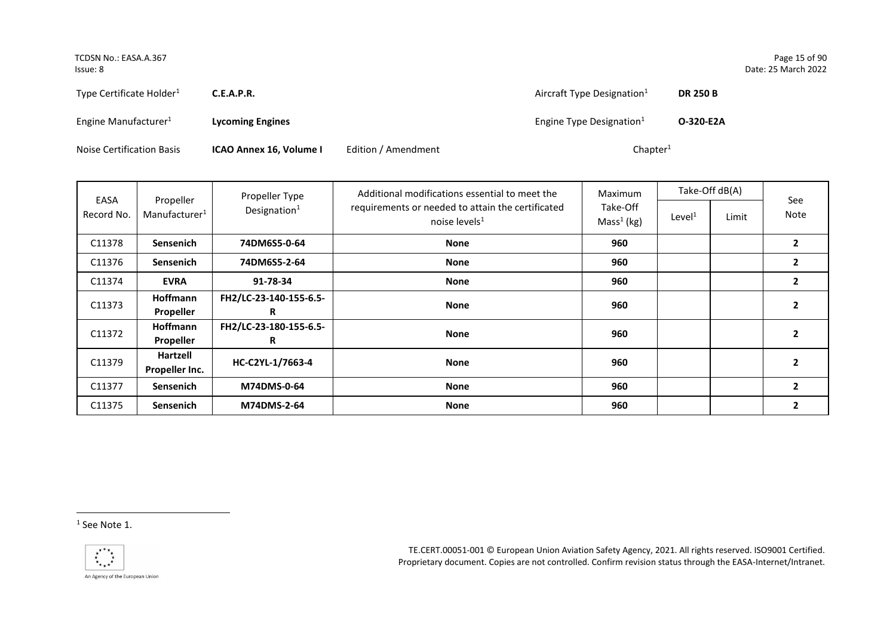Type Certificate Holder[1] **C.E.A.P.R.** Aircraft Type Designation[1] **DR 250 B**

Engine Manufacturer[1] **Lycoming Engines** Engine Type Designation[1] **O-320-E2A**

Noise Certification Basis **ICAO Annex 16, Volume I** Edition / Amendment Chapter[1]

| EASA Record No. | Propeller Manufacturer[1] | Propeller Type Designation[1] | Additional modifications essential to meet the requirements or needed to attain the certificated noise levels[1] | Maximum Take-Off Mass[1] (kg) | Take-Off dB(A) | | See Note |
|---|---|---|---|---|---|---|---|
| | | | | | Level[1] | Limit | |
| C11378 | **Sensenich** | **74DM6S5-0-64** | **None** | **960** | | | **2** |
| C11376 | **Sensenich** | **74DM6S5-2-64** | **None** | **960** | | | **2** |
| C11374 | **EVRA** | **91-78-34** | **None** | **960** | | | **2** |
| C11373 | **Hoffmann Propeller** | **FH2/LC-23-140-155-6.5-R** | **None** | **960** | | | **2** |
| C11372 | **Hoffmann Propeller** | **FH2/LC-23-180-155-6.5-R** | **None** | **960** | | | **2** |
| C11379 | **Hartzell Propeller Inc.** | **HC-C2YL-1/7663-4** | **None** | **960** | | | **2** |
| C11377 | **Sensenich** | **M74DMS-0-64** | **None** | **960** | | | **2** |
| C11375 | **Sensenich** | **M74DMS-2-64** | **None** | **960** | | | **2** |

[1] See Note 1.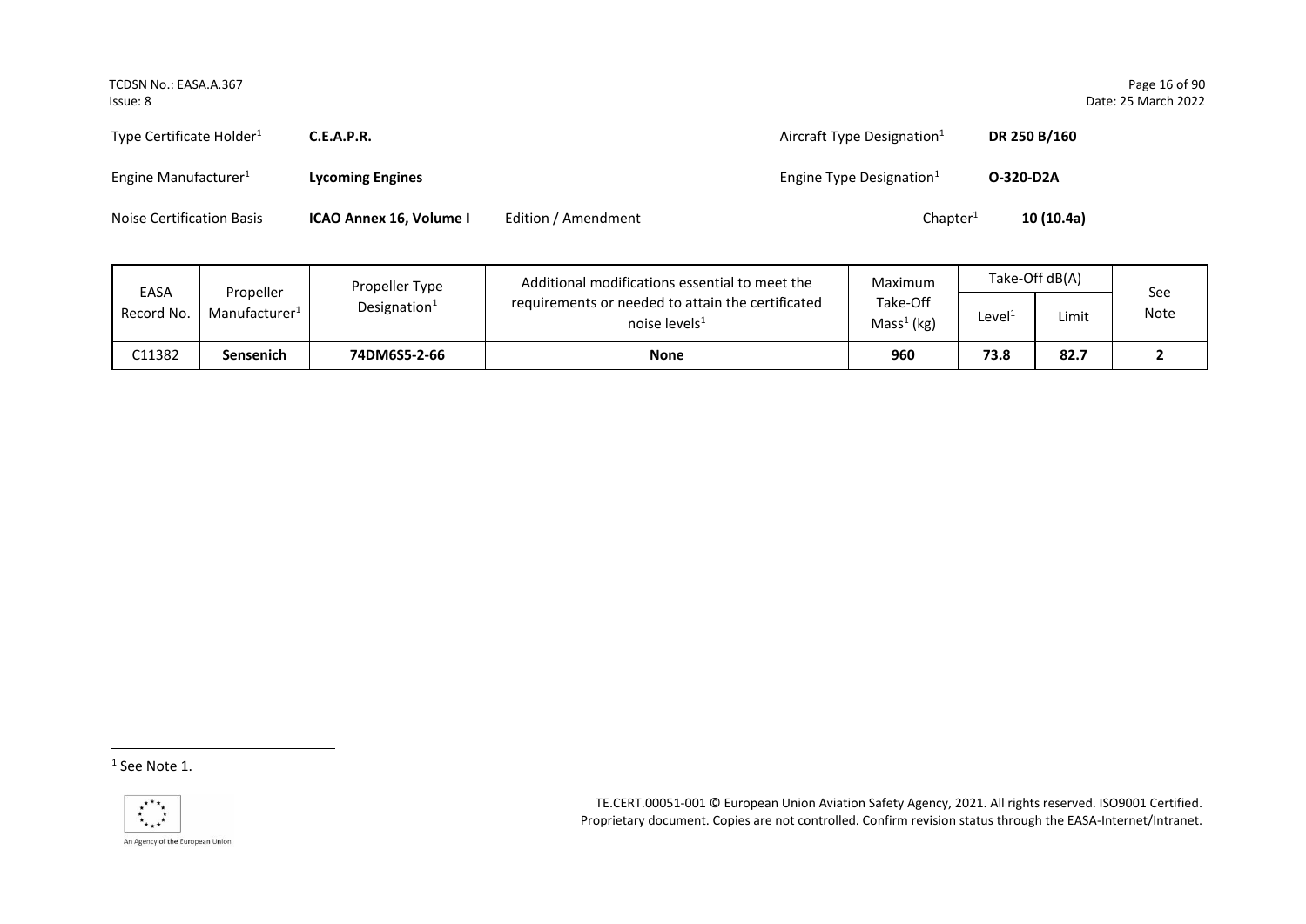| | | | | | |
|---|---|---|---|---|---|
| Type Certificate Holder[1] | **C.E.A.P.R.** | | Aircraft Type Designation[1] | **DR 250 B/160** | |
| Engine Manufacturer[1] | **Lycoming Engines** | | Engine Type Designation[1] | **O-320-D2A** | |
| Noise Certification Basis | **ICAO Annex 16, Volume I** | Edition / Amendment | Chapter[1] | **10 (10.4a)** | |

| EASA Record No. | Propeller Manufacturer[1] | Propeller Type Designation[1] | Additional modifications essential to meet the requirements or needed to attain the certificated noise levels[1] | Maximum Take-Off Mass[1] (kg) | Take-Off dB(A) | | See Note |
|---|---|---|---|---|---|---|---|
| | | | | | Level[1] | Limit | |
| C11382 | **Sensenich** | **74DM6S5-2-66** | **None** | **960** | **73.8** | **82.7** | **2** |

[1] See Note 1.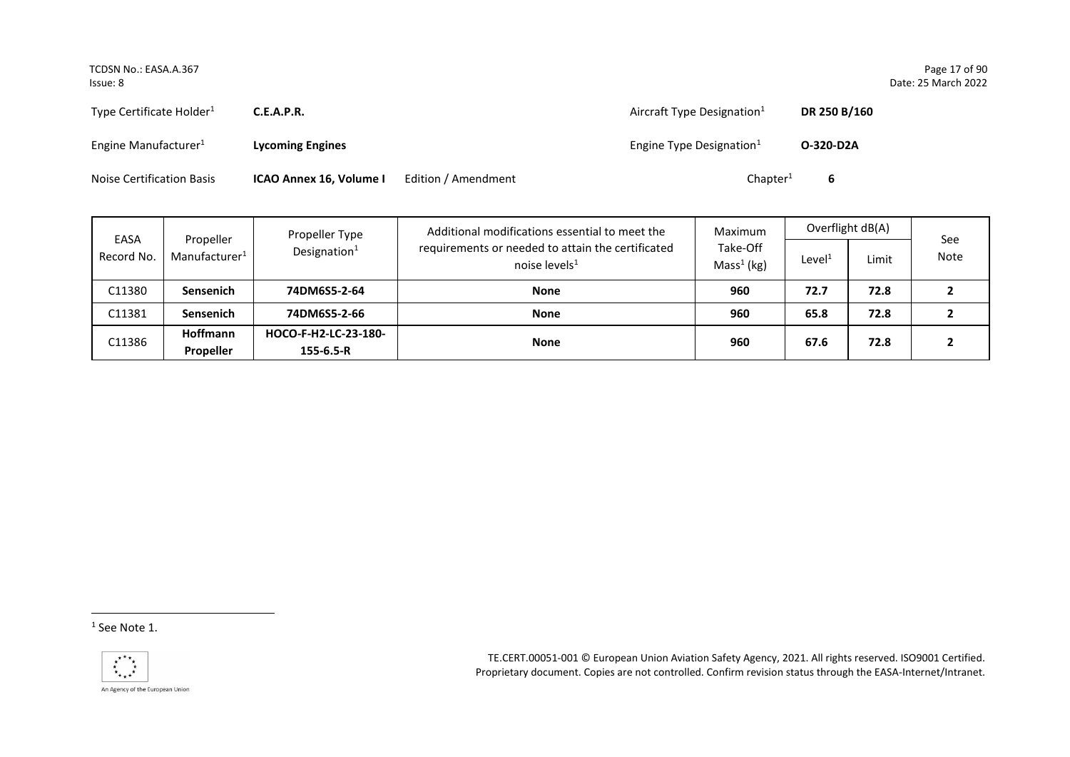| Type Certificate Holder[1] | **C.E.A.P.R.** | | Aircraft Type Designation[1] | **DR 250 B/160** |
|---|---|---|---|---|
| Engine Manufacturer[1] | **Lycoming Engines** | | Engine Type Designation[1] | **O-320-D2A** |
| Noise Certification Basis | **ICAO Annex 16, Volume I** | Edition / Amendment | Chapter[1] | **6** |

| EASA Record No. | Propeller Manufacturer[1] | Propeller Type Designation[1] | Additional modifications essential to meet the requirements or needed to attain the certificated noise levels[1] | Maximum Take-Off Mass[1] (kg) | Overflight dB(A) | | See Note |
|---|---|---|---|---|---|---|---|
| | | | | | Level[1] | Limit | |
| C11380 | **Sensenich** | **74DM6S5-2-64** | **None** | **960** | **72.7** | **72.8** | **2** |
| C11381 | **Sensenich** | **74DM6S5-2-66** | **None** | **960** | **65.8** | **72.8** | **2** |
| C11386 | **Hoffmann Propeller** | **HOCO-F-H2-LC-23-180-155-6.5-R** | **None** | **960** | **67.6** | **72.8** | **2** |

[1] See Note 1.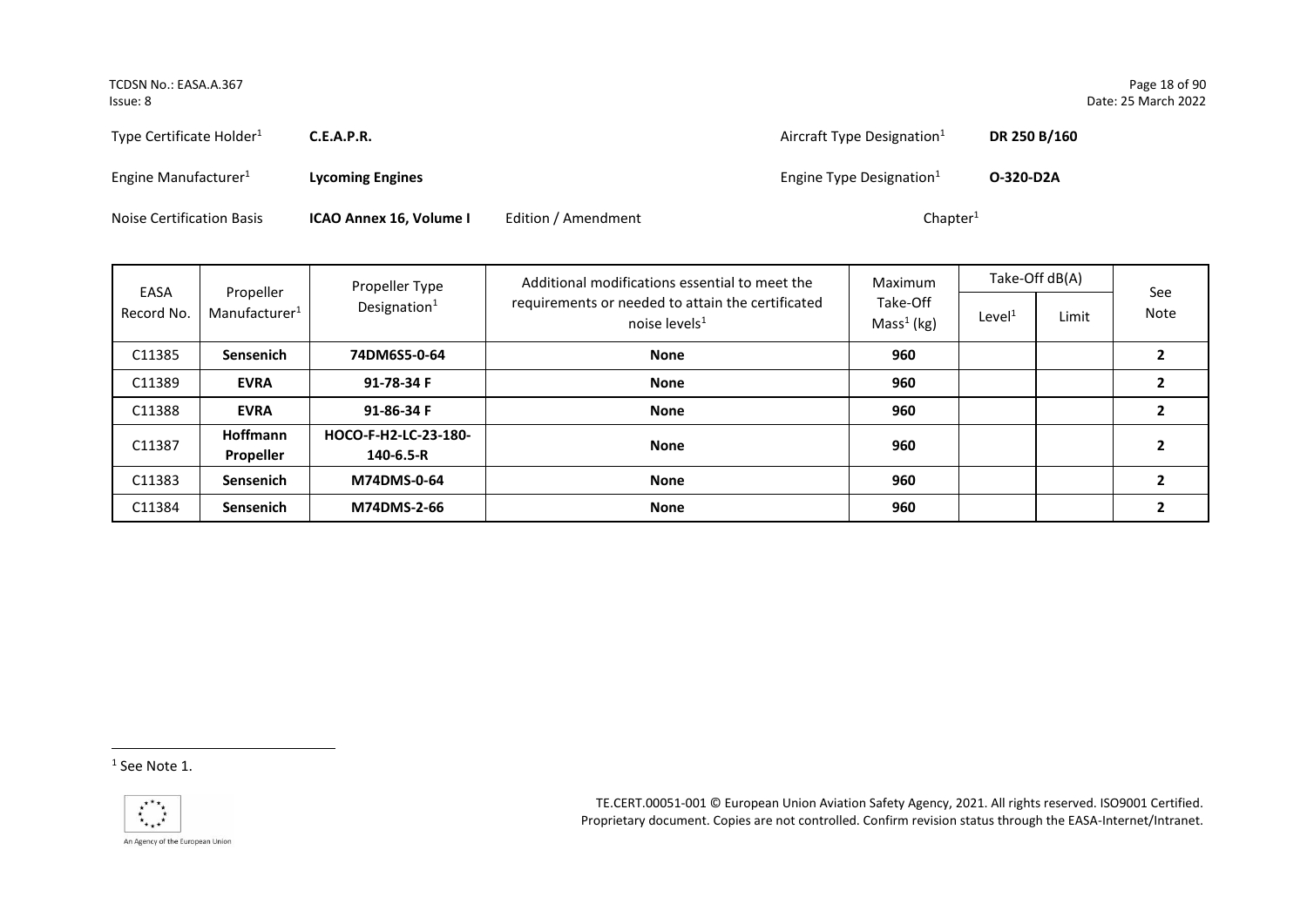Type Certificate Holder[1] **C.E.A.P.R.** Aircraft Type Designation[1] **DR 250 B/160**

Engine Manufacturer[1] **Lycoming Engines** Engine Type Designation[1] **O-320-D2A**

Noise Certification Basis **ICAO Annex 16, Volume I** Edition / Amendment Chapter[1]

| EASA Record No. | Propeller Manufacturer[1] | Propeller Type Designation[1] | Additional modifications essential to meet the requirements or needed to attain the certificated noise levels[1] | Maximum Take-Off Mass[1] (kg) | Take-Off dB(A) | | See Note |
|---|---|---|---|---|---|---|---|
| | | | | | Level[1] | Limit | |
| C11385 | **Sensenich** | **74DM6S5-0-64** | **None** | **960** | | | **2** |
| C11389 | **EVRA** | **91-78-34 F** | **None** | **960** | | | **2** |
| C11388 | **EVRA** | **91-86-34 F** | **None** | **960** | | | **2** |
| C11387 | **Hoffmann Propeller** | **HOCO-F-H2-LC-23-180-140-6.5-R** | **None** | **960** | | | **2** |
| C11383 | **Sensenich** | **M74DMS-0-64** | **None** | **960** | | | **2** |
| C11384 | **Sensenich** | **M74DMS-2-66** | **None** | **960** | | | **2** |

[1] See Note 1.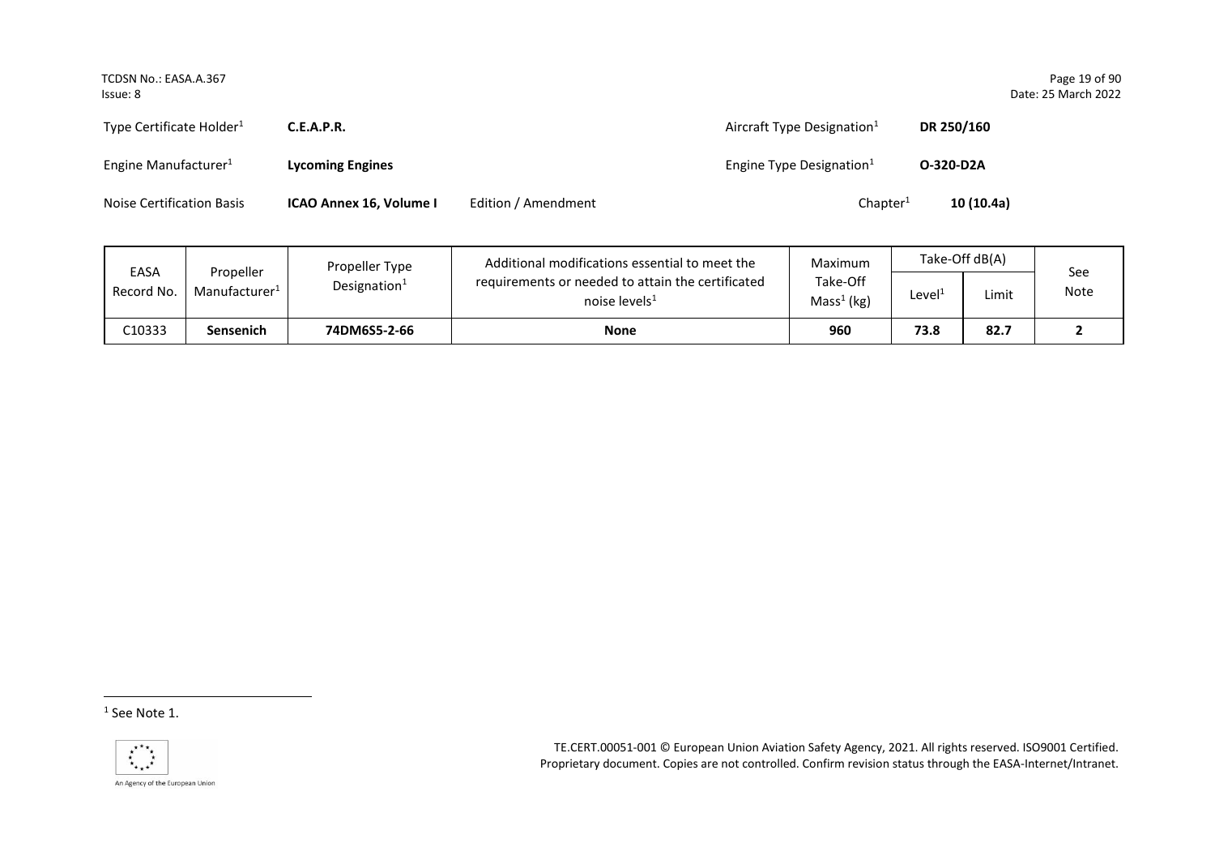| | | | | | |
|---|---|---|---|---|---|
| Type Certificate Holder[1] | **C.E.A.P.R.** | | Aircraft Type Designation[1] | **DR 250/160** | |
| Engine Manufacturer[1] | **Lycoming Engines** | | Engine Type Designation[1] | **O-320-D2A** | |
| Noise Certification Basis | **ICAO Annex 16, Volume I** | Edition / Amendment | Chapter[1] | **10 (10.4a)** | |

| EASA Record No. | Propeller Manufacturer[1] | Propeller Type Designation[1] | Additional modifications essential to meet the requirements or needed to attain the certificated noise levels[1] | Maximum Take-Off Mass[1] (kg) | Take-Off dB(A) | | See Note |
|---|---|---|---|---|---|---|---|
| | | | | | Level[1] | Limit | |
| C10333 | **Sensenich** | **74DM6S5-2-66** | **None** | **960** | **73.8** | **82.7** | **2** |

[1] See Note 1.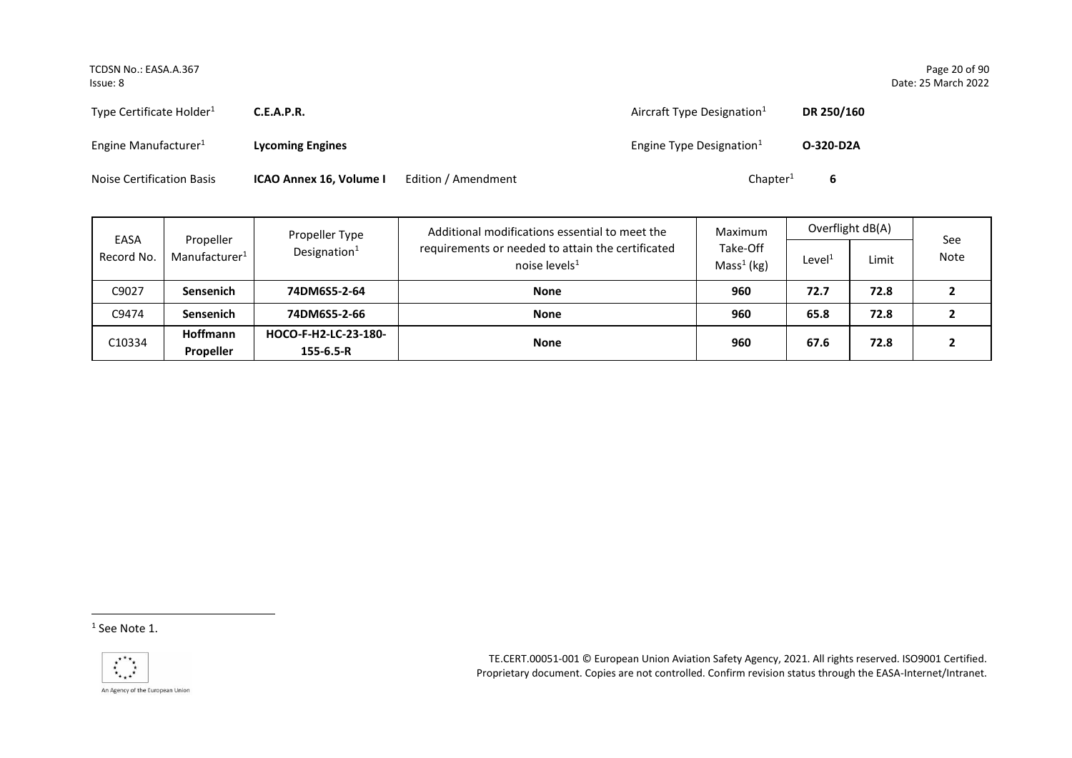| | | | | |
|---|---|---|---|---|
| Type Certificate Holder[1] | **C.E.A.P.R.** | | Aircraft Type Designation[1] | **DR 250/160** |
| Engine Manufacturer[1] | **Lycoming Engines** | | Engine Type Designation[1] | **O-320-D2A** |
| Noise Certification Basis | **ICAO Annex 16, Volume I** | Edition / Amendment | Chapter[1] | **6** |

| EASA Record No. | Propeller Manufacturer[1] | Propeller Type Designation[1] | Additional modifications essential to meet the requirements or needed to attain the certificated noise levels[1] | Maximum Take-Off Mass[1] (kg) | Overflight dB(A) | | See Note |
|---|---|---|---|---|---|---|---|
| | | | | | Level[1] | Limit | |
| C9027 | **Sensenich** | **74DM6S5-2-64** | **None** | **960** | **72.7** | **72.8** | **2** |
| C9474 | **Sensenich** | **74DM6S5-2-66** | **None** | **960** | **65.8** | **72.8** | **2** |
| C10334 | **Hoffmann Propeller** | **HOCO-F-H2-LC-23-180-155-6.5-R** | **None** | **960** | **67.6** | **72.8** | **2** |

[1] See Note 1.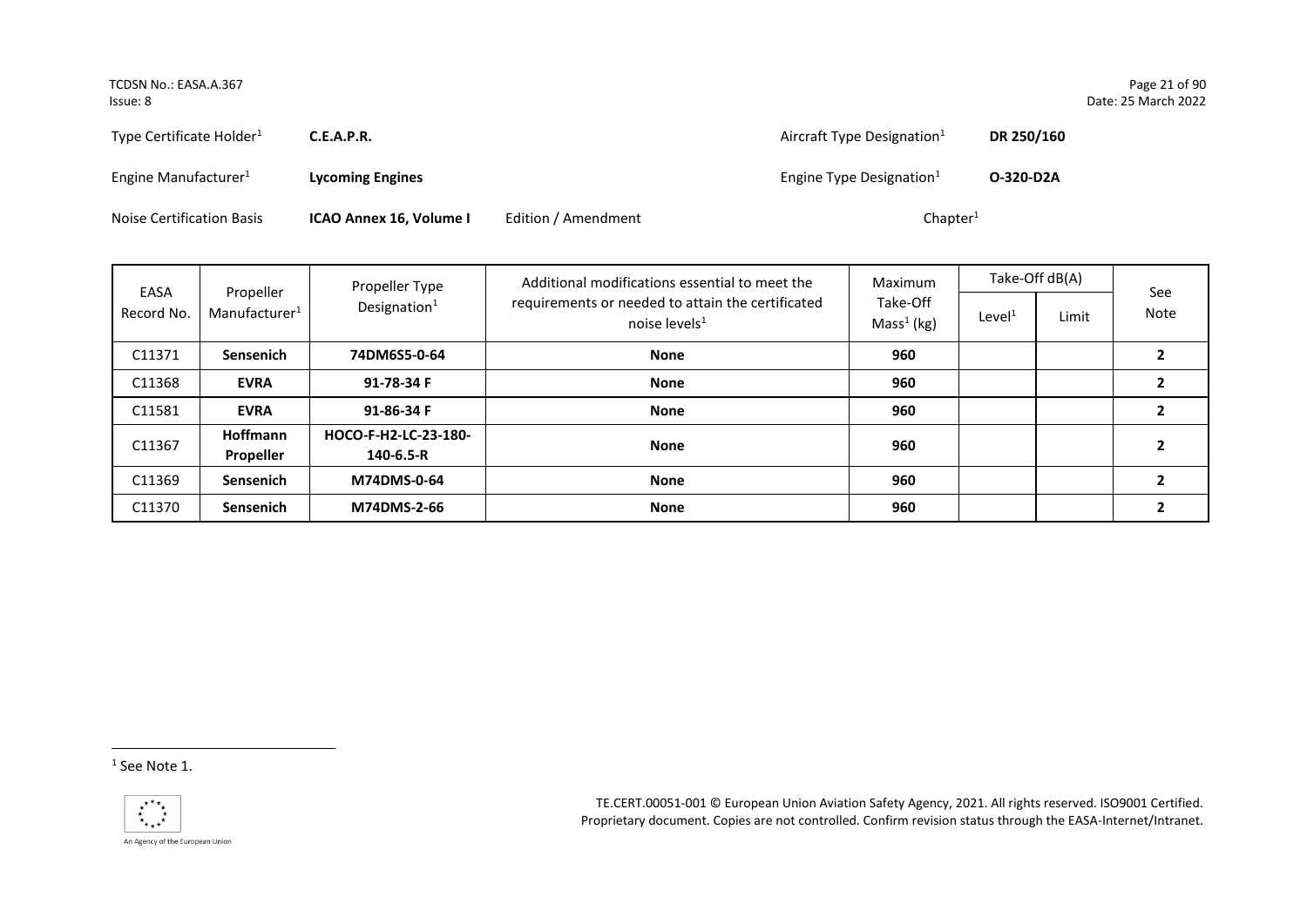| Type Certificate Holder[1] | **C.E.A.P.R.** | | Aircraft Type Designation[1] | **DR 250/160** |
|---|---|---|---|---|
| Engine Manufacturer[1] | **Lycoming Engines** | | Engine Type Designation[1] | **O-320-D2A** |
| Noise Certification Basis | **ICAO Annex 16, Volume I** | Edition / Amendment | Chapter[1] | |

| EASA Record No. | Propeller Manufacturer[1] | Propeller Type Designation[1] | Additional modifications essential to meet the requirements or needed to attain the certificated noise levels[1] | Maximum Take-Off Mass[1] (kg) | Take-Off dB(A) | | See Note |
|---|---|---|---|---|---|---|---|
| | | | | | Level[1] | Limit | |
| C11371 | **Sensenich** | **74DM6S5-0-64** | **None** | **960** | | | **2** |
| C11368 | **EVRA** | **91-78-34 F** | **None** | **960** | | | **2** |
| C11581 | **EVRA** | **91-86-34 F** | **None** | **960** | | | **2** |
| C11367 | **Hoffmann Propeller** | **HOCO-F-H2-LC-23-180-140-6.5-R** | **None** | **960** | | | **2** |
| C11369 | **Sensenich** | **M74DMS-0-64** | **None** | **960** | | | **2** |
| C11370 | **Sensenich** | **M74DMS-2-66** | **None** | **960** | | | **2** |

[1] See Note 1.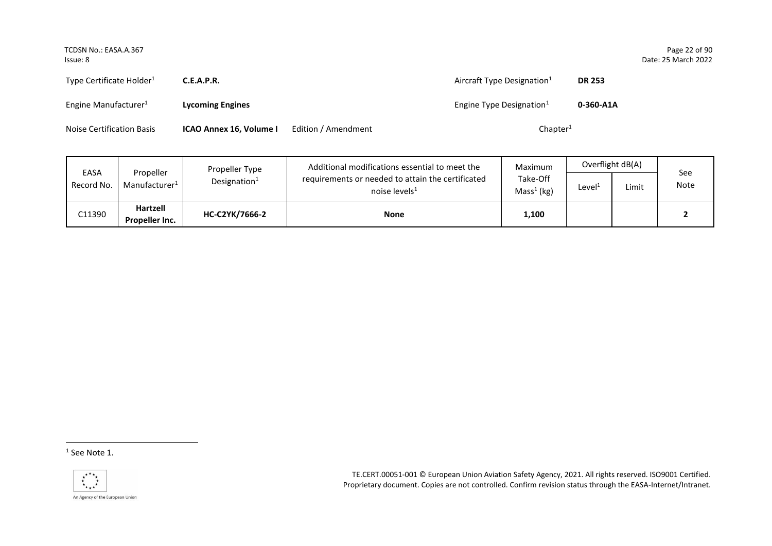Type Certificate Holder[1] **C.E.A.P.R.** Aircraft Type Designation[1] **DR 253**

Engine Manufacturer[1] **Lycoming Engines** Engine Type Designation[1] **0-360-A1A**

Noise Certification Basis **ICAO Annex 16, Volume I** Edition / Amendment Chapter[1]

| EASA Record No. | Propeller Manufacturer[1] | Propeller Type Designation[1] | Additional modifications essential to meet the requirements or needed to attain the certificated noise levels[1] | Maximum Take-Off Mass[1] (kg) | Overflight dB(A) | | See Note |
|---|---|---|---|---|---|---|---|
| | | | | | Level[1] | Limit | |
| C11390 | **Hartzell Propeller Inc.** | **HC-C2YK/7666-2** | **None** | **1,100** | | | **2** |

[1] See Note 1.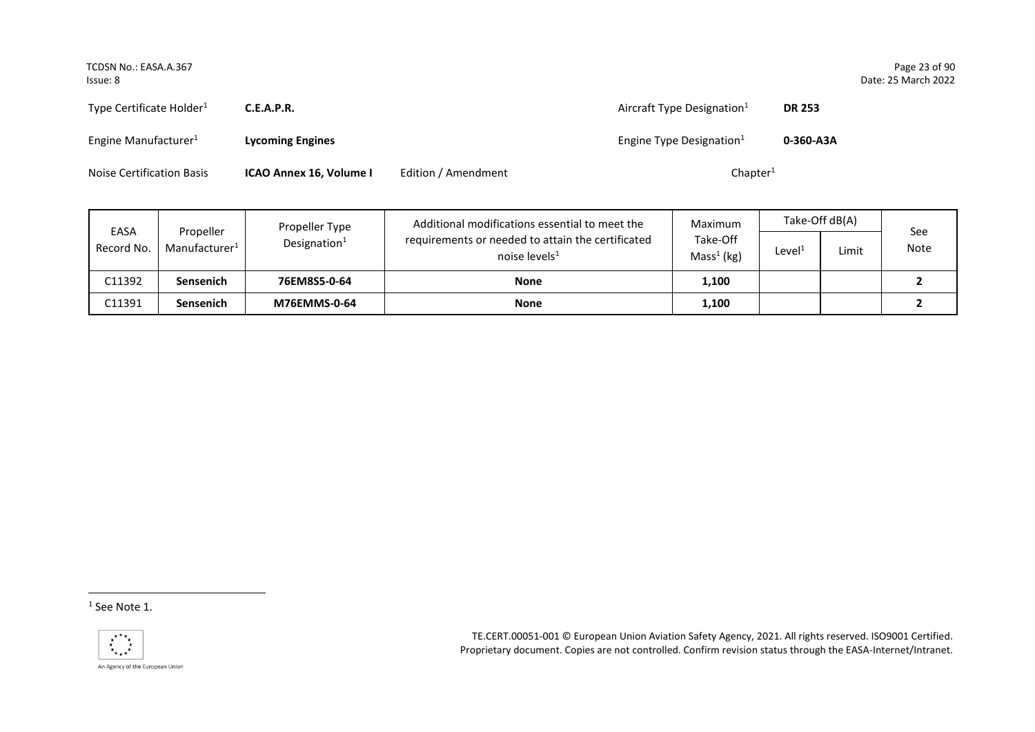| Type Certificate Holder[1] | **C.E.A.P.R.** | | Aircraft Type Designation[1] | **DR 253** |
|---|---|---|---|---|
| Engine Manufacturer[1] | **Lycoming Engines** | | Engine Type Designation[1] | **0-360-A3A** |
| Noise Certification Basis | **ICAO Annex 16, Volume I** | Edition / Amendment | Chapter[1] | |

| EASA Record No. | Propeller Manufacturer[1] | Propeller Type Designation[1] | Additional modifications essential to meet the requirements or needed to attain the certificated noise levels[1] | Maximum Take-Off Mass[1] (kg) | Take-Off dB(A) | | See Note |
|---|---|---|---|---|---|---|---|
| | | | | | Level[1] | Limit | |
| C11392 | **Sensenich** | **76EM8S5-0-64** | **None** | **1,100** | | | **2** |
| C11391 | **Sensenich** | **M76EMMS-0-64** | **None** | **1,100** | | | **2** |

[1] See Note 1.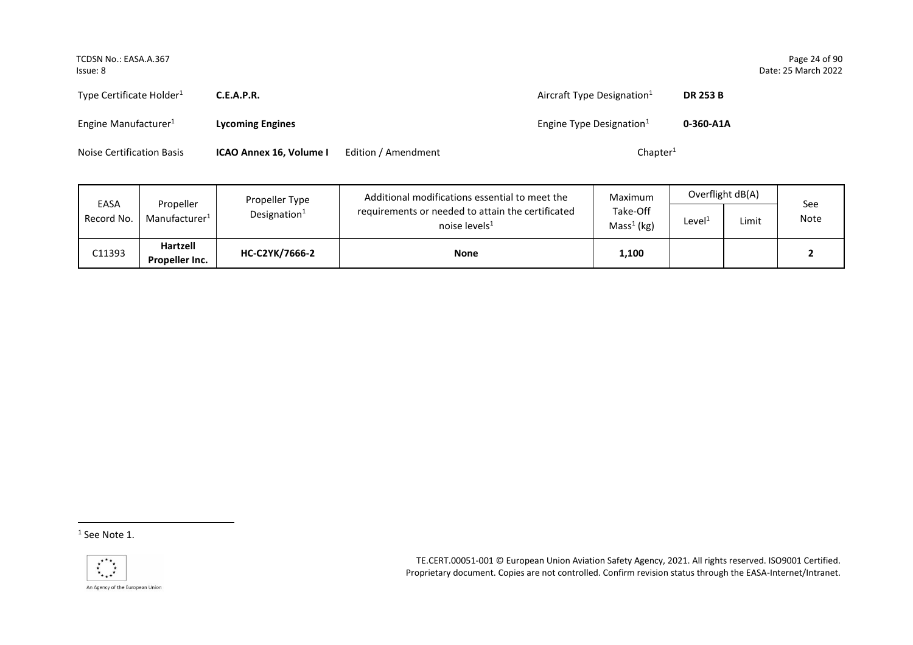Type Certificate Holder[1] **C.E.A.P.R.** Aircraft Type Designation[1] **DR 253 B**

Engine Manufacturer[1] **Lycoming Engines** Engine Type Designation[1] **0-360-A1A**

Noise Certification Basis **ICAO Annex 16, Volume I** Edition / Amendment Chapter[1]

| EASA Record No. | Propeller Manufacturer[1] | Propeller Type Designation[1] | Additional modifications essential to meet the requirements or needed to attain the certificated noise levels[1] | Maximum Take-Off Mass[1] (kg) | Overflight dB(A) | | See Note |
|---|---|---|---|---|---|---|---|
| | | | | | Level[1] | Limit | |
| C11393 | **Hartzell Propeller Inc.** | **HC-C2YK/7666-2** | **None** | **1,100** | | | **2** |

[1] See Note 1.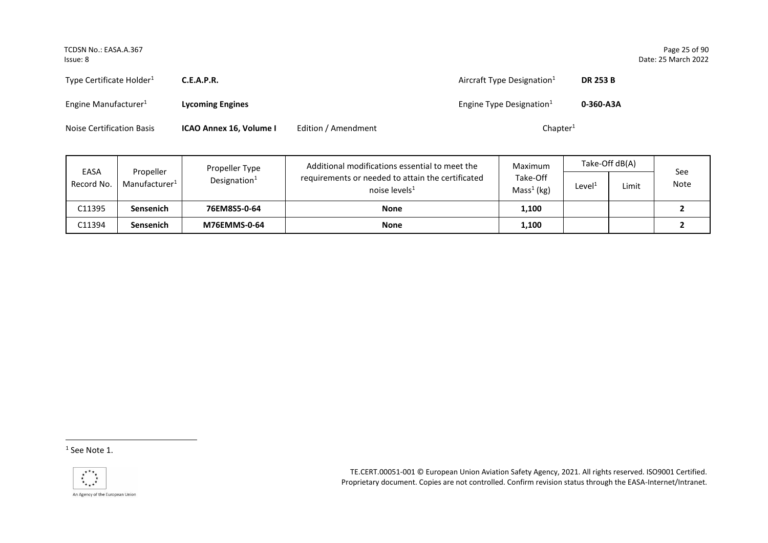Type Certificate Holder[1] **C.E.A.P.R.** Aircraft Type Designation[1] **DR 253 B**

Engine Manufacturer[1] **Lycoming Engines** Engine Type Designation[1] **0-360-A3A**

Noise Certification Basis **ICAO Annex 16, Volume I** Edition / Amendment Chapter[1]

| EASA Record No. | Propeller Manufacturer[1] | Propeller Type Designation[1] | Additional modifications essential to meet the requirements or needed to attain the certificated noise levels[1] | Maximum Take-Off Mass[1] (kg) | Take-Off dB(A) | | See Note |
|---|---|---|---|---|---|---|---|
| | | | | | Level[1] | Limit | |
| C11395 | **Sensenich** | **76EM8S5-0-64** | **None** | **1,100** | | | **2** |
| C11394 | **Sensenich** | **M76EMMS-0-64** | **None** | **1,100** | | | **2** |

[1] See Note 1.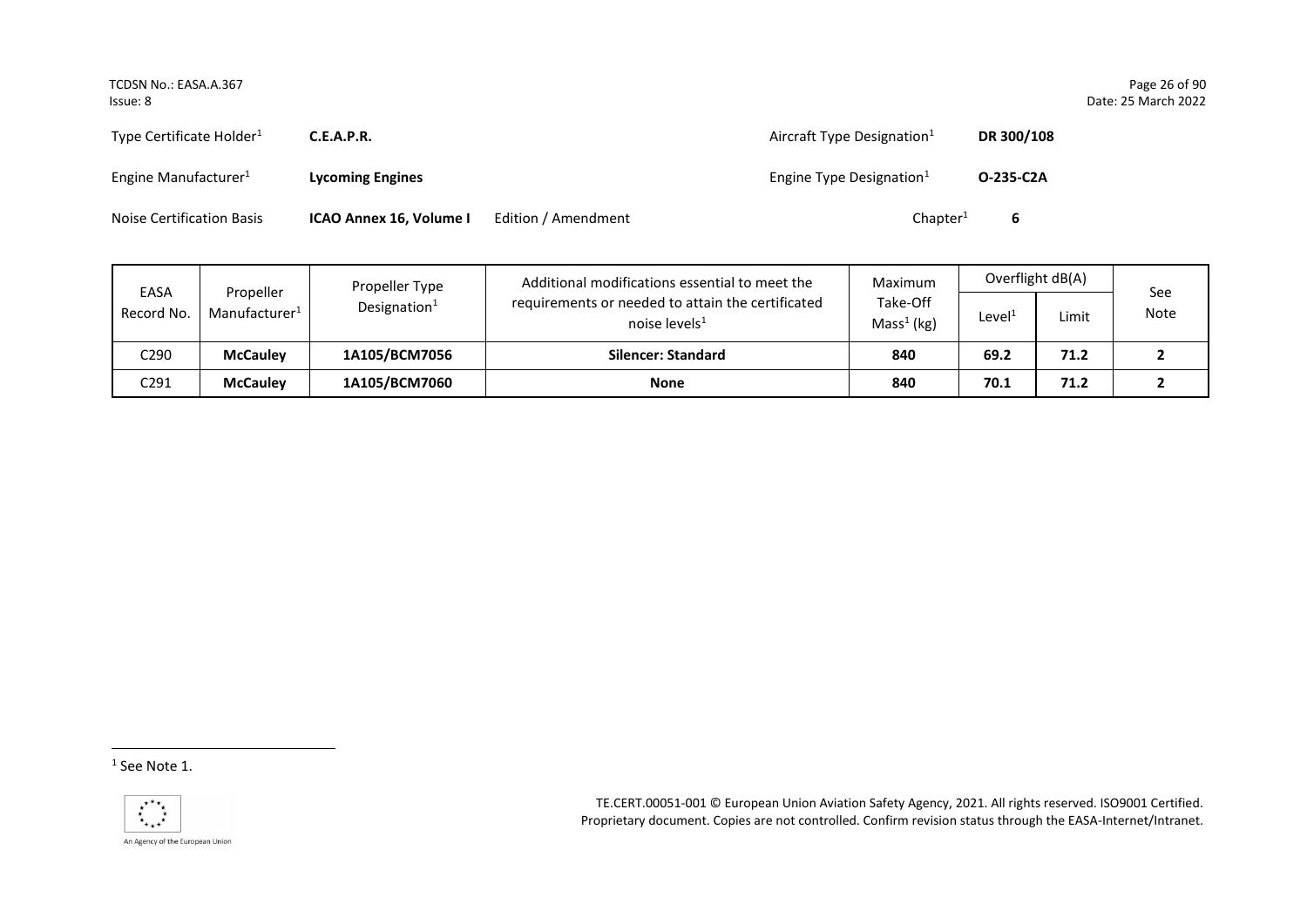| | | | | | |
|---|---|---|---|---|---|
| Type Certificate Holder[1] | **C.E.A.P.R.** | | Aircraft Type Designation[1] | **DR 300/108** | |
| Engine Manufacturer[1] | **Lycoming Engines** | | Engine Type Designation[1] | **O-235-C2A** | |
| Noise Certification Basis | **ICAO Annex 16, Volume I** | Edition / Amendment | Chapter[1] | **6** | |

| EASA Record No. | Propeller Manufacturer[1] | Propeller Type Designation[1] | Additional modifications essential to meet the requirements or needed to attain the certificated noise levels[1] | Maximum Take-Off Mass[1] (kg) | Overflight dB(A) | | See Note |
|---|---|---|---|---|---|---|---|
| | | | | | Level[1] | Limit | |
| C290 | **McCauley** | **1A105/BCM7056** | **Silencer: Standard** | **840** | **69.2** | **71.2** | **2** |
| C291 | **McCauley** | **1A105/BCM7060** | **None** | **840** | **70.1** | **71.2** | **2** |

[1] See Note 1.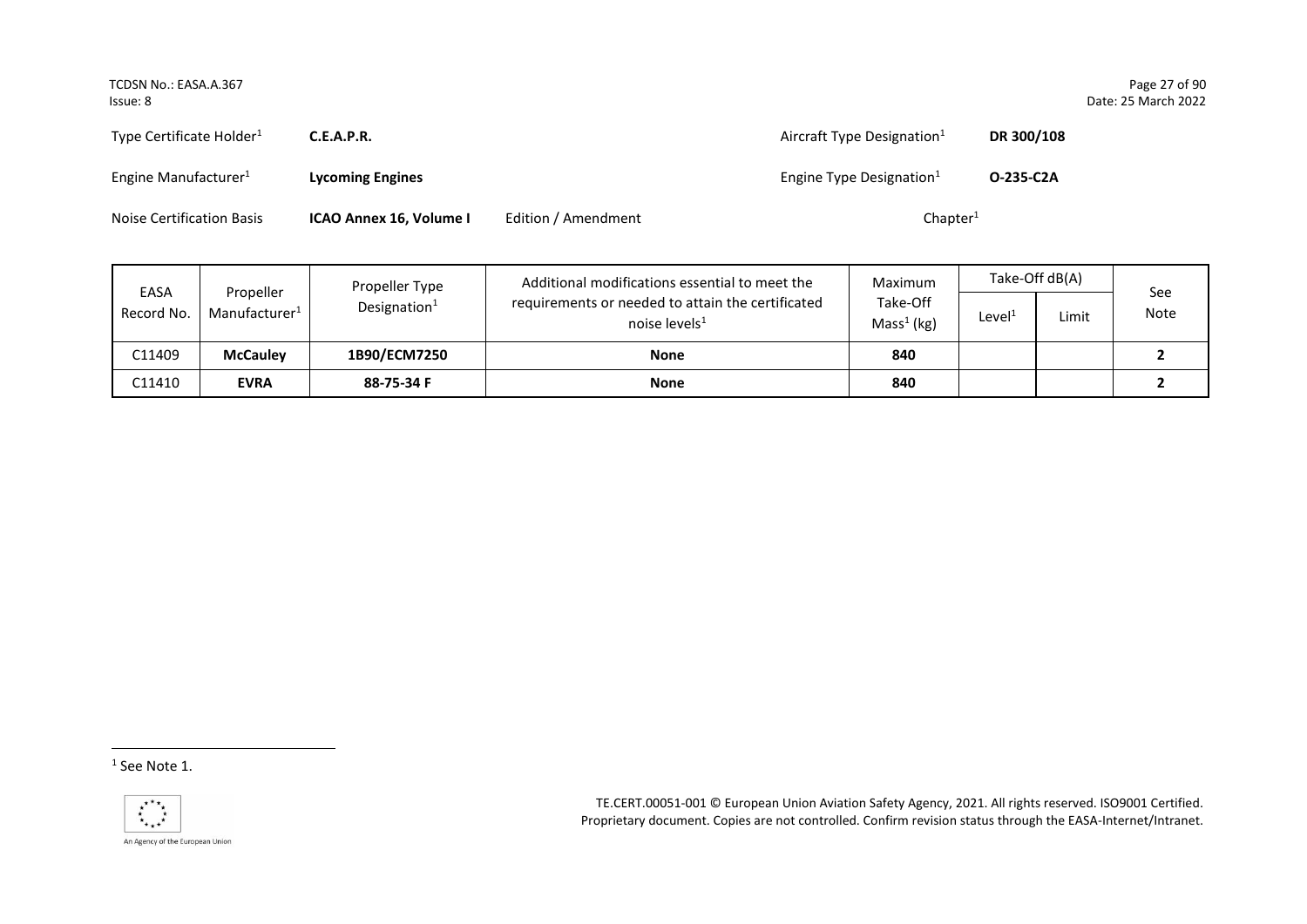| Type Certificate Holder[1] | **C.E.A.P.R.** | | Aircraft Type Designation[1] | **DR 300/108** |
|---|---|---|---|---|
| Engine Manufacturer[1] | **Lycoming Engines** | | Engine Type Designation[1] | **O-235-C2A** |
| Noise Certification Basis | **ICAO Annex 16, Volume I** | Edition / Amendment | Chapter[1] | |

| EASA Record No. | Propeller Manufacturer[1] | Propeller Type Designation[1] | Additional modifications essential to meet the requirements or needed to attain the certificated noise levels[1] | Maximum Take-Off Mass[1] (kg) | Take-Off dB(A) | | See Note |
|---|---|---|---|---|---|---|---|
| | | | | | Level[1] | Limit | |
| C11409 | **McCauley** | **1B90/ECM7250** | **None** | **840** | | | **2** |
| C11410 | **EVRA** | **88-75-34 F** | **None** | **840** | | | **2** |

[1] See Note 1.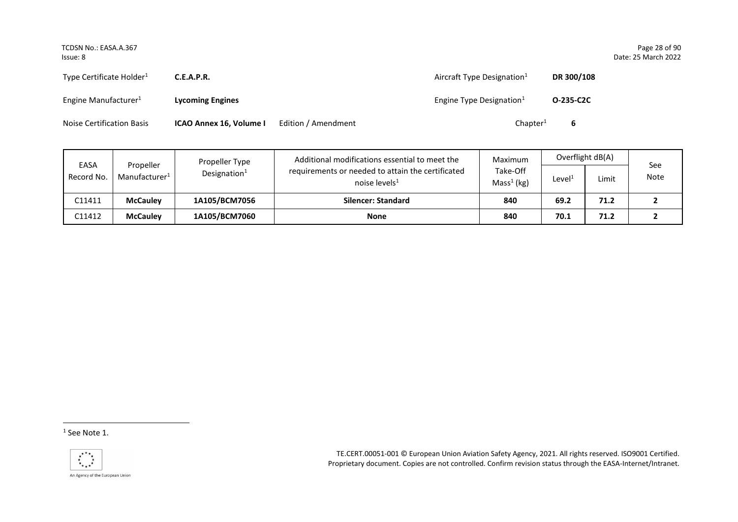| Type Certificate Holder[1] | **C.E.A.P.R.** | Aircraft Type Designation[1] | **DR 300/108** |
|---|---|---|---|
| Engine Manufacturer[1] | **Lycoming Engines** | Engine Type Designation[1] | **O-235-C2C** |
| Noise Certification Basis | **ICAO Annex 16, Volume I** Edition / Amendment | Chapter[1] | **6** |

| EASA Record No. | Propeller Manufacturer[1] | Propeller Type Designation[1] | Additional modifications essential to meet the requirements or needed to attain the certificated noise levels[1] | Maximum Take-Off Mass[1] (kg) | Overflight dB(A) | | See Note |
|---|---|---|---|---|---|---|---|
| | | | | | Level[1] | Limit | |
| C11411 | **McCauley** | **1A105/BCM7056** | **Silencer: Standard** | **840** | **69.2** | **71.2** | **2** |
| C11412 | **McCauley** | **1A105/BCM7060** | **None** | **840** | **70.1** | **71.2** | **2** |

[1] See Note 1.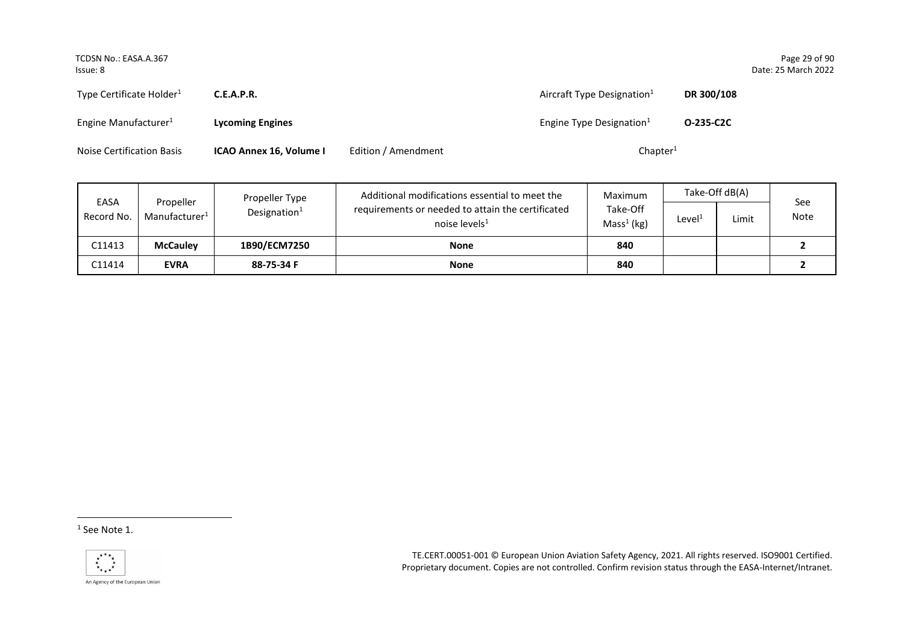| Type Certificate Holder[1] | **C.E.A.P.R.** | | Aircraft Type Designation[1] | **DR 300/108** |
|---|---|---|---|---|
| Engine Manufacturer[1] | **Lycoming Engines** | | Engine Type Designation[1] | **O-235-C2C** |
| Noise Certification Basis | **ICAO Annex 16, Volume I** | Edition / Amendment | Chapter[1] | |

| EASA Record No. | Propeller Manufacturer[1] | Propeller Type Designation[1] | Additional modifications essential to meet the requirements or needed to attain the certificated noise levels[1] | Maximum Take-Off Mass[1] (kg) | Take-Off dB(A) | | See Note |
|---|---|---|---|---|---|---|---|
| | | | | | Level[1] | Limit | |
| C11413 | **McCauley** | **1B90/ECM7250** | **None** | **840** | | | **2** |
| C11414 | **EVRA** | **88-75-34 F** | **None** | **840** | | | **2** |

[1] See Note 1.

TE.CERT.00051-001 © European Union Aviation Safety Agency, 2021. All rights reserved. ISO9001 Certified. Proprietary document. Copies are not controlled. Confirm revision status through the EASA-Internet/Intranet.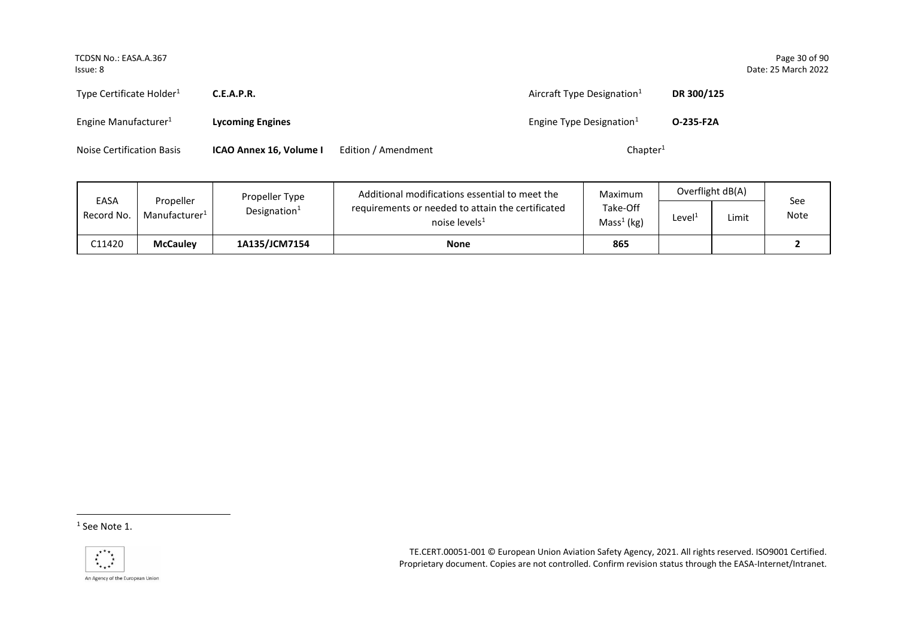Type Certificate Holder[1] **C.E.A.P.R.** Aircraft Type Designation[1] **DR 300/125**

Engine Manufacturer[1] **Lycoming Engines** Engine Type Designation[1] **O-235-F2A**

Noise Certification Basis **ICAO Annex 16, Volume I** Edition / Amendment Chapter[1]

| EASA Record No. | Propeller Manufacturer[1] | Propeller Type Designation[1] | Additional modifications essential to meet the requirements or needed to attain the certificated noise levels[1] | Maximum Take-Off Mass[1] (kg) | Overflight dB(A) | | See Note |
|---|---|---|---|---|---|---|---|
| | | | | | Level[1] | Limit | |
| C11420 | **McCauley** | **1A135/JCM7154** | **None** | **865** | | | **2** |

[1] See Note 1.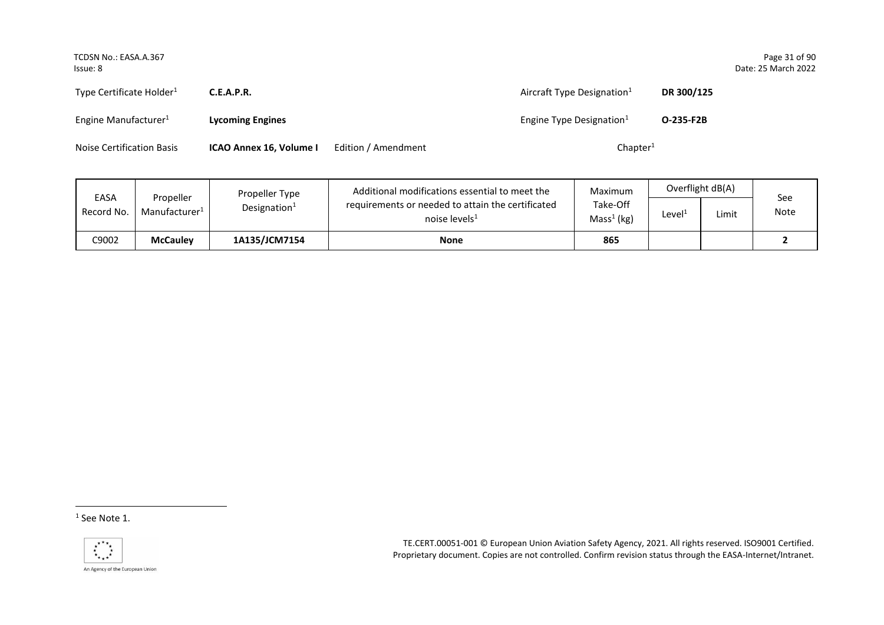| Type Certificate Holder[1] | **C.E.A.P.R.** | | Aircraft Type Designation[1] | **DR 300/125** |
|---|---|---|---|---|
| Engine Manufacturer[1] | **Lycoming Engines** | | Engine Type Designation[1] | **O-235-F2B** |
| Noise Certification Basis | **ICAO Annex 16, Volume I** | Edition / Amendment | Chapter[1] | |

| EASA Record No. | Propeller Manufacturer[1] | Propeller Type Designation[1] | Additional modifications essential to meet the requirements or needed to attain the certificated noise levels[1] | Maximum Take-Off Mass[1] (kg) | Overflight dB(A) | | See Note |
|---|---|---|---|---|---|---|---|
| | | | | | Level[1] | Limit | |
| C9002 | **McCauley** | **1A135/JCM7154** | **None** | **865** | | | **2** |

[1] See Note 1.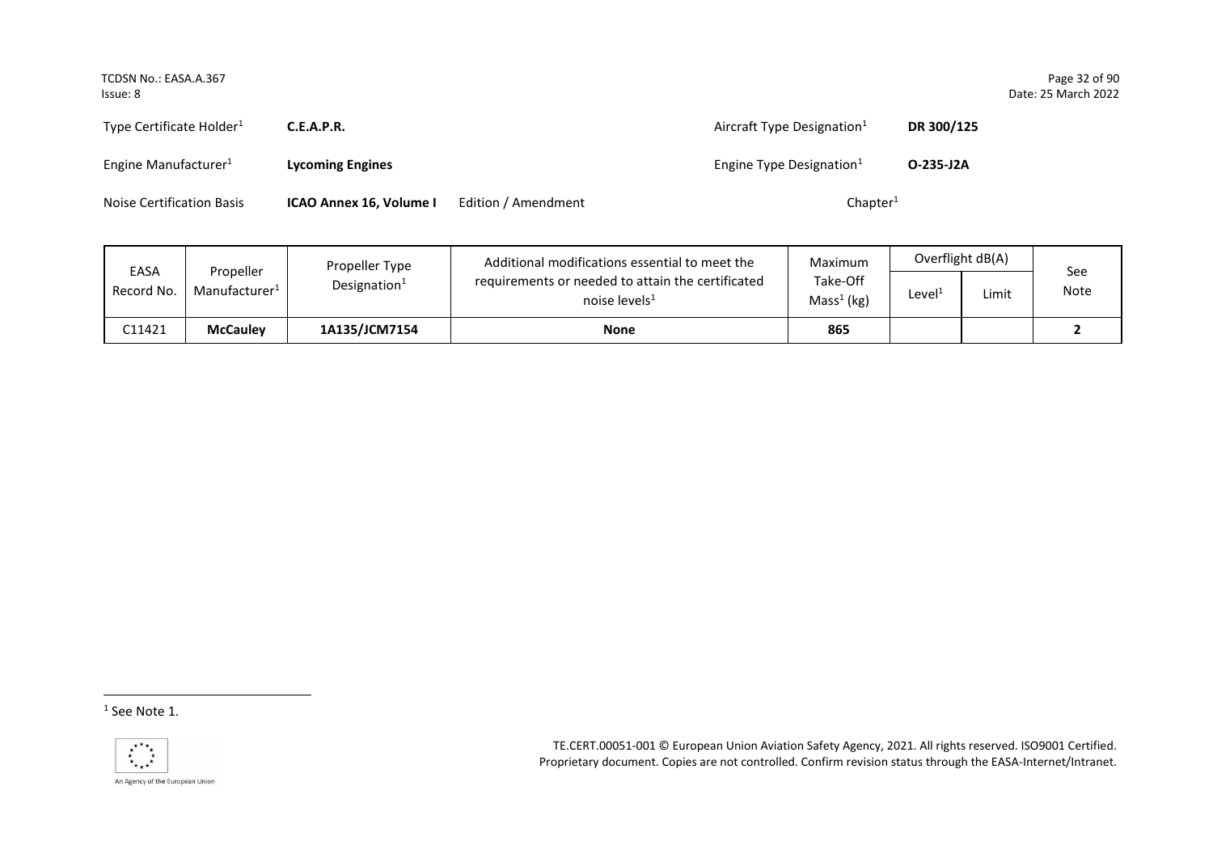| Type Certificate Holder[1] | **C.E.A.P.R.** | | Aircraft Type Designation[1] | **DR 300/125** |
|---|---|---|---|---|
| Engine Manufacturer[1] | **Lycoming Engines** | | Engine Type Designation[1] | **O-235-J2A** |
| Noise Certification Basis | **ICAO Annex 16, Volume I** | Edition / Amendment | Chapter[1] | |

| EASA Record No. | Propeller Manufacturer[1] | Propeller Type Designation[1] | Additional modifications essential to meet the requirements or needed to attain the certificated noise levels[1] | Maximum Take-Off Mass[1] (kg) | Overflight dB(A) | | See Note |
|---|---|---|---|---|---|---|---|
| | | | | | Level[1] | Limit | |
| C11421 | **McCauley** | **1A135/JCM7154** | **None** | **865** | | | **2** |

[1] See Note 1.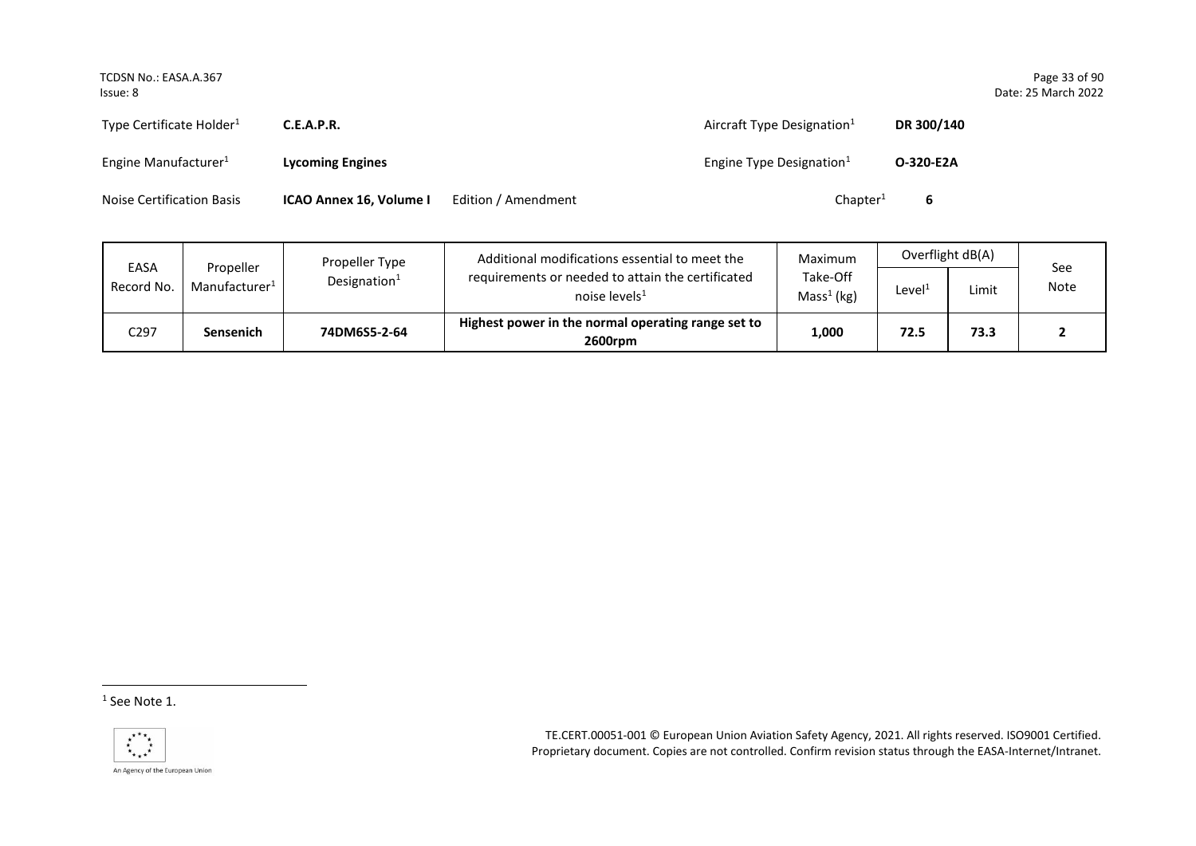Type Certificate Holder[1] **C.E.A.P.R.** Aircraft Type Designation[1] **DR 300/140**

Engine Manufacturer[1] **Lycoming Engines** Engine Type Designation[1] **O-320-E2A**

Noise Certification Basis **ICAO Annex 16, Volume I** Edition / Amendment Chapter[1] **6**

| EASA Record No. | Propeller Manufacturer[1] | Propeller Type Designation[1] | Additional modifications essential to meet the requirements or needed to attain the certificated noise levels[1] | Maximum Take-Off Mass[1] (kg) | Overflight dB(A) | | See Note |
|---|---|---|---|---|---|---|---|
| | | | | | Level[1] | Limit | |
| C297 | **Sensenich** | **74DM6S5-2-64** | **Highest power in the normal operating range set to 2600rpm** | **1,000** | **72.5** | **73.3** | **2** |

[1] See Note 1.

TE.CERT.00051-001 © European Union Aviation Safety Agency, 2021. All rights reserved. ISO9001 Certified. Proprietary document. Copies are not controlled. Confirm revision status through the EASA-Internet/Intranet.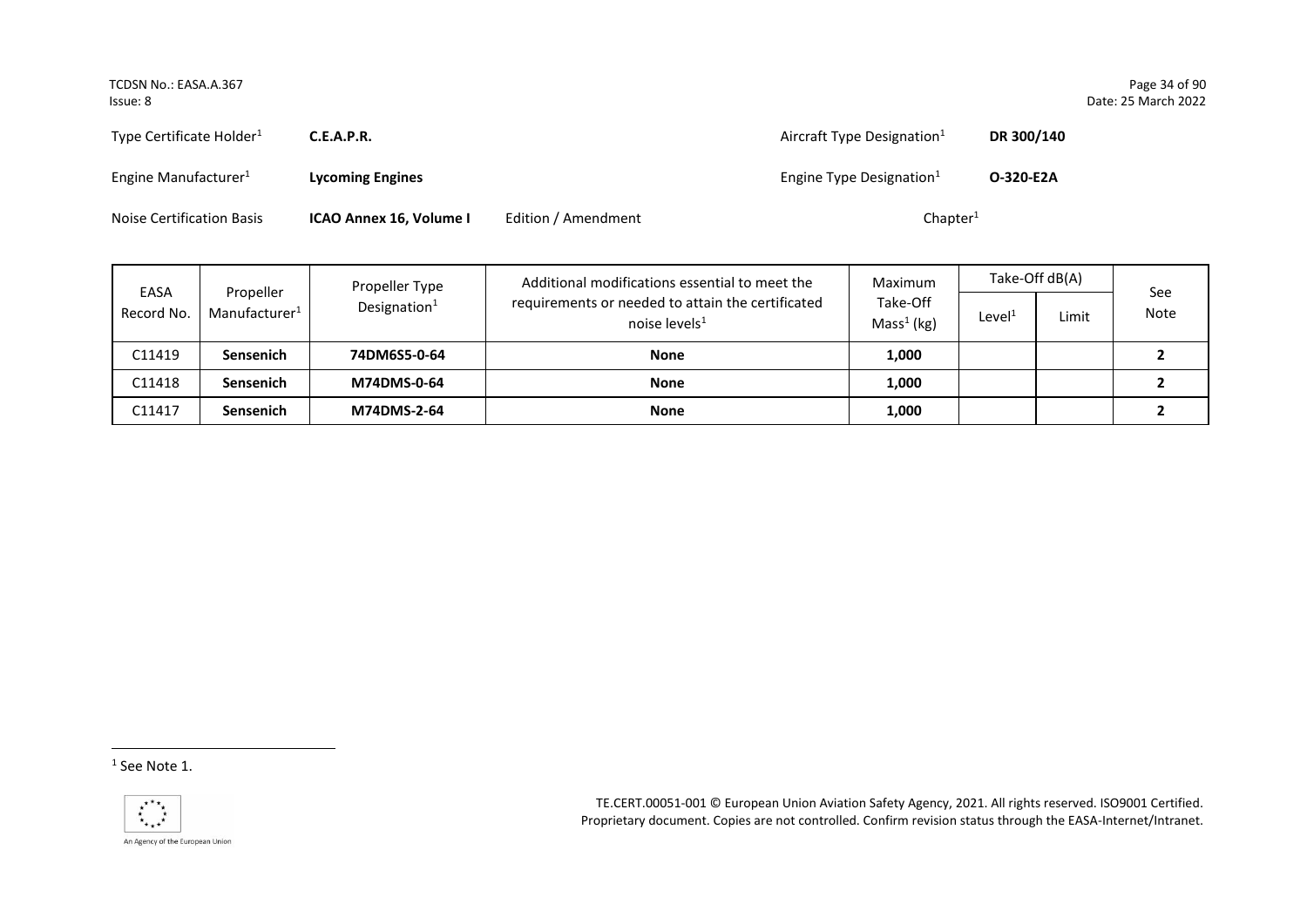| Type Certificate Holder[1] | **C.E.A.P.R.** | | Aircraft Type Designation[1] | **DR 300/140** |
|---|---|---|---|---|
| Engine Manufacturer[1] | **Lycoming Engines** | | Engine Type Designation[1] | **O-320-E2A** |
| Noise Certification Basis | **ICAO Annex 16, Volume I** | Edition / Amendment | Chapter[1] | |

| EASA Record No. | Propeller Manufacturer[1] | Propeller Type Designation[1] | Additional modifications essential to meet the requirements or needed to attain the certificated noise levels[1] | Maximum Take-Off Mass[1] (kg) | Take-Off dB(A) | | See Note |
|---|---|---|---|---|---|---|---|
| | | | | | Level[1] | Limit | |
| C11419 | **Sensenich** | **74DM6S5-0-64** | **None** | **1,000** | | | **2** |
| C11418 | **Sensenich** | **M74DMS-0-64** | **None** | **1,000** | | | **2** |
| C11417 | **Sensenich** | **M74DMS-2-64** | **None** | **1,000** | | | **2** |

[1] See Note 1.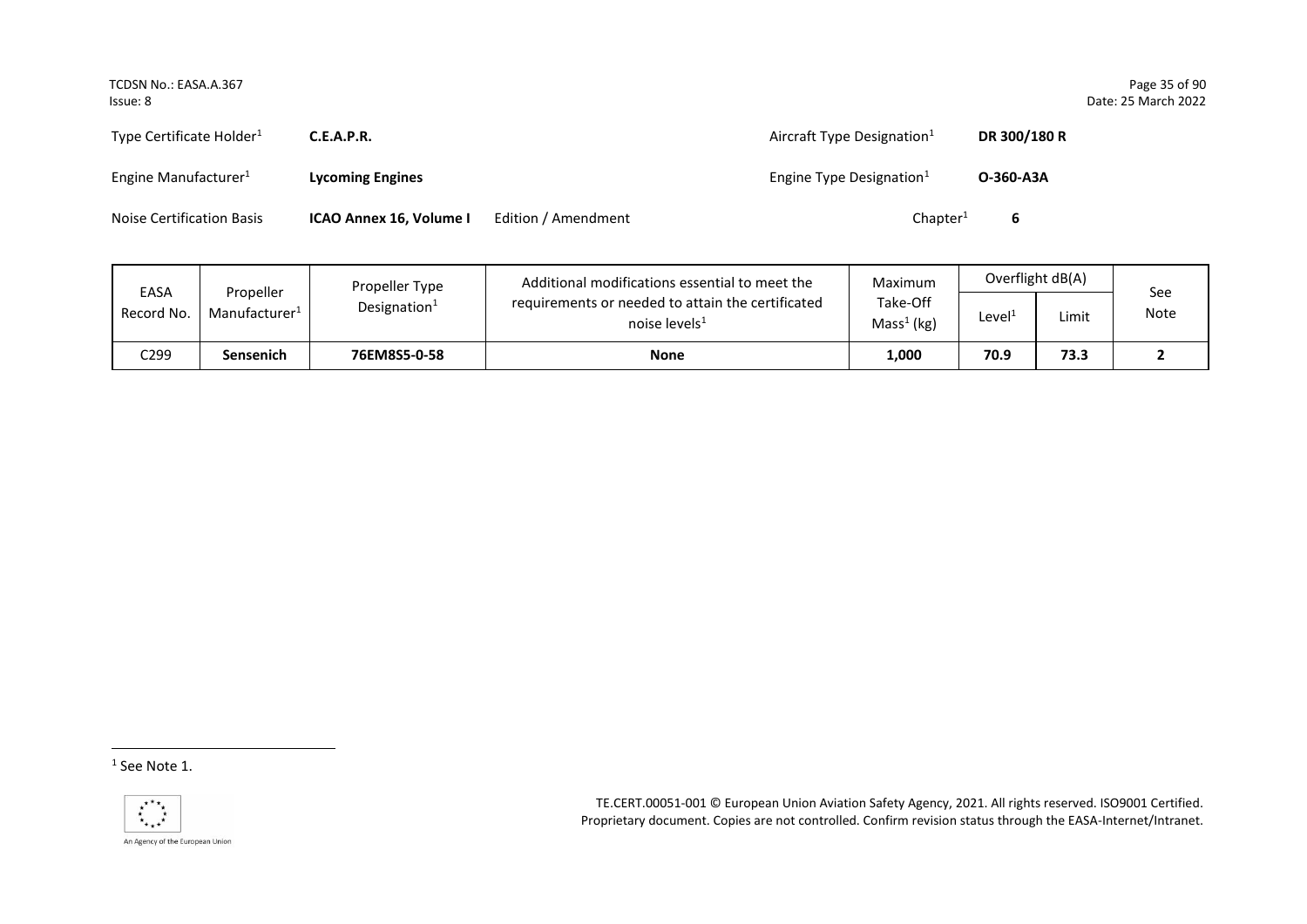Type Certificate Holder[1] **C.E.A.P.R.** Aircraft Type Designation[1] **DR 300/180 R**

Engine Manufacturer[1] **Lycoming Engines** Engine Type Designation[1] **O-360-A3A**

Noise Certification Basis **ICAO Annex 16, Volume I** Edition / Amendment Chapter[1] **6**

| EASA Record No. | Propeller Manufacturer[1] | Propeller Type Designation[1] | Additional modifications essential to meet the requirements or needed to attain the certificated noise levels[1] | Maximum Take-Off Mass[1] (kg) | Overflight dB(A) | | See Note |
|---|---|---|---|---|---|---|---|
| | | | | | Level[1] | Limit | |
| C299 | **Sensenich** | **76EM8S5-0-58** | **None** | **1,000** | **70.9** | **73.3** | **2** |

[1] See Note 1.

TE.CERT.00051-001 © European Union Aviation Safety Agency, 2021. All rights reserved. ISO9001 Certified. Proprietary document. Copies are not controlled. Confirm revision status through the EASA-Internet/Intranet.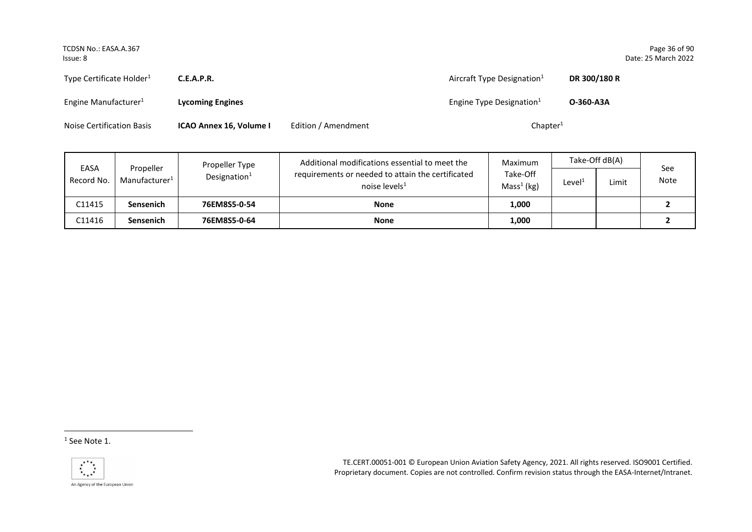| Type Certificate Holder[1] | **C.E.A.P.R.** | | Aircraft Type Designation[1] | **DR 300/180 R** |
|---|---|---|---|---|
| Engine Manufacturer[1] | **Lycoming Engines** | | Engine Type Designation[1] | **O-360-A3A** |
| Noise Certification Basis | **ICAO Annex 16, Volume I** | Edition / Amendment | Chapter[1] | |

| EASA Record No. | Propeller Manufacturer[1] | Propeller Type Designation[1] | Additional modifications essential to meet the requirements or needed to attain the certificated noise levels[1] | Maximum Take-Off Mass[1] (kg) | Take-Off dB(A) | | See Note |
|---|---|---|---|---|---|---|---|
| | | | | | Level[1] | Limit | |
| C11415 | **Sensenich** | **76EM8S5-0-54** | **None** | **1,000** | | | **2** |
| C11416 | **Sensenich** | **76EM8S5-0-64** | **None** | **1,000** | | | **2** |

[1] See Note 1.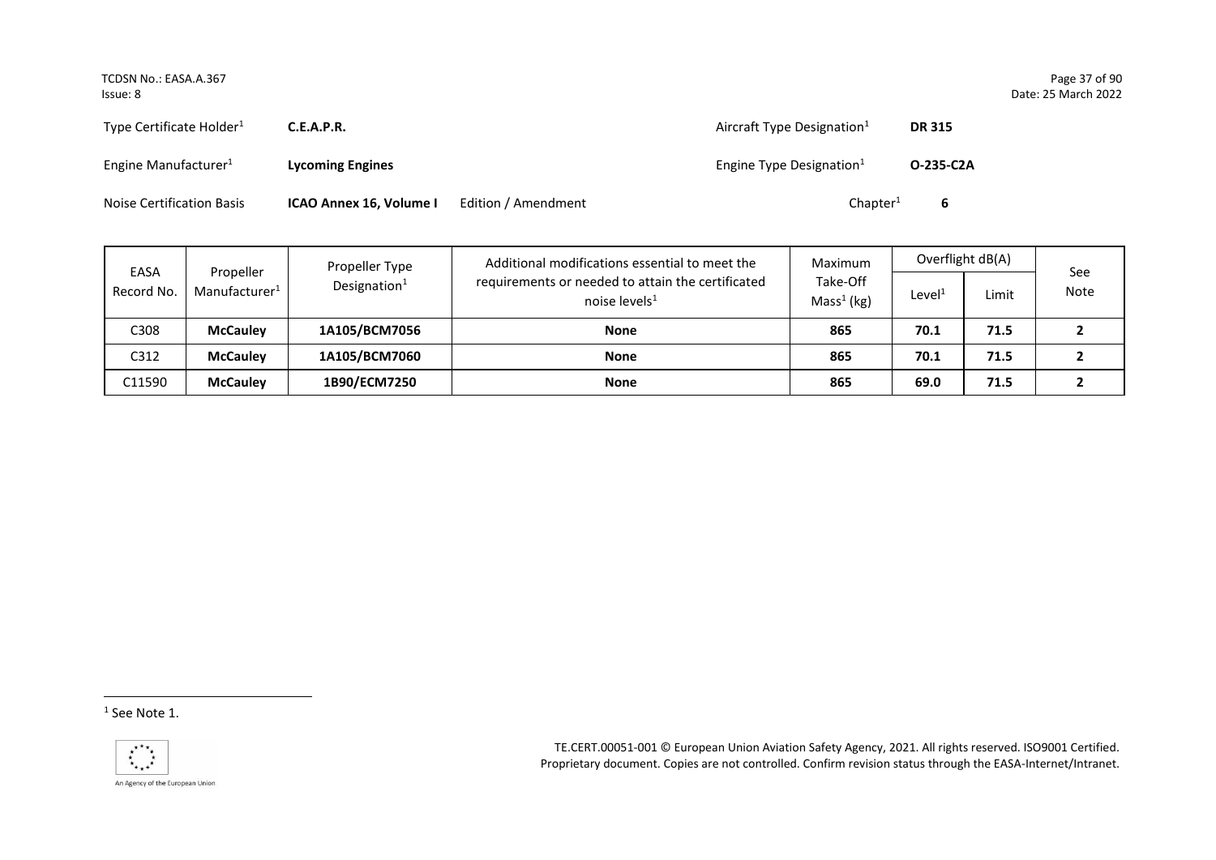Type Certificate Holder[1] **C.E.A.P.R.** Aircraft Type Designation[1] **DR 315**

Engine Manufacturer[1] **Lycoming Engines** Engine Type Designation[1] **O-235-C2A**

Noise Certification Basis **ICAO Annex 16, Volume I** Edition / Amendment Chapter[1] **6**

| EASA Record No. | Propeller Manufacturer[1] | Propeller Type Designation[1] | Additional modifications essential to meet the requirements or needed to attain the certificated noise levels[1] | Maximum Take-Off Mass[1] (kg) | Overflight dB(A) | | See Note |
|---|---|---|---|---|---|---|---|
| | | | | | Level[1] | Limit | |
| C308 | **McCauley** | **1A105/BCM7056** | **None** | **865** | **70.1** | **71.5** | **2** |
| C312 | **McCauley** | **1A105/BCM7060** | **None** | **865** | **70.1** | **71.5** | **2** |
| C11590 | **McCauley** | **1B90/ECM7250** | **None** | **865** | **69.0** | **71.5** | **2** |

[1] See Note 1.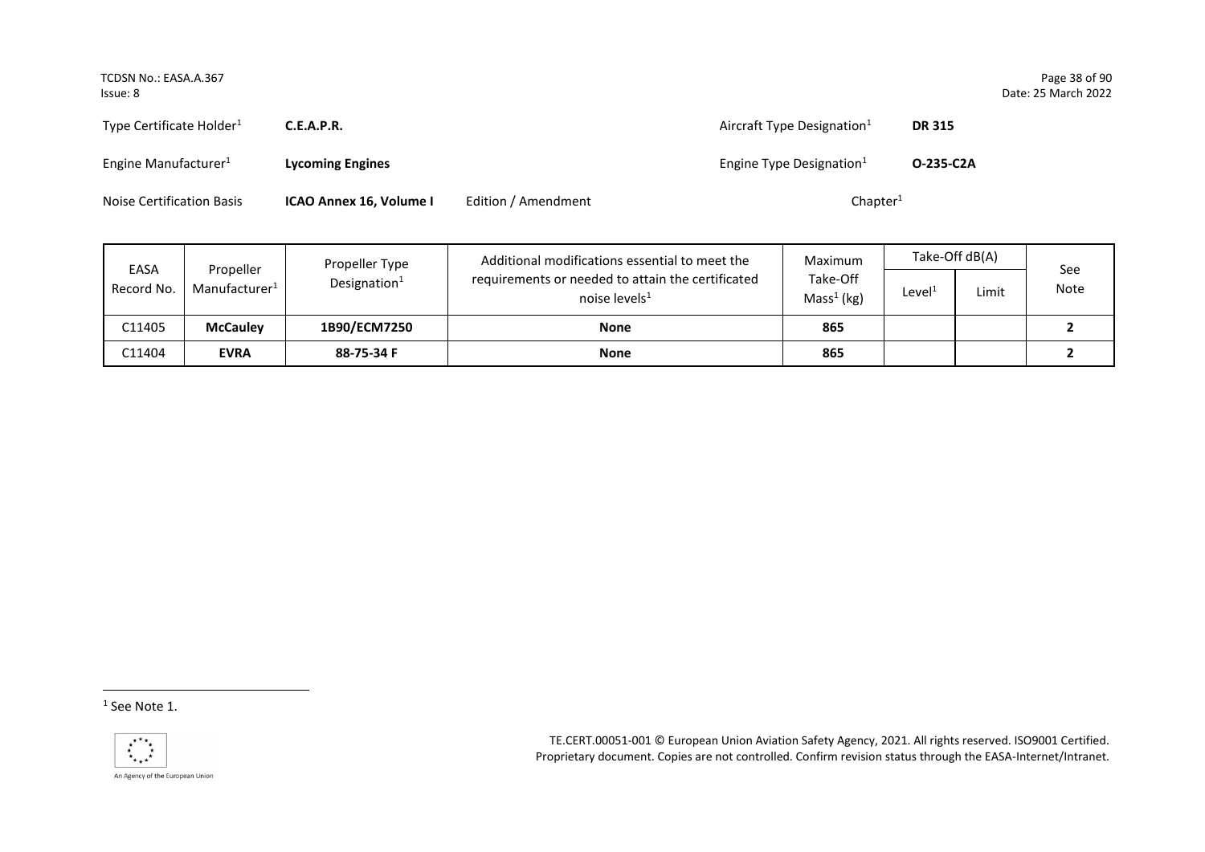| | | | | |
|---|---|---|---|---|
| Type Certificate Holder[1] | **C.E.A.P.R.** | | Aircraft Type Designation[1] | **DR 315** |
| Engine Manufacturer[1] | **Lycoming Engines** | | Engine Type Designation[1] | **O-235-C2A** |
| Noise Certification Basis | **ICAO Annex 16, Volume I** | Edition / Amendment | Chapter[1] | |

| EASA Record No. | Propeller Manufacturer[1] | Propeller Type Designation[1] | Additional modifications essential to meet the requirements or needed to attain the certificated noise levels[1] | Maximum Take-Off Mass[1] (kg) | Take-Off dB(A) | | See Note |
|---|---|---|---|---|---|---|---|
| | | | | | Level[1] | Limit | |
| C11405 | **McCauley** | **1B90/ECM7250** | **None** | **865** | | | **2** |
| C11404 | **EVRA** | **88-75-34 F** | **None** | **865** | | | **2** |

[1] See Note 1.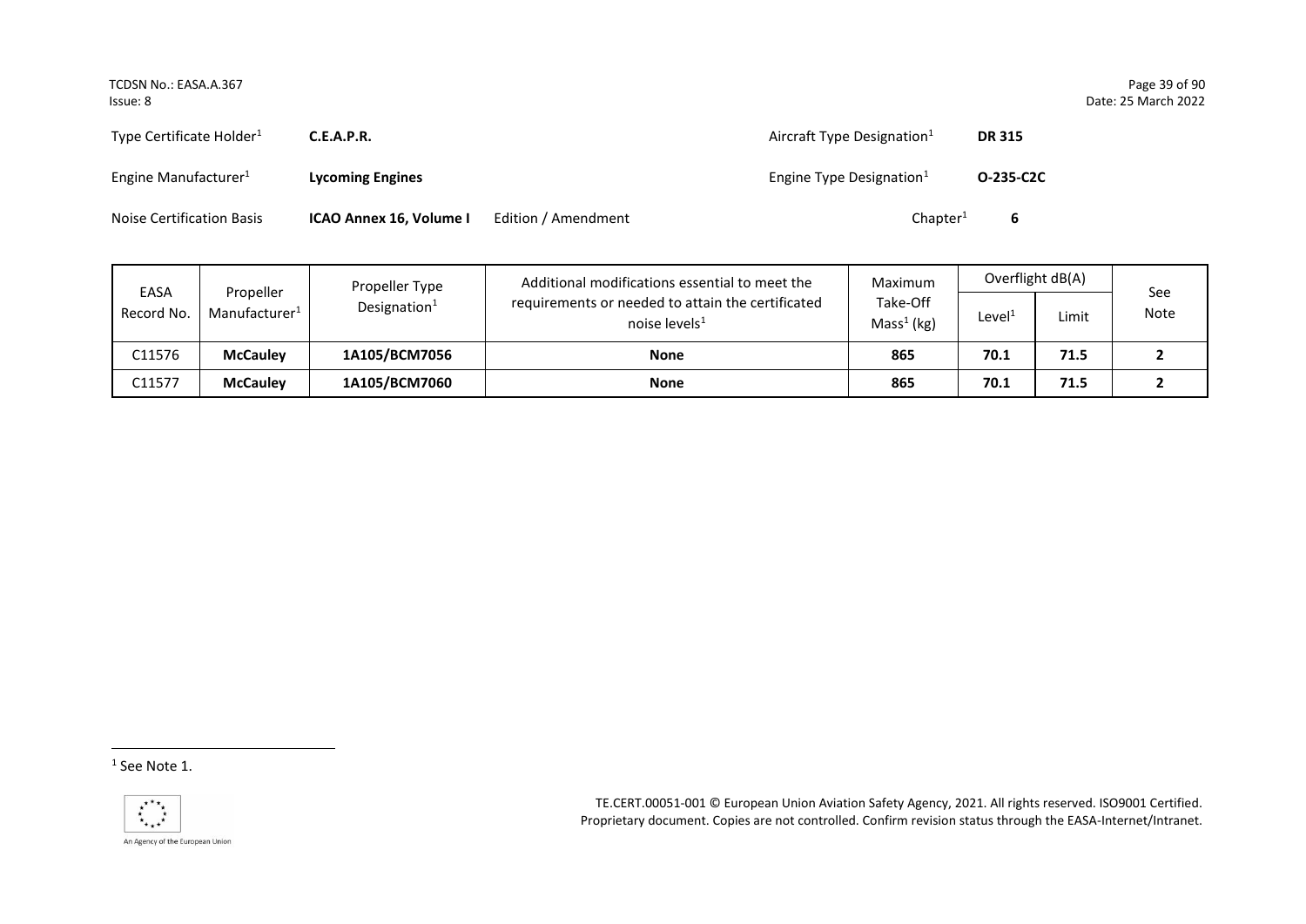| | | | | |
|---|---|---|---|---|
| Type Certificate Holder[1] | **C.E.A.P.R.** | | Aircraft Type Designation[1] | **DR 315** |
| Engine Manufacturer[1] | **Lycoming Engines** | | Engine Type Designation[1] | **O-235-C2C** |
| Noise Certification Basis | **ICAO Annex 16, Volume I** | Edition / Amendment | Chapter[1] | **6** |

| EASA Record No. | Propeller Manufacturer[1] | Propeller Type Designation[1] | Additional modifications essential to meet the requirements or needed to attain the certificated noise levels[1] | Maximum Take-Off Mass[1] (kg) | Overflight dB(A) | | See Note |
|---|---|---|---|---|---|---|---|
| | | | | | Level[1] | Limit | |
| C11576 | **McCauley** | **1A105/BCM7056** | **None** | **865** | **70.1** | **71.5** | **2** |
| C11577 | **McCauley** | **1A105/BCM7060** | **None** | **865** | **70.1** | **71.5** | **2** |

[1] See Note 1.

TE.CERT.00051-001 © European Union Aviation Safety Agency, 2021. All rights reserved. ISO9001 Certified. Proprietary document. Copies are not controlled. Confirm revision status through the EASA-Internet/Intranet.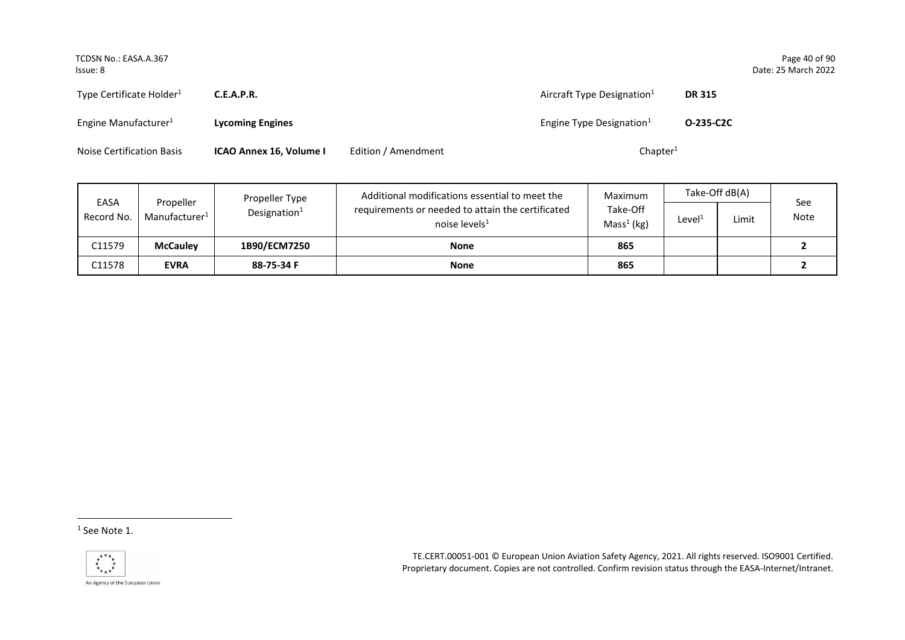Type Certificate Holder[1] **C.E.A.P.R.** Aircraft Type Designation[1] **DR 315**

Engine Manufacturer[1] **Lycoming Engines** Engine Type Designation[1] **O-235-C2C**

Noise Certification Basis **ICAO Annex 16, Volume I** Edition / Amendment Chapter[1]

| EASA Record No. | Propeller Manufacturer[1] | Propeller Type Designation[1] | Additional modifications essential to meet the requirements or needed to attain the certificated noise levels[1] | Maximum Take-Off Mass[1] (kg) | Take-Off dB(A) | | See Note |
|---|---|---|---|---|---|---|---|
| | | | | | Level[1] | Limit | |
| C11579 | **McCauley** | **1B90/ECM7250** | **None** | **865** | | | **2** |
| C11578 | **EVRA** | **88-75-34 F** | **None** | **865** | | | **2** |

[1] See Note 1.

TE.CERT.00051-001 © European Union Aviation Safety Agency, 2021. All rights reserved. ISO9001 Certified. Proprietary document. Copies are not controlled. Confirm revision status through the EASA-Internet/Intranet.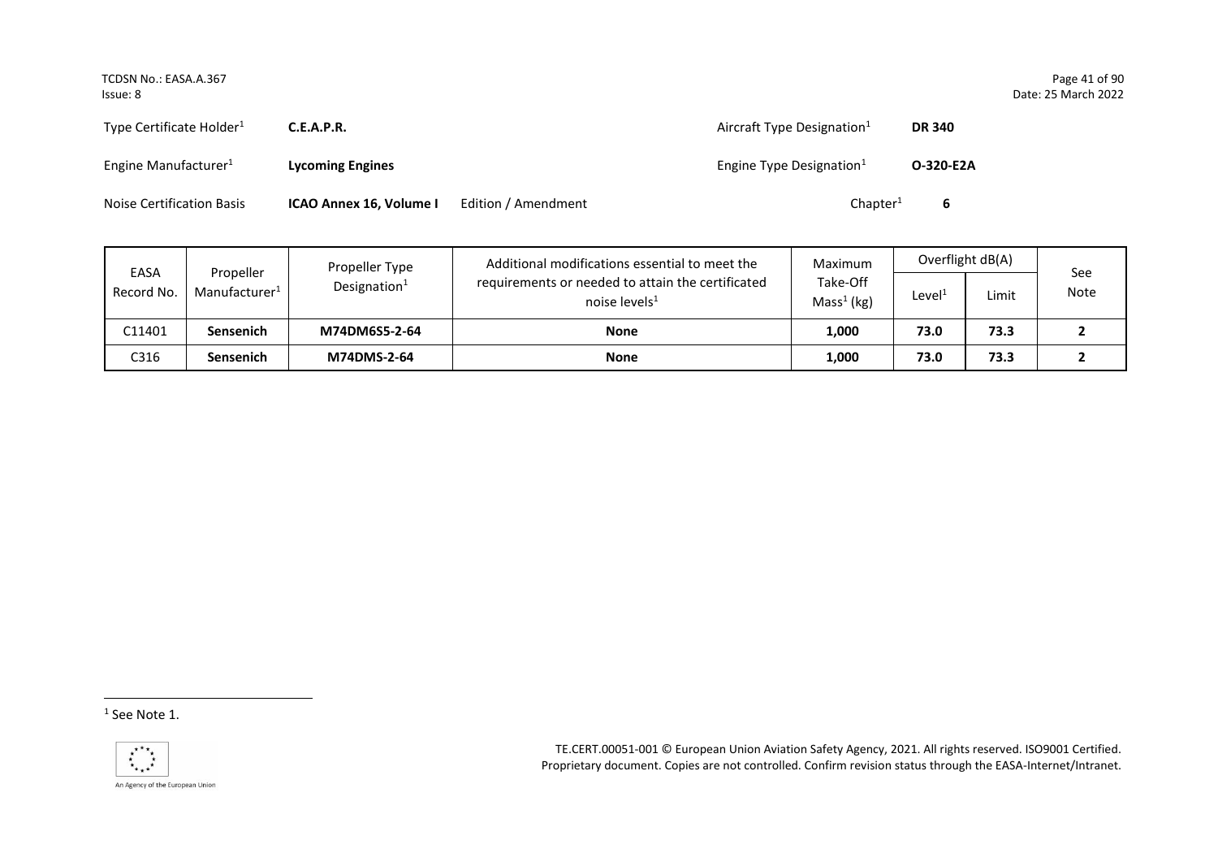| | | | | | |
|---|---|---|---|---|---|
| Type Certificate Holder[1] | **C.E.A.P.R.** | | Aircraft Type Designation[1] | **DR 340** | |
| Engine Manufacturer[1] | **Lycoming Engines** | | Engine Type Designation[1] | **O-320-E2A** | |
| Noise Certification Basis | **ICAO Annex 16, Volume I** | Edition / Amendment | Chapter[1] | **6** | |

| EASA Record No. | Propeller Manufacturer[1] | Propeller Type Designation[1] | Additional modifications essential to meet the requirements or needed to attain the certificated noise levels[1] | Maximum Take-Off Mass[1] (kg) | Overflight dB(A) | | See Note |
|---|---|---|---|---|---|---|---|
| | | | | | Level[1] | Limit | |
| C11401 | **Sensenich** | **M74DM6S5-2-64** | **None** | **1,000** | **73.0** | **73.3** | **2** |
| C316 | **Sensenich** | **M74DMS-2-64** | **None** | **1,000** | **73.0** | **73.3** | **2** |

[1] See Note 1.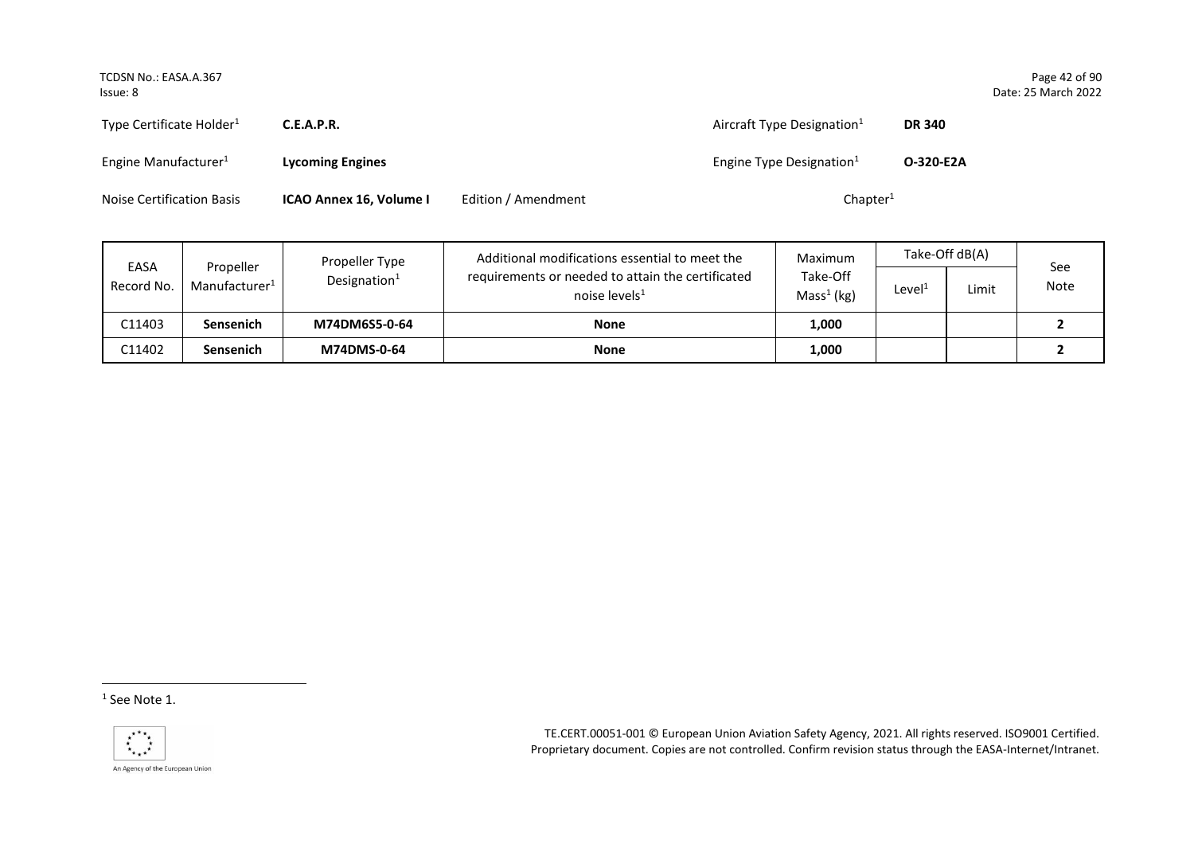Type Certificate Holder[1] **C.E.A.P.R.** Aircraft Type Designation[1] **DR 340**

Engine Manufacturer[1] **Lycoming Engines** Engine Type Designation[1] **O-320-E2A**

Noise Certification Basis **ICAO Annex 16, Volume I** Edition / Amendment Chapter[1]

| EASA Record No. | Propeller Manufacturer[1] | Propeller Type Designation[1] | Additional modifications essential to meet the requirements or needed to attain the certificated noise levels[1] | Maximum Take-Off Mass[1] (kg) | Take-Off dB(A) | | See Note |
|---|---|---|---|---|---|---|---|
| | | | | | Level[1] | Limit | |
| C11403 | **Sensenich** | **M74DM6S5-0-64** | **None** | **1,000** | | | **2** |
| C11402 | **Sensenich** | **M74DMS-0-64** | **None** | **1,000** | | | **2** |

[1] See Note 1.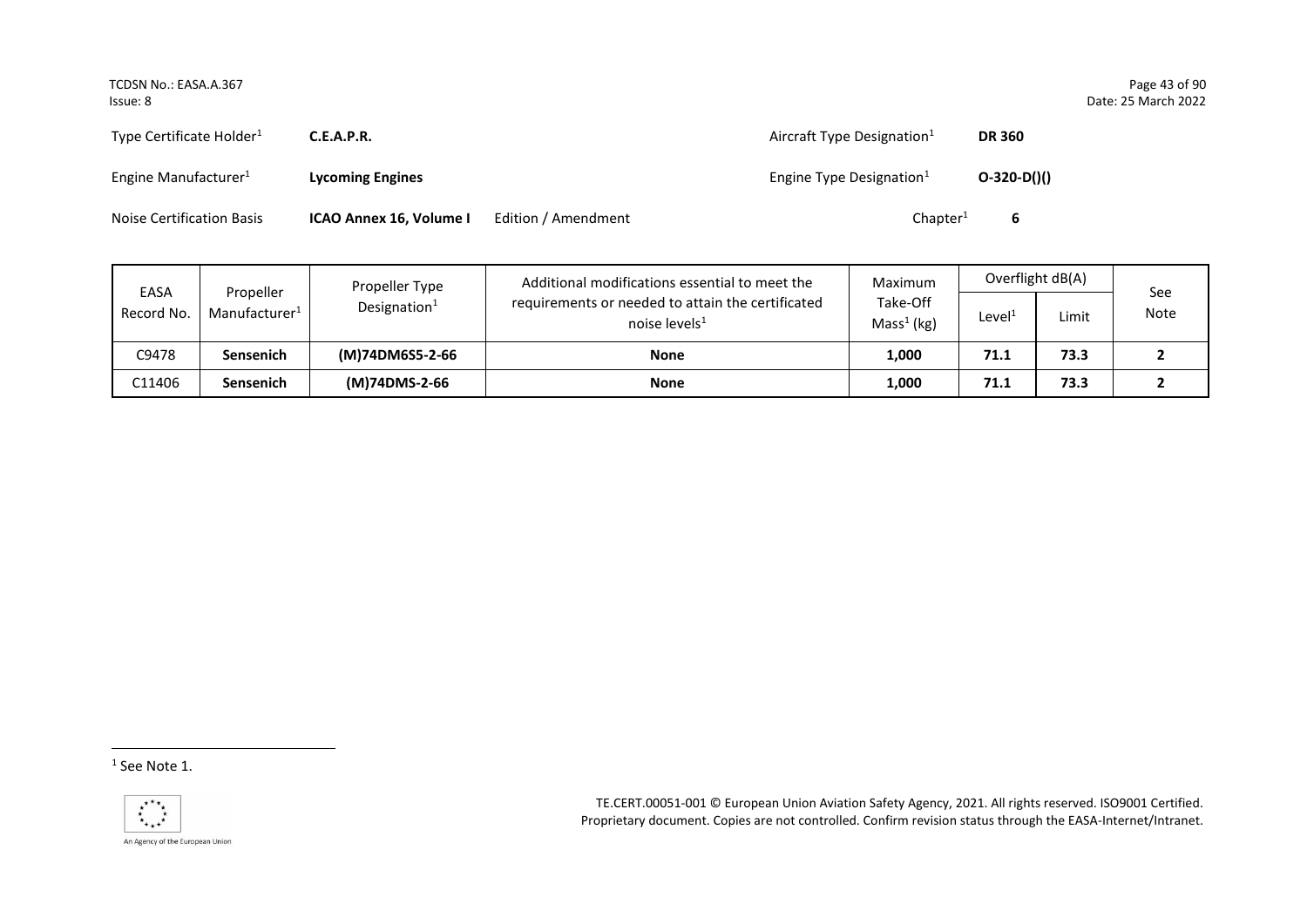| Type Certificate Holder[1] | **C.E.A.P.R.** | | Aircraft Type Designation[1] | **DR 360** |
|---|---|---|---|---|
| Engine Manufacturer[1] | **Lycoming Engines** | | Engine Type Designation[1] | **O-320-D()()** |
| Noise Certification Basis | **ICAO Annex 16, Volume I** | Edition / Amendment | Chapter[1] | **6** |

| EASA Record No. | Propeller Manufacturer[1] | Propeller Type Designation[1] | Additional modifications essential to meet the requirements or needed to attain the certificated noise levels[1] | Maximum Take-Off Mass[1] (kg) | Overflight dB(A) | | See Note |
|---|---|---|---|---|---|---|---|
| | | | | | Level[1] | Limit | |
| C9478 | **Sensenich** | **(M)74DM6S5-2-66** | **None** | **1,000** | **71.1** | **73.3** | **2** |
| C11406 | **Sensenich** | **(M)74DMS-2-66** | **None** | **1,000** | **71.1** | **73.3** | **2** |

[1] See Note 1.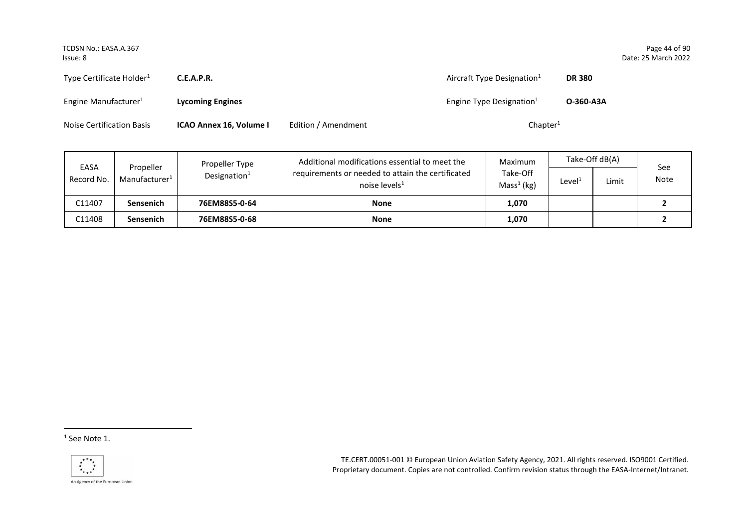Type Certificate Holder[1] **C.E.A.P.R.** Aircraft Type Designation[1] **DR 380**

Engine Manufacturer[1] **Lycoming Engines** Engine Type Designation[1] **O-360-A3A**

Noise Certification Basis **ICAO Annex 16, Volume I** Edition / Amendment Chapter[1]

| EASA Record No. | Propeller Manufacturer[1] | Propeller Type Designation[1] | Additional modifications essential to meet the requirements or needed to attain the certificated noise levels[1] | Maximum Take-Off Mass[1] (kg) | Take-Off dB(A) | | See Note |
|---|---|---|---|---|---|---|---|
| | | | | | Level[1] | Limit | |
| C11407 | **Sensenich** | **76EM88S5-0-64** | **None** | **1,070** | | | **2** |
| C11408 | **Sensenich** | **76EM88S5-0-68** | **None** | **1,070** | | | **2** |

[1] See Note 1.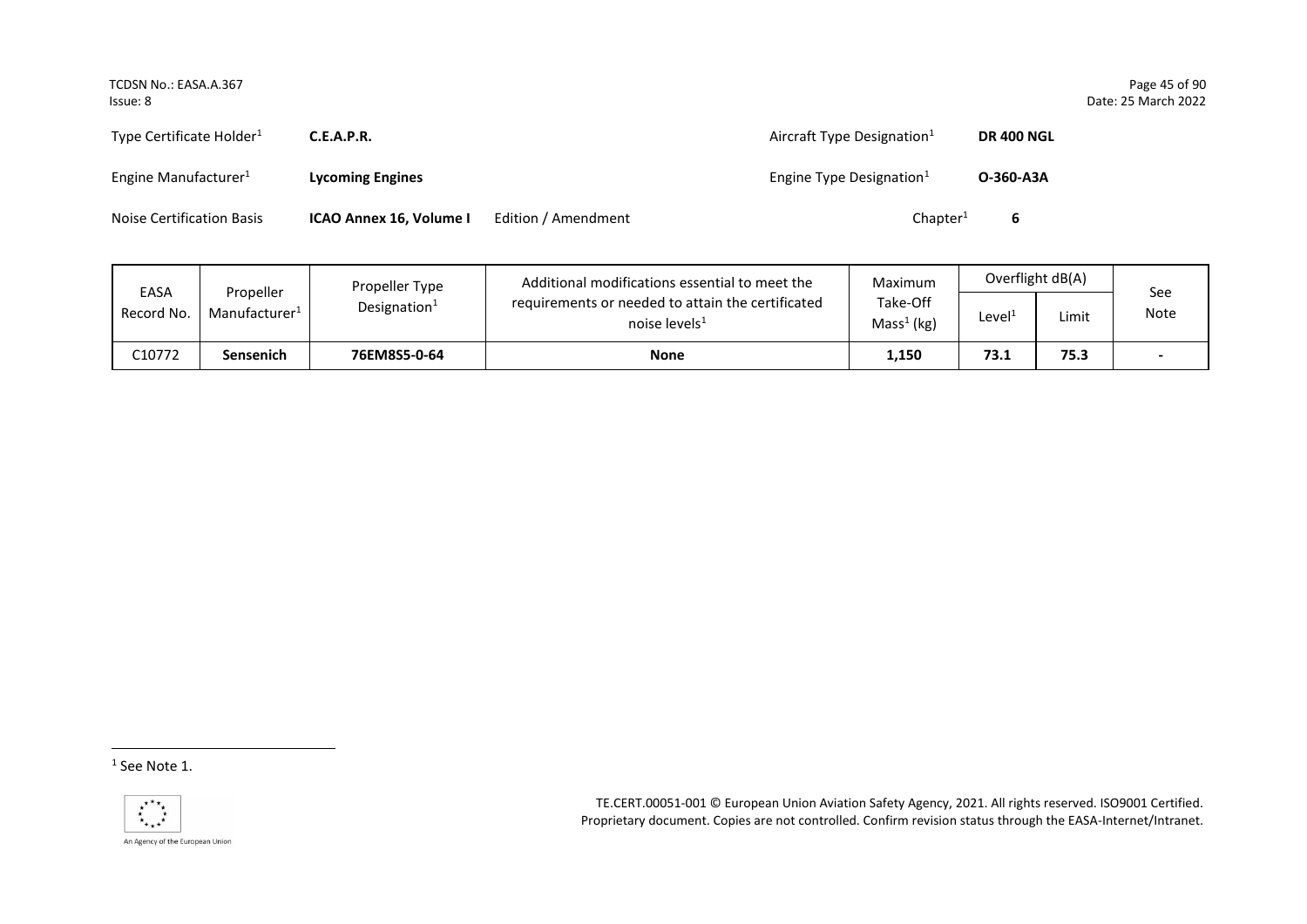| Type Certificate Holder[1] | **C.E.A.P.R.** | | Aircraft Type Designation[1] | **DR 400 NGL** |
|---|---|---|---|---|
| Engine Manufacturer[1] | **Lycoming Engines** | | Engine Type Designation[1] | **O-360-A3A** |
| Noise Certification Basis | **ICAO Annex 16, Volume I** | Edition / Amendment | Chapter[1] | **6** |

| EASA Record No. | Propeller Manufacturer[1] | Propeller Type Designation[1] | Additional modifications essential to meet the requirements or needed to attain the certificated noise levels[1] | Maximum Take-Off Mass[1] (kg) | Overflight dB(A) | | See Note |
|---|---|---|---|---|---|---|---|
| | | | | | Level[1] | Limit | |
| C10772 | **Sensenich** | **76EM8S5-0-64** | **None** | **1,150** | **73.1** | **75.3** | **-** |

[1] See Note 1.

An Agency of the European Union

TE.CERT.00051-001 © European Union Aviation Safety Agency, 2021. All rights reserved. ISO9001 Certified. Proprietary document. Copies are not controlled. Confirm revision status through the EASA-Internet/Intranet.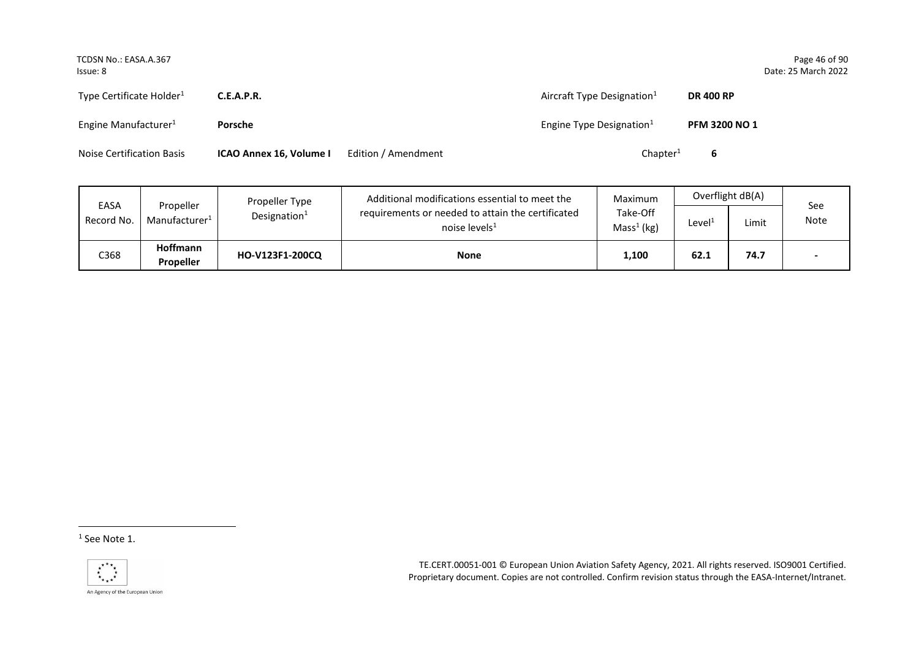| Type Certificate Holder[1] | **C.E.A.P.R.** | | Aircraft Type Designation[1] | **DR 400 RP** |
|---|---|---|---|---|
| Engine Manufacturer[1] | **Porsche** | | Engine Type Designation[1] | **PFM 3200 NO 1** |
| Noise Certification Basis | **ICAO Annex 16, Volume I** | Edition / Amendment | Chapter[1] | **6** |

| EASA Record No. | Propeller Manufacturer[1] | Propeller Type Designation[1] | Additional modifications essential to meet the requirements or needed to attain the certificated noise levels[1] | Maximum Take-Off Mass[1] (kg) | Overflight dB(A) | | See Note |
|---|---|---|---|---|---|---|---|
| | | | | | Level[1] | Limit | |
| C368 | **Hoffmann Propeller** | **HO-V123F1-200CQ** | **None** | **1,100** | **62.1** | **74.7** | **-** |

[1] See Note 1.

TE.CERT.00051-001 © European Union Aviation Safety Agency, 2021. All rights reserved. ISO9001 Certified. Proprietary document. Copies are not controlled. Confirm revision status through the EASA-Internet/Intranet.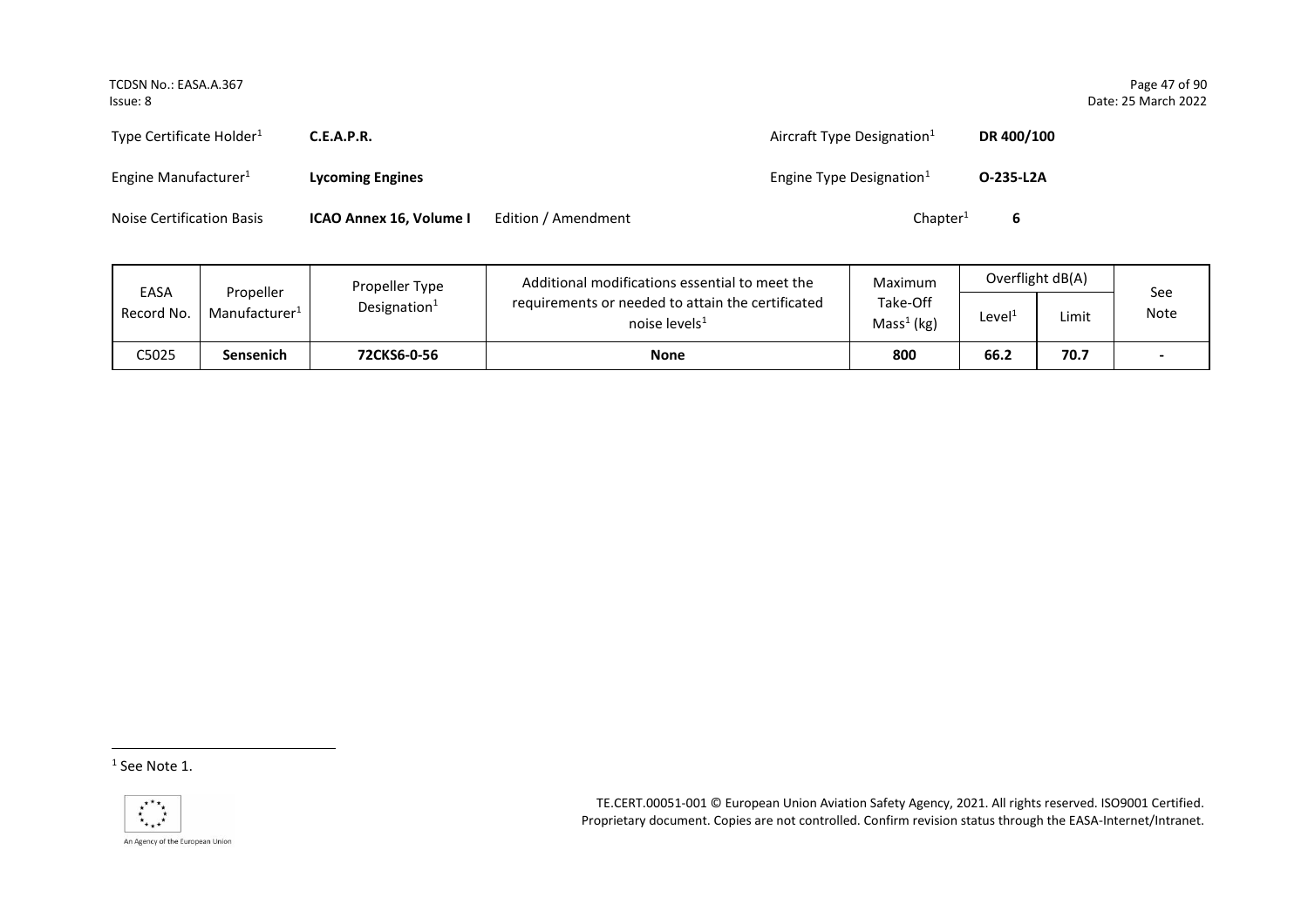| | | | |
|---|---|---|---|
| Type Certificate Holder[1] | **C.E.A.P.R.** | Aircraft Type Designation[1] | **DR 400/100** |
| Engine Manufacturer[1] | **Lycoming Engines** | Engine Type Designation[1] | **O-235-L2A** |
| Noise Certification Basis | **ICAO Annex 16, Volume I** Edition / Amendment | Chapter[1] | **6** |

| EASA Record No. | Propeller Manufacturer[1] | Propeller Type Designation[1] | Additional modifications essential to meet the requirements or needed to attain the certificated noise levels[1] | Maximum Take-Off Mass[1] (kg) | Overflight dB(A) | | See Note |
|---|---|---|---|---|---|---|---|
| | | | | | Level[1] | Limit | |
| C5025 | **Sensenich** | **72CKS6-0-56** | **None** | **800** | **66.2** | **70.7** | **-** |

[1] See Note 1.

TE.CERT.00051-001 © European Union Aviation Safety Agency, 2021. All rights reserved. ISO9001 Certified. Proprietary document. Copies are not controlled. Confirm revision status through the EASA-Internet/Intranet.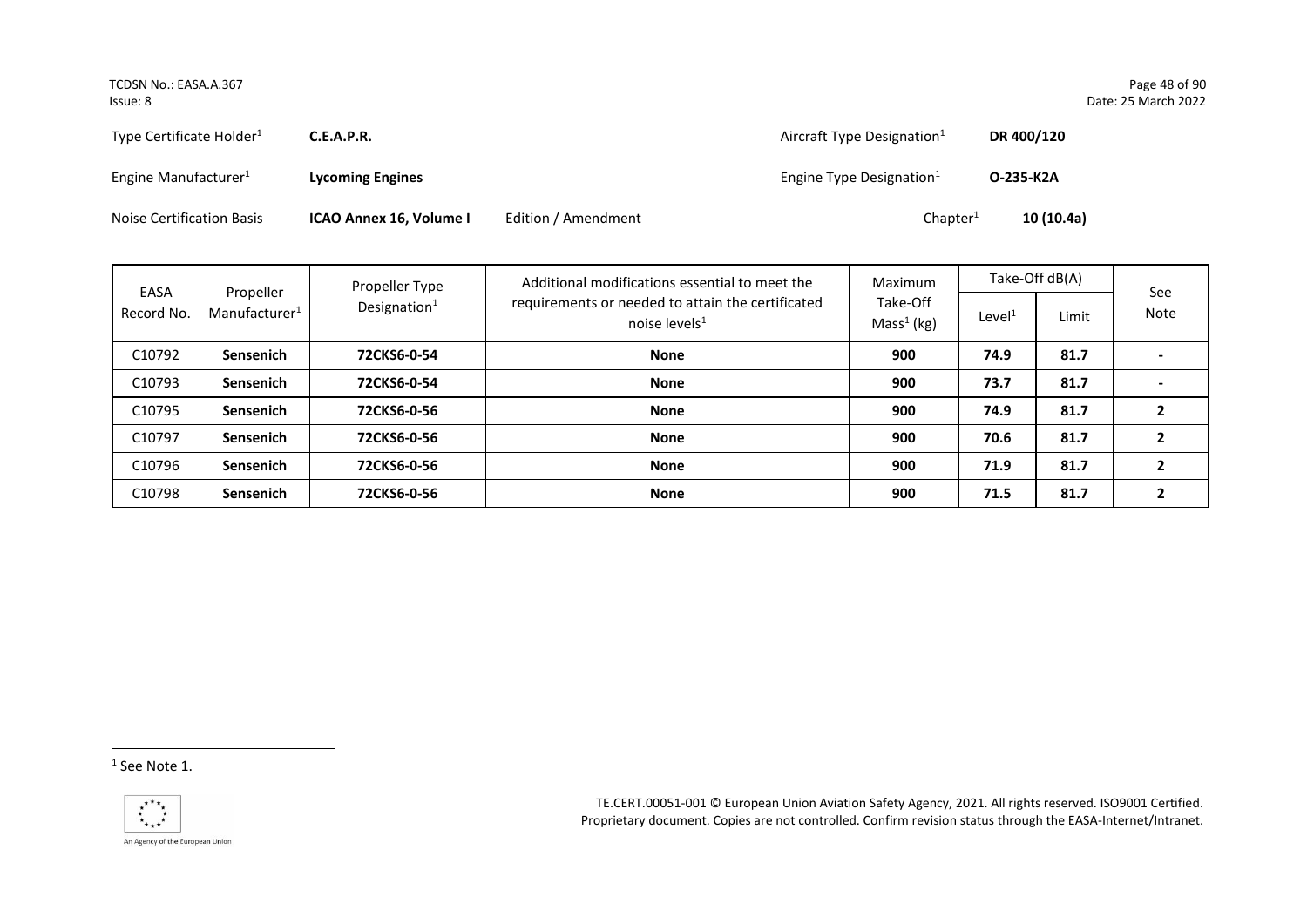| Type Certificate Holder[1] | **C.E.A.P.R.** | | Aircraft Type Designation[1] | **DR 400/120** |
|---|---|---|---|---|
| Engine Manufacturer[1] | **Lycoming Engines** | | Engine Type Designation[1] | **O-235-K2A** |
| Noise Certification Basis | **ICAO Annex 16, Volume I** | Edition / Amendment | Chapter[1] | **10 (10.4a)** |

| EASA Record No. | Propeller Manufacturer[1] | Propeller Type Designation[1] | Additional modifications essential to meet the requirements or needed to attain the certificated noise levels[1] | Maximum Take-Off Mass[1] (kg) | Take-Off dB(A) | | See Note |
|---|---|---|---|---|---|---|---|
| | | | | | Level[1] | Limit | |
| C10792 | **Sensenich** | **72CKS6-0-54** | **None** | **900** | **74.9** | **81.7** | **-** |
| C10793 | **Sensenich** | **72CKS6-0-54** | **None** | **900** | **73.7** | **81.7** | **-** |
| C10795 | **Sensenich** | **72CKS6-0-56** | **None** | **900** | **74.9** | **81.7** | **2** |
| C10797 | **Sensenich** | **72CKS6-0-56** | **None** | **900** | **70.6** | **81.7** | **2** |
| C10796 | **Sensenich** | **72CKS6-0-56** | **None** | **900** | **71.9** | **81.7** | **2** |
| C10798 | **Sensenich** | **72CKS6-0-56** | **None** | **900** | **71.5** | **81.7** | **2** |

[1] See Note 1.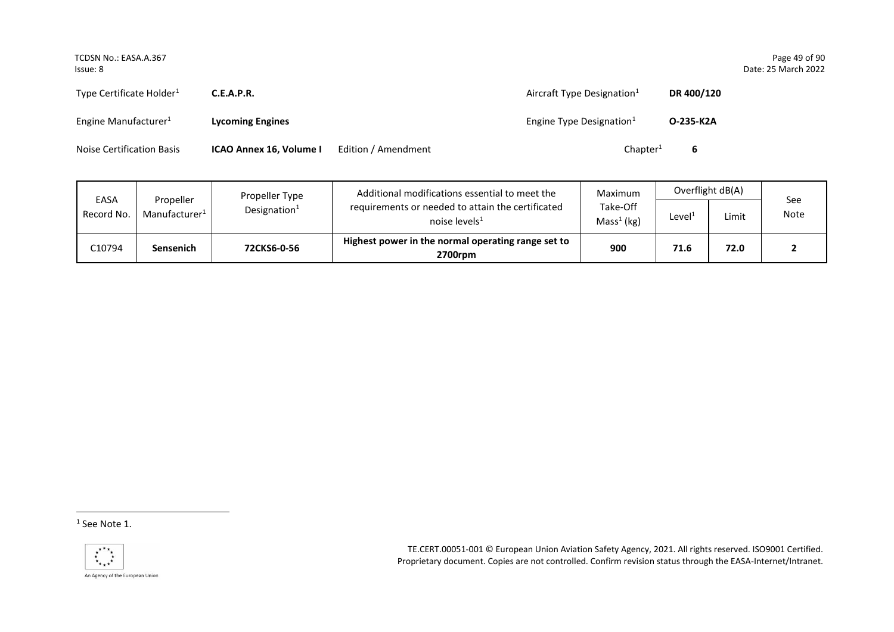| | | | | | |
|---|---|---|---|---|---|
| Type Certificate Holder[1] | **C.E.A.P.R.** | | Aircraft Type Designation[1] | **DR 400/120** | |
| Engine Manufacturer[1] | **Lycoming Engines** | | Engine Type Designation[1] | **O-235-K2A** | |
| Noise Certification Basis | **ICAO Annex 16, Volume I** | Edition / Amendment | Chapter[1] | **6** | |

| EASA Record No. | Propeller Manufacturer[1] | Propeller Type Designation[1] | Additional modifications essential to meet the requirements or needed to attain the certificated noise levels[1] | Maximum Take-Off Mass[1] (kg) | Overflight dB(A) | | See Note |
|---|---|---|---|---|---|---|---|
| | | | | | Level[1] | Limit | |
| C10794 | **Sensenich** | **72CKS6-0-56** | **Highest power in the normal operating range set to 2700rpm** | **900** | **71.6** | **72.0** | **2** |

[1] See Note 1.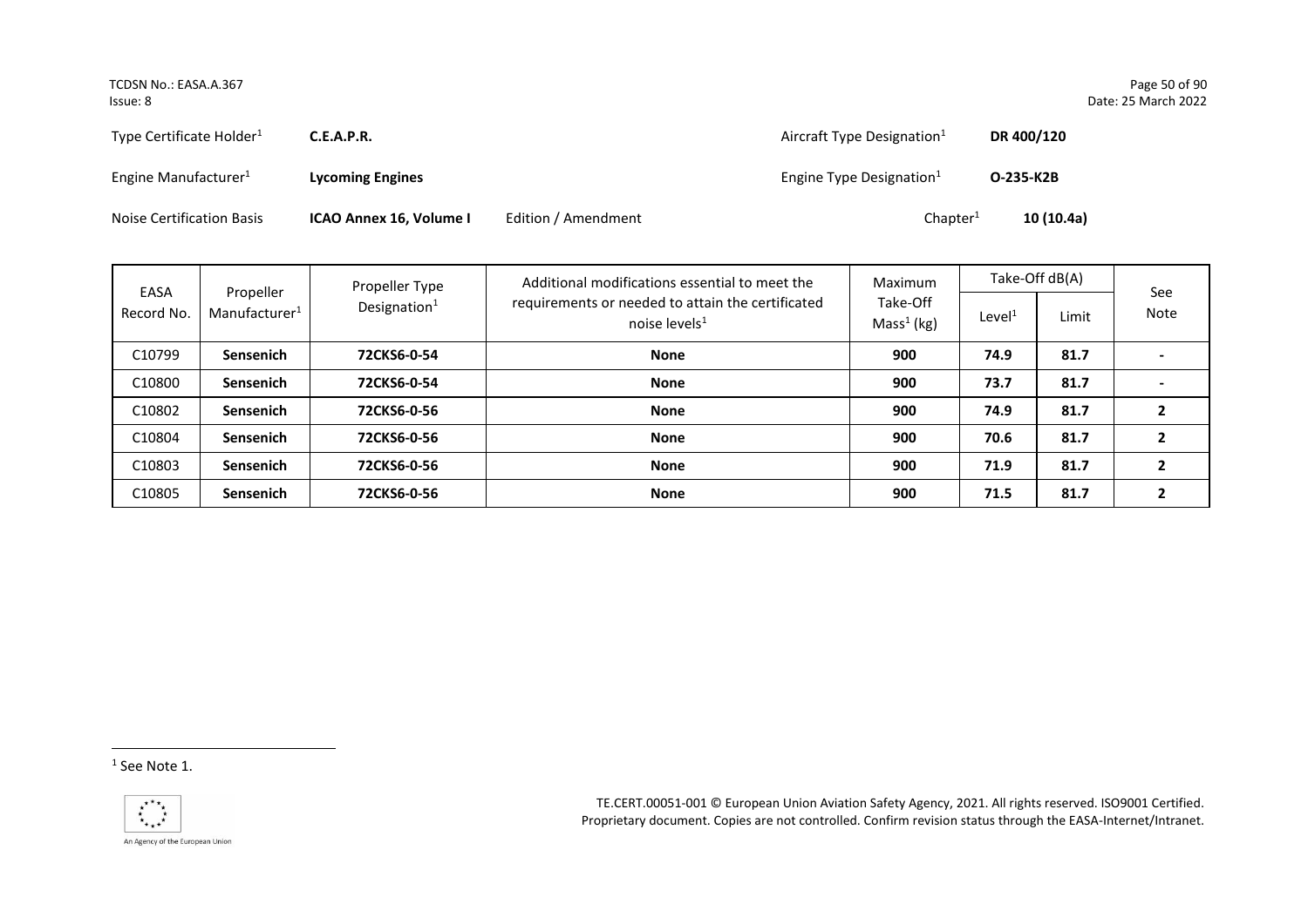| Type Certificate Holder[1] | **C.E.A.P.R.** | | Aircraft Type Designation[1] | **DR 400/120** |
|---|---|---|---|---|
| Engine Manufacturer[1] | **Lycoming Engines** | | Engine Type Designation[1] | **O-235-K2B** |
| Noise Certification Basis | **ICAO Annex 16, Volume I** | Edition / Amendment | Chapter[1] | **10 (10.4a)** |

| EASA Record No. | Propeller Manufacturer[1] | Propeller Type Designation[1] | Additional modifications essential to meet the requirements or needed to attain the certificated noise levels[1] | Maximum Take-Off Mass[1] (kg) | Take-Off dB(A) | | See Note |
|---|---|---|---|---|---|---|---|
| | | | | | Level[1] | Limit | |
| C10799 | **Sensenich** | **72CKS6-0-54** | **None** | **900** | **74.9** | **81.7** | **-** |
| C10800 | **Sensenich** | **72CKS6-0-54** | **None** | **900** | **73.7** | **81.7** | **-** |
| C10802 | **Sensenich** | **72CKS6-0-56** | **None** | **900** | **74.9** | **81.7** | **2** |
| C10804 | **Sensenich** | **72CKS6-0-56** | **None** | **900** | **70.6** | **81.7** | **2** |
| C10803 | **Sensenich** | **72CKS6-0-56** | **None** | **900** | **71.9** | **81.7** | **2** |
| C10805 | **Sensenich** | **72CKS6-0-56** | **None** | **900** | **71.5** | **81.7** | **2** |

[1] See Note 1.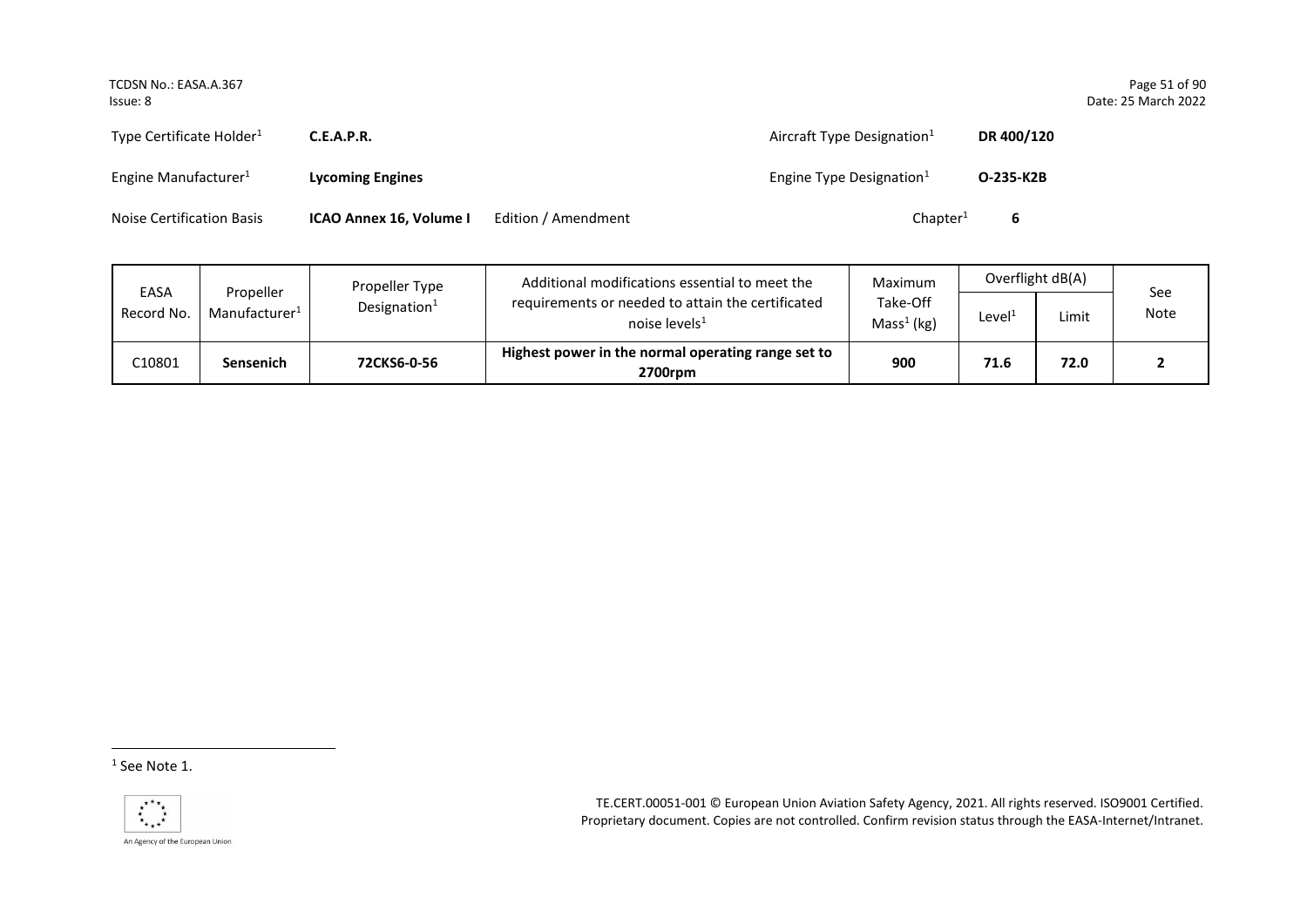| | | | | | |
|---|---|---|---|---|---|
| Type Certificate Holder[1] | **C.E.A.P.R.** | | Aircraft Type Designation[1] | **DR 400/120** | |
| Engine Manufacturer[1] | **Lycoming Engines** | | Engine Type Designation[1] | **O-235-K2B** | |
| Noise Certification Basis | **ICAO Annex 16, Volume I** | Edition / Amendment | Chapter[1] | **6** | |

| EASA Record No. | Propeller Manufacturer[1] | Propeller Type Designation[1] | Additional modifications essential to meet the requirements or needed to attain the certificated noise levels[1] | Maximum Take-Off Mass[1] (kg) | Overflight dB(A) | | See Note |
|---|---|---|---|---|---|---|---|
| | | | | | Level[1] | Limit | |
| C10801 | **Sensenich** | **72CKS6-0-56** | **Highest power in the normal operating range set to 2700rpm** | **900** | **71.6** | **72.0** | **2** |

[1] See Note 1.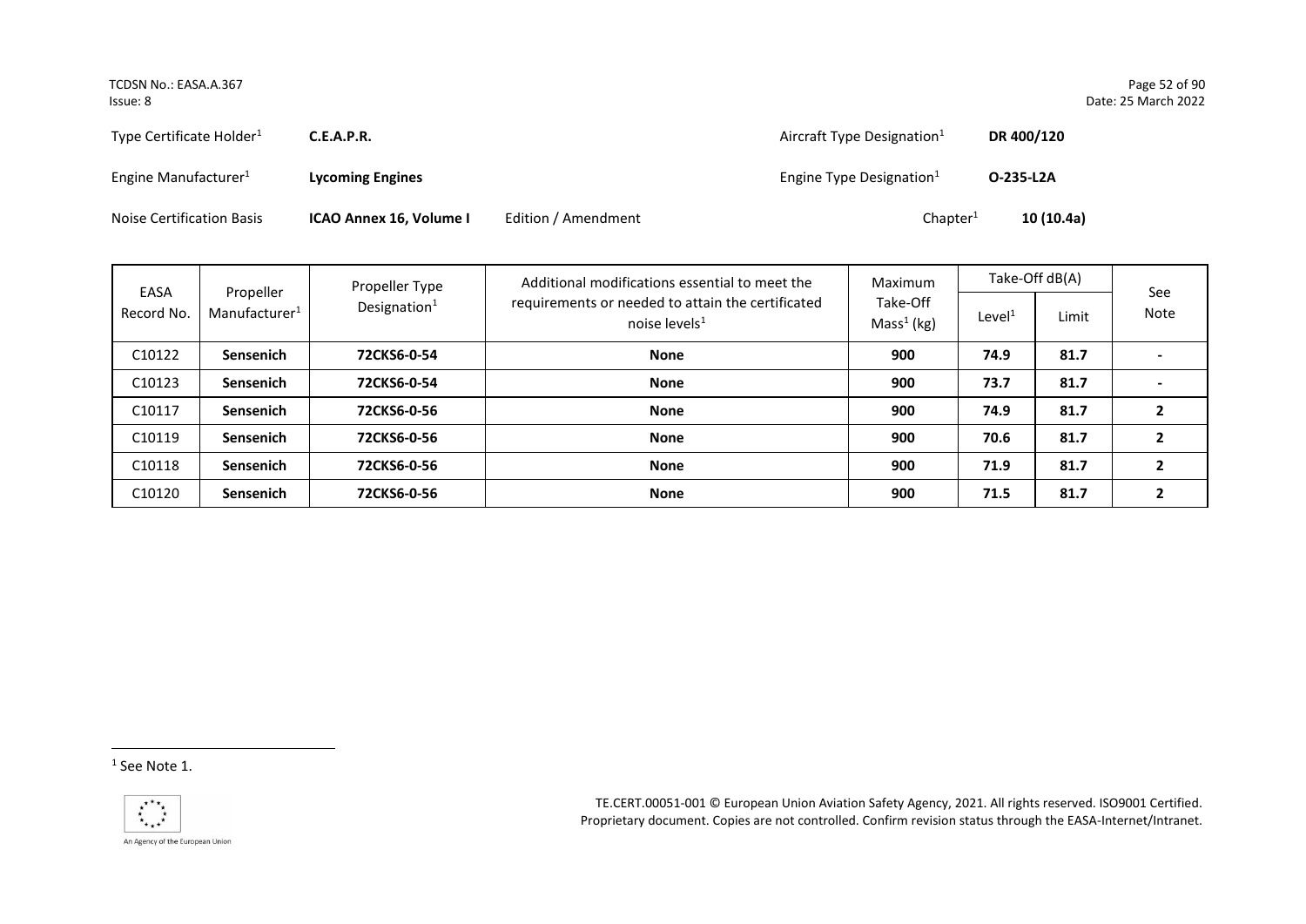Type Certificate Holder[1] **C.E.A.P.R.** Aircraft Type Designation[1] **DR 400/120**

Engine Manufacturer[1] **Lycoming Engines** Engine Type Designation[1] **O-235-L2A**

Noise Certification Basis **ICAO Annex 16, Volume I** Edition / Amendment Chapter[1] **10 (10.4a)**

| EASA Record No. | Propeller Manufacturer[1] | Propeller Type Designation[1] | Additional modifications essential to meet the requirements or needed to attain the certificated noise levels[1] | Maximum Take-Off Mass[1] (kg) | Take-Off dB(A) | | See Note |
|---|---|---|---|---|---|---|---|
| | | | | | Level[1] | Limit | |
| C10122 | **Sensenich** | **72CKS6-0-54** | **None** | **900** | **74.9** | **81.7** | **-** |
| C10123 | **Sensenich** | **72CKS6-0-54** | **None** | **900** | **73.7** | **81.7** | **-** |
| C10117 | **Sensenich** | **72CKS6-0-56** | **None** | **900** | **74.9** | **81.7** | **2** |
| C10119 | **Sensenich** | **72CKS6-0-56** | **None** | **900** | **70.6** | **81.7** | **2** |
| C10118 | **Sensenich** | **72CKS6-0-56** | **None** | **900** | **71.9** | **81.7** | **2** |
| C10120 | **Sensenich** | **72CKS6-0-56** | **None** | **900** | **71.5** | **81.7** | **2** |

[1] See Note 1.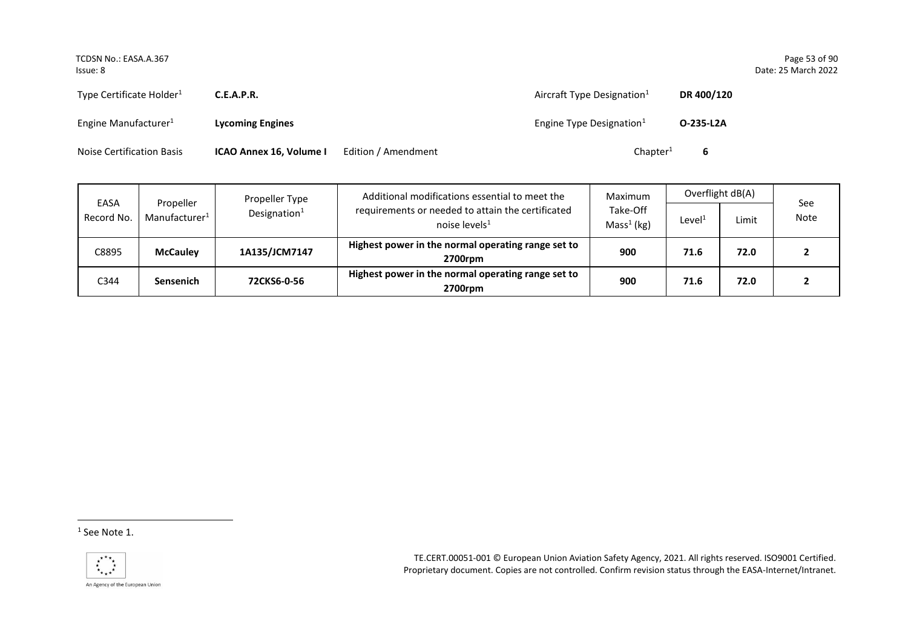Type Certificate Holder[1] **C.E.A.P.R.** Aircraft Type Designation[1] **DR 400/120**

Engine Manufacturer[1] **Lycoming Engines** Engine Type Designation[1] **O-235-L2A**

Noise Certification Basis **ICAO Annex 16, Volume I** Edition / Amendment Chapter[1] **6**

| EASA Record No. | Propeller Manufacturer[1] | Propeller Type Designation[1] | Additional modifications essential to meet the requirements or needed to attain the certificated noise levels[1] | Maximum Take-Off Mass[1] (kg) | Overflight dB(A) | | See Note |
|---|---|---|---|---|---|---|---|
| | | | | | Level[1] | Limit | |
| C8895 | **McCauley** | **1A135/JCM7147** | **Highest power in the normal operating range set to 2700rpm** | **900** | **71.6** | **72.0** | **2** |
| C344 | **Sensenich** | **72CKS6-0-56** | **Highest power in the normal operating range set to 2700rpm** | **900** | **71.6** | **72.0** | **2** |

[1] See Note 1.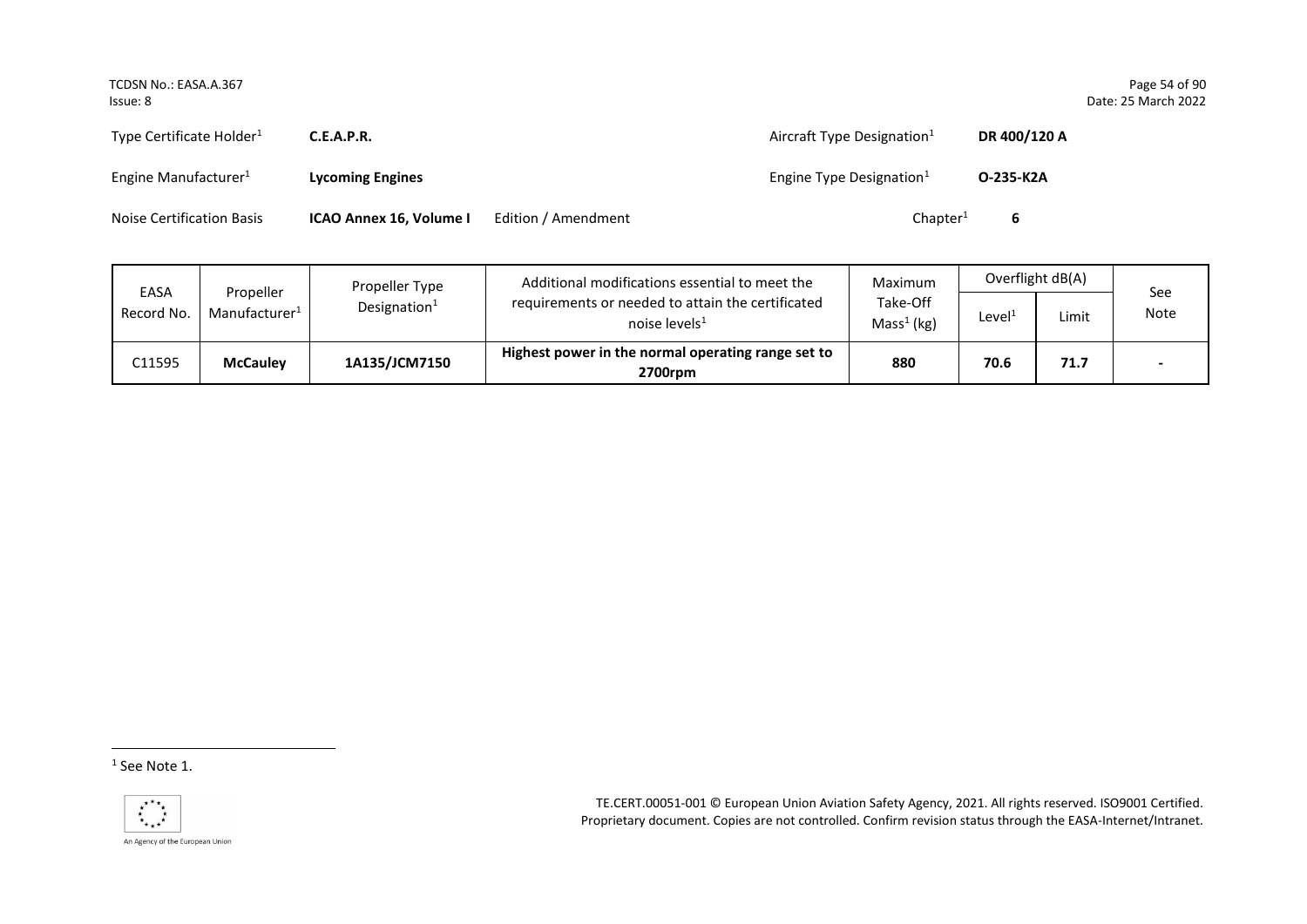Type Certificate Holder[1] **C.E.A.P.R.**

Aircraft Type Designation[1] **DR 400/120 A**

Engine Manufacturer[1] **Lycoming Engines**

Engine Type Designation[1] **O-235-K2A**

Noise Certification Basis **ICAO Annex 16, Volume I** Edition / Amendment

Chapter[1] **6**

| EASA Record No. | Propeller Manufacturer[1] | Propeller Type Designation[1] | Additional modifications essential to meet the requirements or needed to attain the certificated noise levels[1] | Maximum Take-Off Mass[1] (kg) | Overflight dB(A) | | See Note |
|---|---|---|---|---|---|---|---|
| | | | | | Level[1] | Limit | |
| C11595 | **McCauley** | **1A135/JCM7150** | **Highest power in the normal operating range set to 2700rpm** | **880** | **70.6** | **71.7** | **-** |

[1] See Note 1.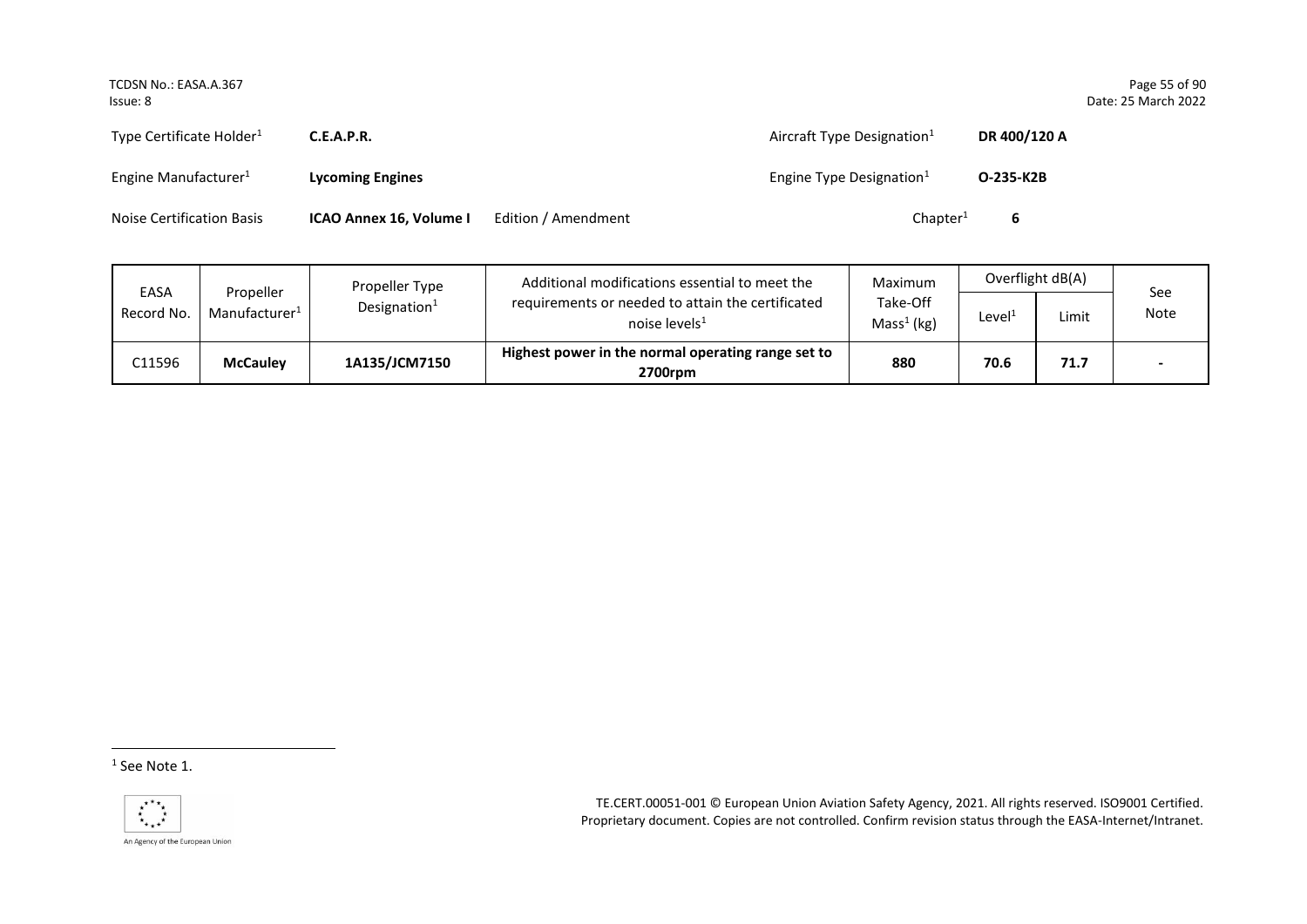| Type Certificate Holder[1] | **C.E.A.P.R.** | | Aircraft Type Designation[1] | **DR 400/120 A** |
|---|---|---|---|---|
| Engine Manufacturer[1] | **Lycoming Engines** | | Engine Type Designation[1] | **O-235-K2B** |
| Noise Certification Basis | **ICAO Annex 16, Volume I** | Edition / Amendment | Chapter[1] | **6** |

| EASA Record No. | Propeller Manufacturer[1] | Propeller Type Designation[1] | Additional modifications essential to meet the requirements or needed to attain the certificated noise levels[1] | Maximum Take-Off Mass[1] (kg) | Overflight dB(A) | | See Note |
|---|---|---|---|---|---|---|---|
| | | | | | Level[1] | Limit | |
| C11596 | **McCauley** | **1A135/JCM7150** | **Highest power in the normal operating range set to 2700rpm** | **880** | **70.6** | **71.7** | **-** |

[1] See Note 1.

TE.CERT.00051-001 © European Union Aviation Safety Agency, 2021. All rights reserved. ISO9001 Certified. Proprietary document. Copies are not controlled. Confirm revision status through the EASA-Internet/Intranet.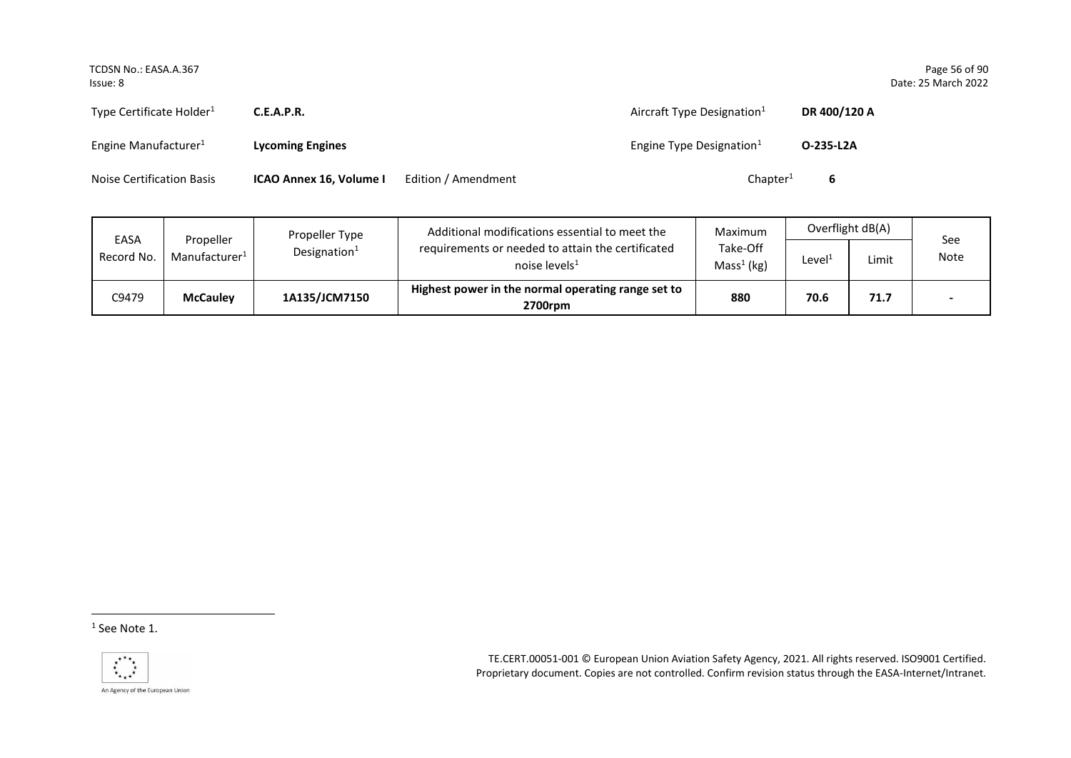| Type Certificate Holder[1] | **C.E.A.P.R.** | | Aircraft Type Designation[1] | **DR 400/120 A** |
|---|---|---|---|---|
| Engine Manufacturer[1] | **Lycoming Engines** | | Engine Type Designation[1] | **O-235-L2A** |
| Noise Certification Basis | **ICAO Annex 16, Volume I** | Edition / Amendment | Chapter[1] | **6** |

| EASA Record No. | Propeller Manufacturer[1] | Propeller Type Designation[1] | Additional modifications essential to meet the requirements or needed to attain the certificated noise levels[1] | Maximum Take-Off Mass[1] (kg) | Overflight dB(A) | | See Note |
|---|---|---|---|---|---|---|---|
| | | | | | Level[1] | Limit | |
| C9479 | **McCauley** | **1A135/JCM7150** | **Highest power in the normal operating range set to 2700rpm** | **880** | **70.6** | **71.7** | **-** |

[1] See Note 1.

TE.CERT.00051-001 © European Union Aviation Safety Agency, 2021. All rights reserved. ISO9001 Certified. Proprietary document. Copies are not controlled. Confirm revision status through the EASA-Internet/Intranet.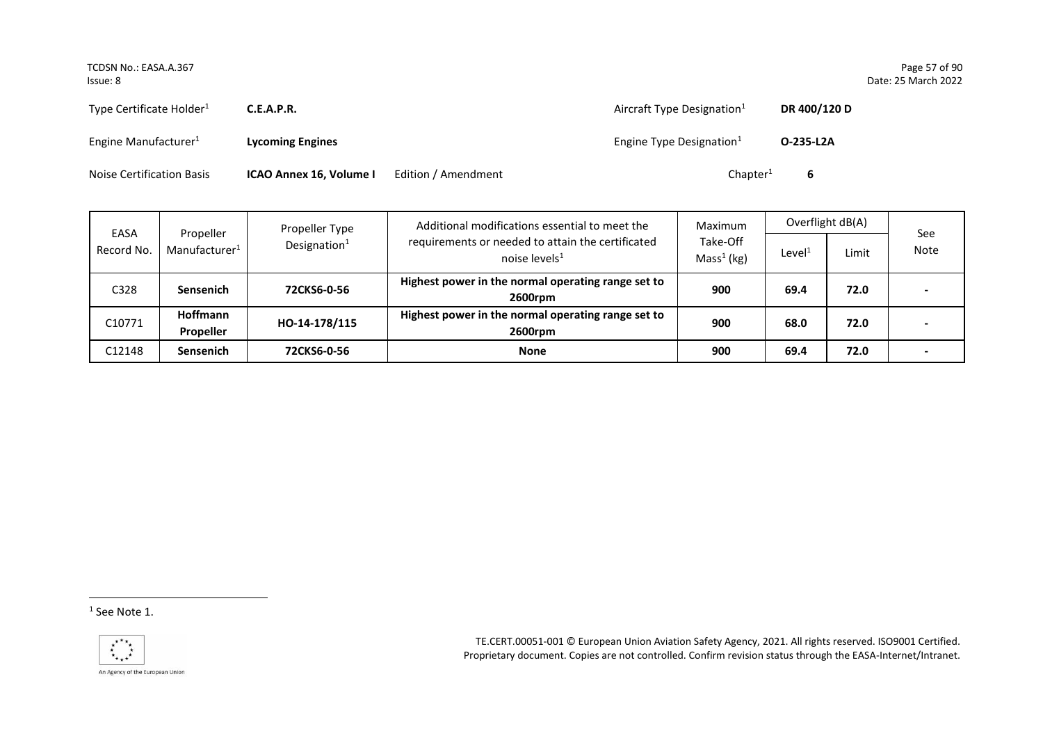| Type Certificate Holder[1] | **C.E.A.P.R.** | | Aircraft Type Designation[1] | **DR 400/120 D** |
|---|---|---|---|---|
| Engine Manufacturer[1] | **Lycoming Engines** | | Engine Type Designation[1] | **O-235-L2A** |
| Noise Certification Basis | **ICAO Annex 16, Volume I** | Edition / Amendment | Chapter[1] | **6** |

| EASA Record No. | Propeller Manufacturer[1] | Propeller Type Designation[1] | Additional modifications essential to meet the requirements or needed to attain the certificated noise levels[1] | Maximum Take-Off Mass[1] (kg) | Overflight dB(A) | | See Note |
|---|---|---|---|---|---|---|---|
| | | | | | Level[1] | Limit | |
| C328 | **Sensenich** | **72CKS6-0-56** | **Highest power in the normal operating range set to 2600rpm** | **900** | **69.4** | **72.0** | **-** |
| C10771 | **Hoffmann Propeller** | **HO-14-178/115** | **Highest power in the normal operating range set to 2600rpm** | **900** | **68.0** | **72.0** | **-** |
| C12148 | **Sensenich** | **72CKS6-0-56** | **None** | **900** | **69.4** | **72.0** | **-** |

[1] See Note 1.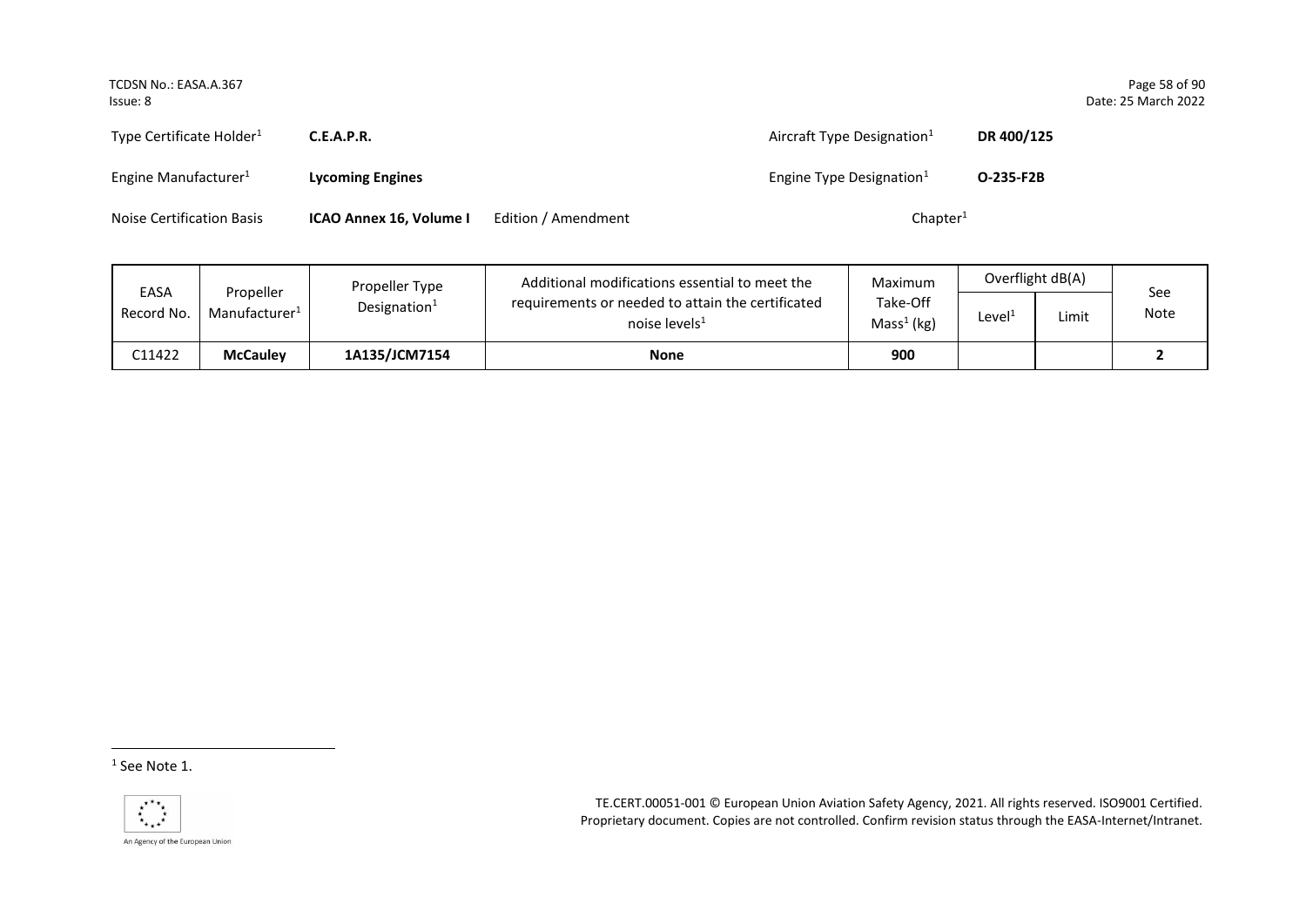| | | | | |
|---|---|---|---|---|
| Type Certificate Holder[1] | **C.E.A.P.R.** | | Aircraft Type Designation[1] | **DR 400/125** |
| Engine Manufacturer[1] | **Lycoming Engines** | | Engine Type Designation[1] | **O-235-F2B** |
| Noise Certification Basis | **ICAO Annex 16, Volume I** | Edition / Amendment | Chapter[1] | |

| EASA Record No. | Propeller Manufacturer[1] | Propeller Type Designation[1] | Additional modifications essential to meet the requirements or needed to attain the certificated noise levels[1] | Maximum Take-Off Mass[1] (kg) | Overflight dB(A) | | See Note |
|---|---|---|---|---|---|---|---|
| | | | | | Level[1] | Limit | |
| C11422 | **McCauley** | **1A135/JCM7154** | **None** | **900** | | | **2** |

[1] See Note 1.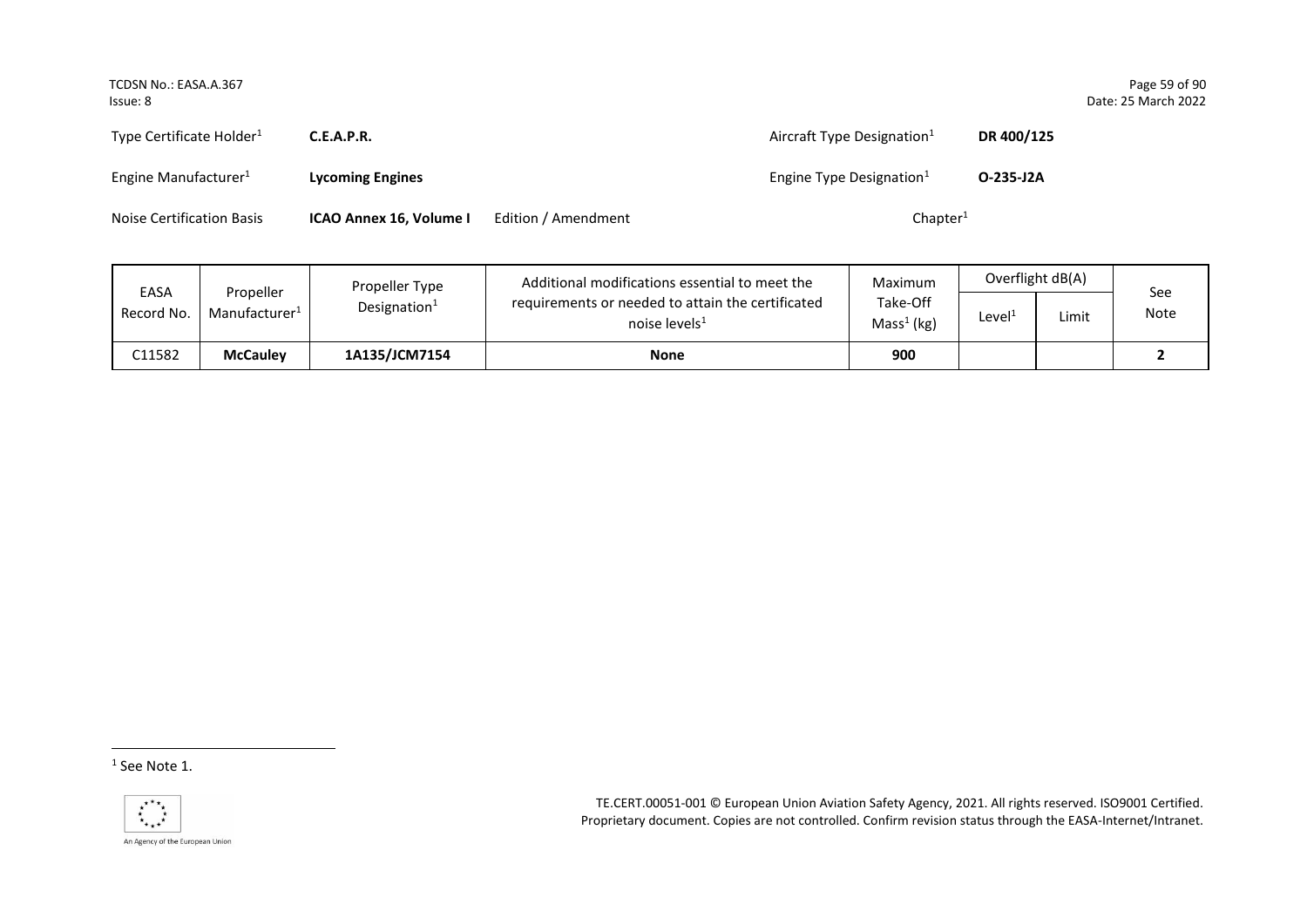| Type Certificate Holder[1] | **C.E.A.P.R.** | | Aircraft Type Designation[1] | **DR 400/125** |
|---|---|---|---|---|
| Engine Manufacturer[1] | **Lycoming Engines** | | Engine Type Designation[1] | **O-235-J2A** |
| Noise Certification Basis | **ICAO Annex 16, Volume I** | Edition / Amendment | Chapter[1] | |

| EASA Record No. | Propeller Manufacturer[1] | Propeller Type Designation[1] | Additional modifications essential to meet the requirements or needed to attain the certificated noise levels[1] | Maximum Take-Off Mass[1] (kg) | Overflight dB(A) | | See Note |
|---|---|---|---|---|---|---|---|
| | | | | | Level[1] | Limit | |
| C11582 | **McCauley** | **1A135/JCM7154** | **None** | **900** | | | **2** |

[1] See Note 1.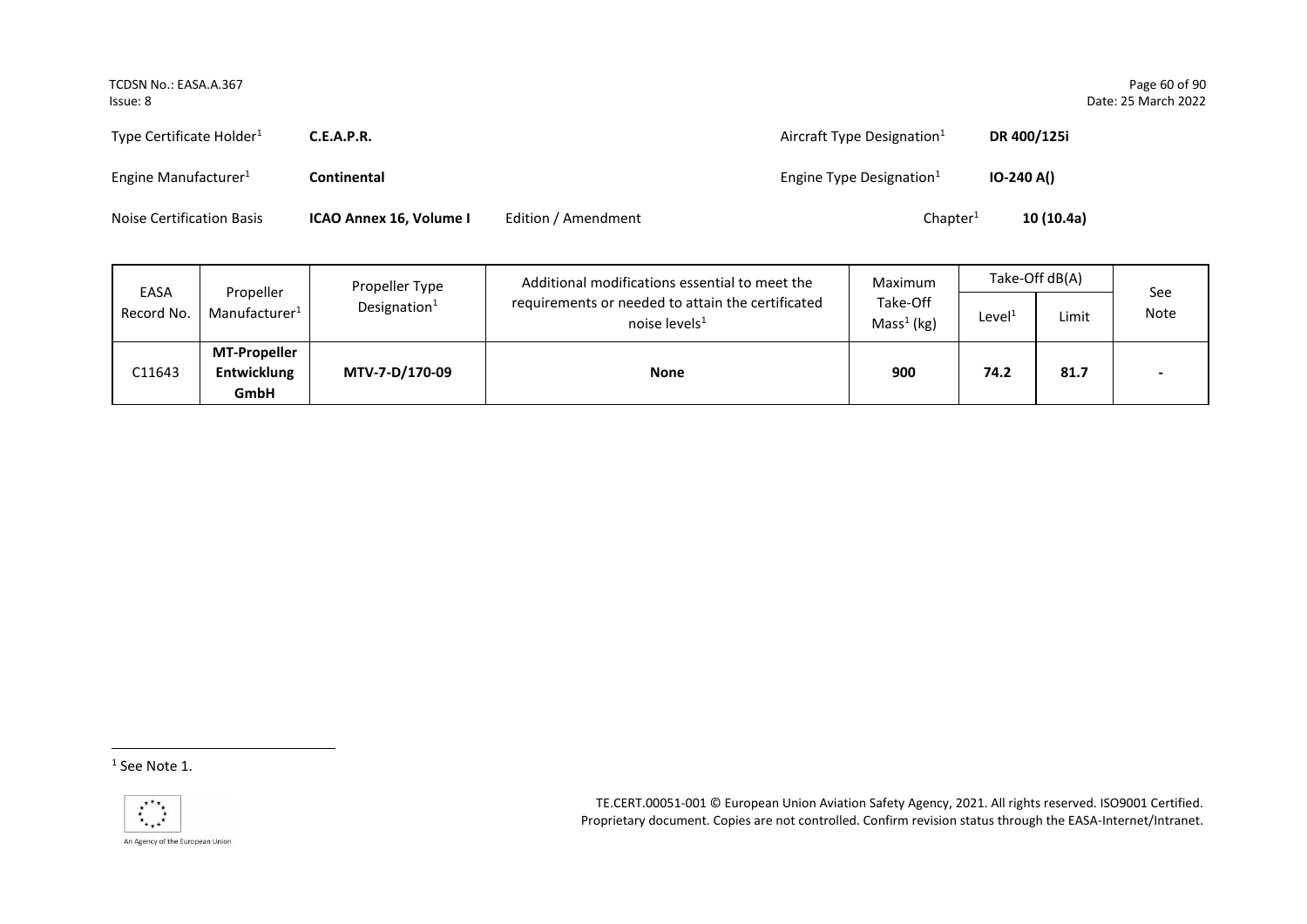| Type Certificate Holder[1] | **C.E.A.P.R.** | | Aircraft Type Designation[1] | **DR 400/125i** |
|---|---|---|---|---|
| Engine Manufacturer[1] | **Continental** | | Engine Type Designation[1] | **IO-240 A()** |
| Noise Certification Basis | **ICAO Annex 16, Volume I** | Edition / Amendment | Chapter[1] | **10 (10.4a)** |

| EASA Record No. | Propeller Manufacturer[1] | Propeller Type Designation[1] | Additional modifications essential to meet the requirements or needed to attain the certificated noise levels[1] | Maximum Take-Off Mass[1] (kg) | Take-Off dB(A) | | See Note |
|---|---|---|---|---|---|---|---|
| | | | | | Level[1] | Limit | |
| C11643 | **MT-Propeller Entwicklung GmbH** | **MTV-7-D/170-09** | **None** | **900** | **74.2** | **81.7** | **-** |

[1] See Note 1.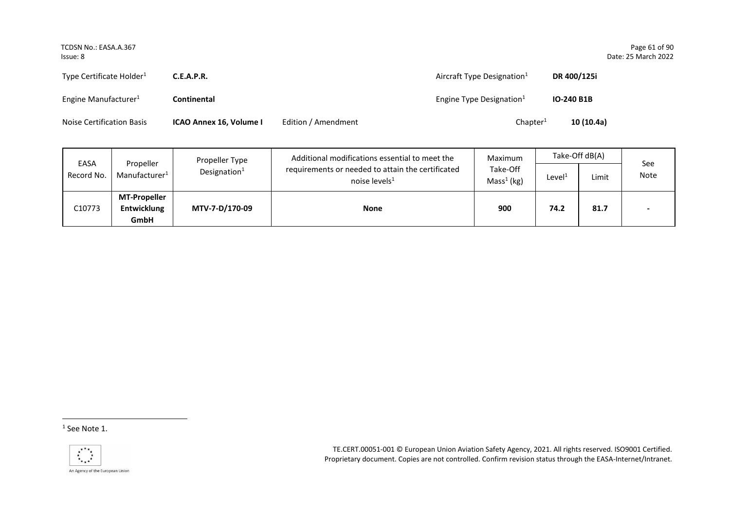Type Certificate Holder[1] **C.E.A.P.R.** Aircraft Type Designation[1] **DR 400/125i**

Engine Manufacturer[1] **Continental** Engine Type Designation[1] **IO-240 B1B**

Noise Certification Basis **ICAO Annex 16, Volume I** Edition / Amendment Chapter[1] **10 (10.4a)**

| EASA Record No. | Propeller Manufacturer[1] | Propeller Type Designation[1] | Additional modifications essential to meet the requirements or needed to attain the certificated noise levels[1] | Maximum Take-Off Mass[1] (kg) | Take-Off dB(A) | | See Note |
|---|---|---|---|---|---|---|---|
| | | | | | Level[1] | Limit | |
| C10773 | **MT-Propeller Entwicklung GmbH** | **MTV-7-D/170-09** | **None** | **900** | **74.2** | **81.7** | - |

[1] See Note 1.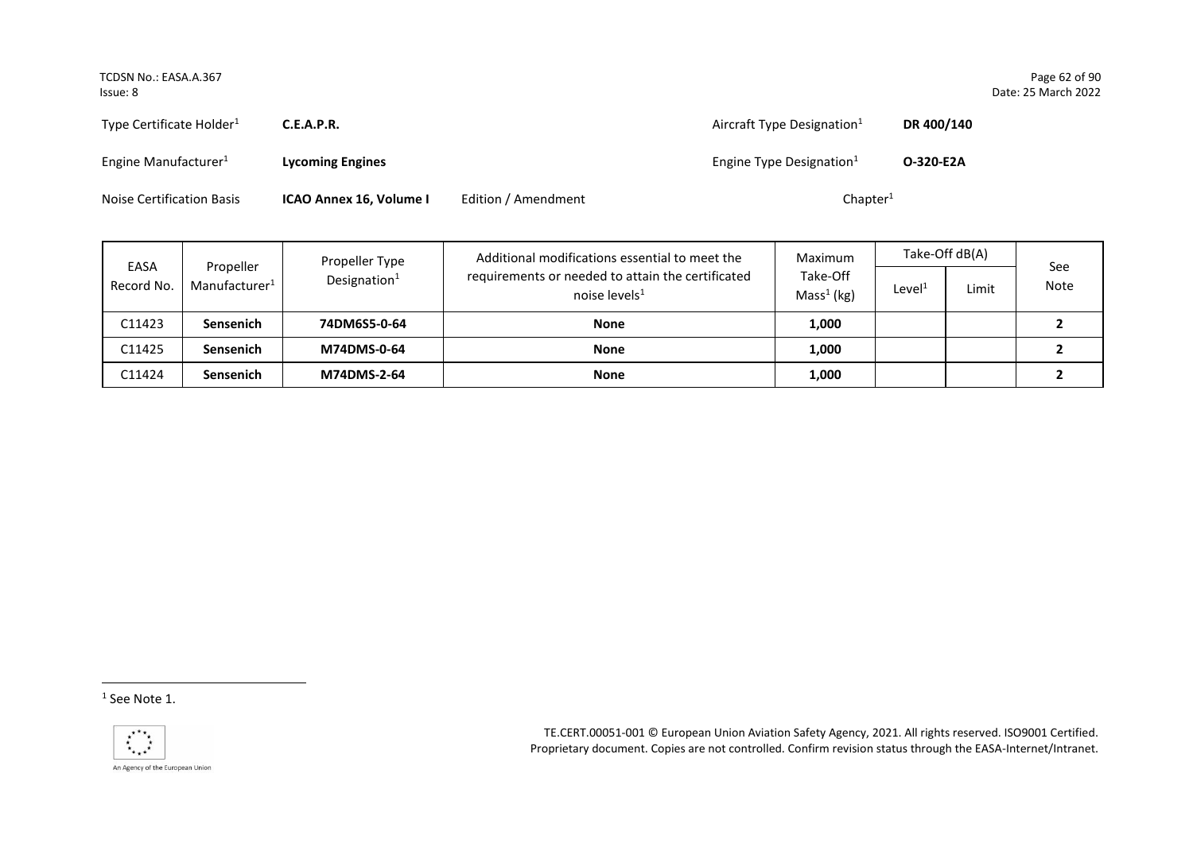Type Certificate Holder[1] **C.E.A.P.R.** Aircraft Type Designation[1] **DR 400/140**

Engine Manufacturer[1] **Lycoming Engines** Engine Type Designation[1] **O-320-E2A**

Noise Certification Basis **ICAO Annex 16, Volume I** Edition / Amendment Chapter[1]

| EASA Record No. | Propeller Manufacturer[1] | Propeller Type Designation[1] | Additional modifications essential to meet the requirements or needed to attain the certificated noise levels[1] | Maximum Take-Off Mass[1] (kg) | Take-Off dB(A) | | See Note |
|---|---|---|---|---|---|---|---|
| | | | | | Level[1] | Limit | |
| C11423 | **Sensenich** | **74DM6S5-0-64** | **None** | **1,000** | | | **2** |
| C11425 | **Sensenich** | **M74DMS-0-64** | **None** | **1,000** | | | **2** |
| C11424 | **Sensenich** | **M74DMS-2-64** | **None** | **1,000** | | | **2** |

[1] See Note 1.

TE.CERT.00051-001 © European Union Aviation Safety Agency, 2021. All rights reserved. ISO9001 Certified. Proprietary document. Copies are not controlled. Confirm revision status through the EASA-Internet/Intranet.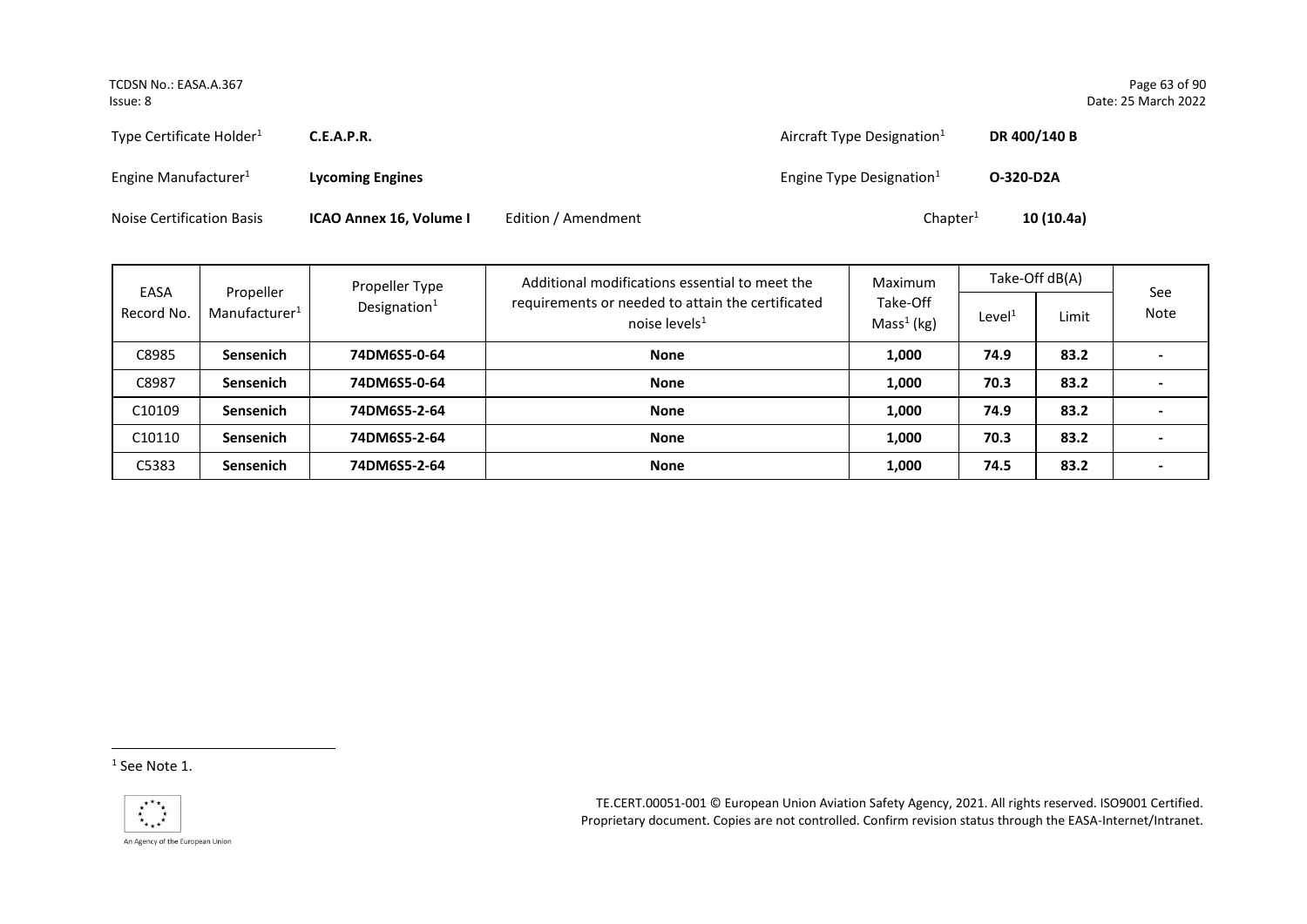| Type Certificate Holder[1] | **C.E.A.P.R.** | | Aircraft Type Designation[1] | **DR 400/140 B** |
|---|---|---|---|---|
| Engine Manufacturer[1] | **Lycoming Engines** | | Engine Type Designation[1] | **O-320-D2A** |
| Noise Certification Basis | **ICAO Annex 16, Volume I** | Edition / Amendment | Chapter[1] | **10 (10.4a)** |

| EASA Record No. | Propeller Manufacturer[1] | Propeller Type Designation[1] | Additional modifications essential to meet the requirements or needed to attain the certificated noise levels[1] | Maximum Take-Off Mass[1] (kg) | Take-Off dB(A) | | See Note |
|---|---|---|---|---|---|---|---|
| | | | | | Level[1] | Limit | |
| C8985 | **Sensenich** | **74DM6S5-0-64** | **None** | **1,000** | **74.9** | **83.2** | **-** |
| C8987 | **Sensenich** | **74DM6S5-0-64** | **None** | **1,000** | **70.3** | **83.2** | **-** |
| C10109 | **Sensenich** | **74DM6S5-2-64** | **None** | **1,000** | **74.9** | **83.2** | **-** |
| C10110 | **Sensenich** | **74DM6S5-2-64** | **None** | **1,000** | **70.3** | **83.2** | **-** |
| C5383 | **Sensenich** | **74DM6S5-2-64** | **None** | **1,000** | **74.5** | **83.2** | **-** |

[1] See Note 1.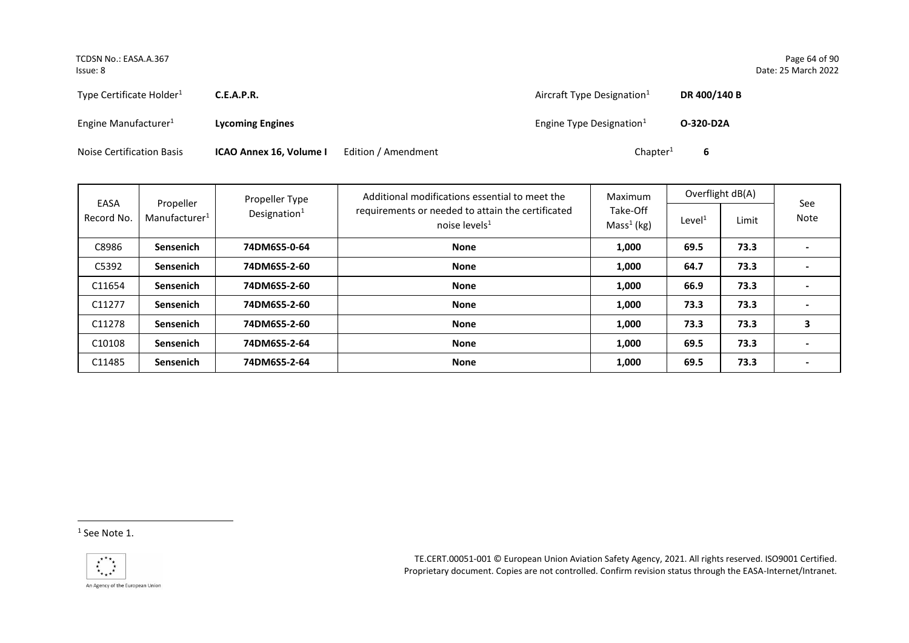| Type Certificate Holder[1] | **C.E.A.P.R.** | | Aircraft Type Designation[1] | **DR 400/140 B** |
|---|---|---|---|---|
| Engine Manufacturer[1] | **Lycoming Engines** | | Engine Type Designation[1] | **O-320-D2A** |
| Noise Certification Basis | **ICAO Annex 16, Volume I** | Edition / Amendment | Chapter[1] | **6** |

| EASA Record No. | Propeller Manufacturer[1] | Propeller Type Designation[1] | Additional modifications essential to meet the requirements or needed to attain the certificated noise levels[1] | Maximum Take-Off Mass[1] (kg) | Overflight dB(A) | | See Note |
|---|---|---|---|---|---|---|---|
| | | | | | Level[1] | Limit | |
| C8986 | **Sensenich** | **74DM6S5-0-64** | **None** | **1,000** | **69.5** | **73.3** | **-** |
| C5392 | **Sensenich** | **74DM6S5-2-60** | **None** | **1,000** | **64.7** | **73.3** | **-** |
| C11654 | **Sensenich** | **74DM6S5-2-60** | **None** | **1,000** | **66.9** | **73.3** | **-** |
| C11277 | **Sensenich** | **74DM6S5-2-60** | **None** | **1,000** | **73.3** | **73.3** | **-** |
| C11278 | **Sensenich** | **74DM6S5-2-60** | **None** | **1,000** | **73.3** | **73.3** | **3** |
| C10108 | **Sensenich** | **74DM6S5-2-64** | **None** | **1,000** | **69.5** | **73.3** | **-** |
| C11485 | **Sensenich** | **74DM6S5-2-64** | **None** | **1,000** | **69.5** | **73.3** | **-** |

[1] See Note 1.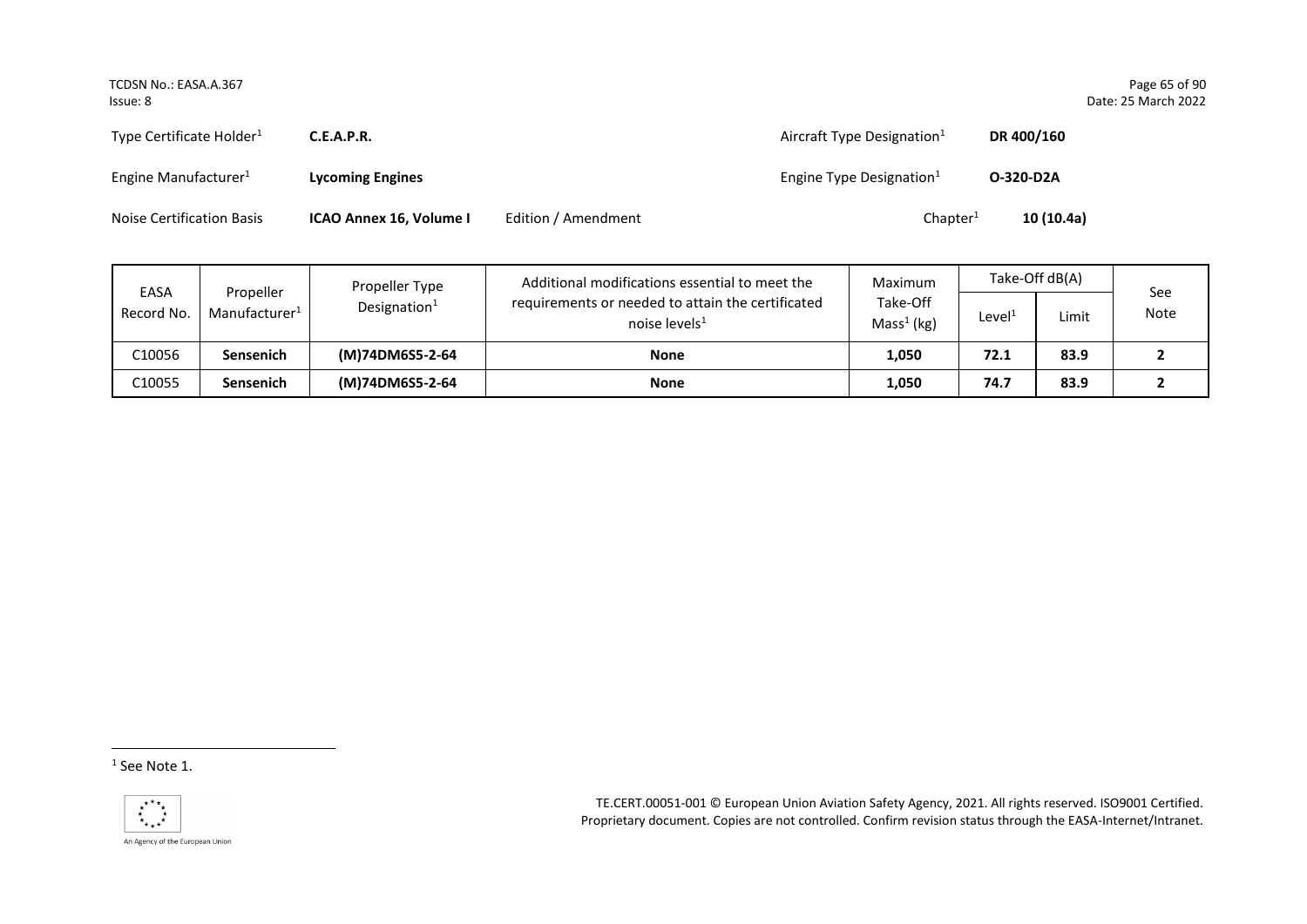| | | | |
|---|---|---|---|
| Type Certificate Holder[1] | **C.E.A.P.R.** | Aircraft Type Designation[1] | **DR 400/160** |
| Engine Manufacturer[1] | **Lycoming Engines** | Engine Type Designation[1] | **O-320-D2A** |
| Noise Certification Basis | **ICAO Annex 16, Volume I** Edition / Amendment | Chapter[1] | **10 (10.4a)** |

| EASA Record No. | Propeller Manufacturer[1] | Propeller Type Designation[1] | Additional modifications essential to meet the requirements or needed to attain the certificated noise levels[1] | Maximum Take-Off Mass[1] (kg) | Take-Off dB(A) | | See Note |
|---|---|---|---|---|---|---|---|
| | | | | | Level[1] | Limit | |
| C10056 | **Sensenich** | **(M)74DM6S5-2-64** | **None** | **1,050** | **72.1** | **83.9** | **2** |
| C10055 | **Sensenich** | **(M)74DM6S5-2-64** | **None** | **1,050** | **74.7** | **83.9** | **2** |

[1] See Note 1.

TE.CERT.00051-001 © European Union Aviation Safety Agency, 2021. All rights reserved. ISO9001 Certified. Proprietary document. Copies are not controlled. Confirm revision status through the EASA-Internet/Intranet.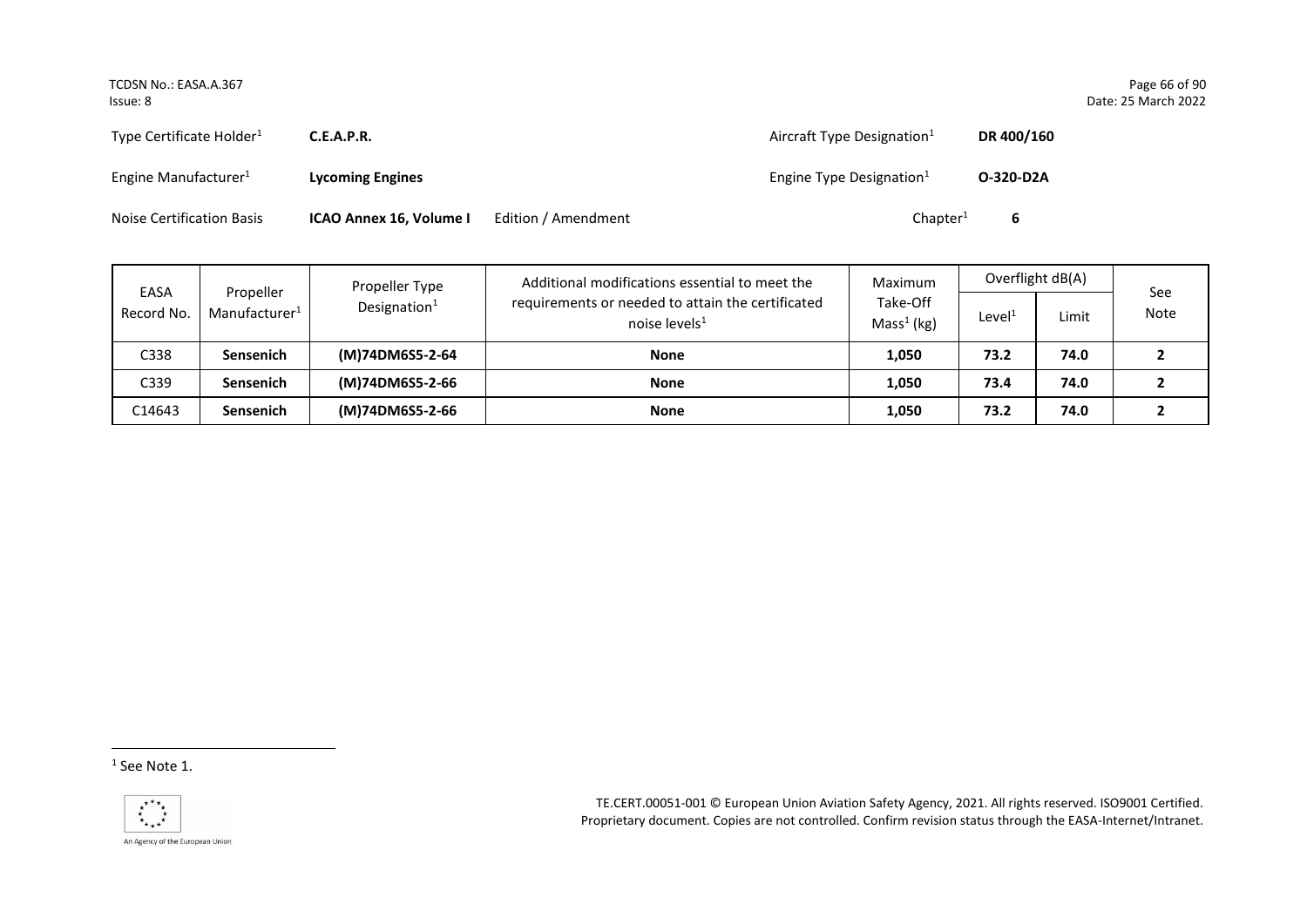| | | | |
|---|---|---|---|
| Type Certificate Holder[1] | **C.E.A.P.R.** | Aircraft Type Designation[1] | **DR 400/160** |
| Engine Manufacturer[1] | **Lycoming Engines** | Engine Type Designation[1] | **O-320-D2A** |
| Noise Certification Basis | **ICAO Annex 16, Volume I** Edition / Amendment | Chapter[1] | **6** |

| EASA Record No. | Propeller Manufacturer[1] | Propeller Type Designation[1] | Additional modifications essential to meet the requirements or needed to attain the certificated noise levels[1] | Maximum Take-Off Mass[1] (kg) | Overflight dB(A) | | See Note |
|---|---|---|---|---|---|---|---|
| | | | | | Level[1] | Limit | |
| C338 | **Sensenich** | **(M)74DM6S5-2-64** | **None** | **1,050** | **73.2** | **74.0** | **2** |
| C339 | **Sensenich** | **(M)74DM6S5-2-66** | **None** | **1,050** | **73.4** | **74.0** | **2** |
| C14643 | **Sensenich** | **(M)74DM6S5-2-66** | **None** | **1,050** | **73.2** | **74.0** | **2** |

[1] See Note 1.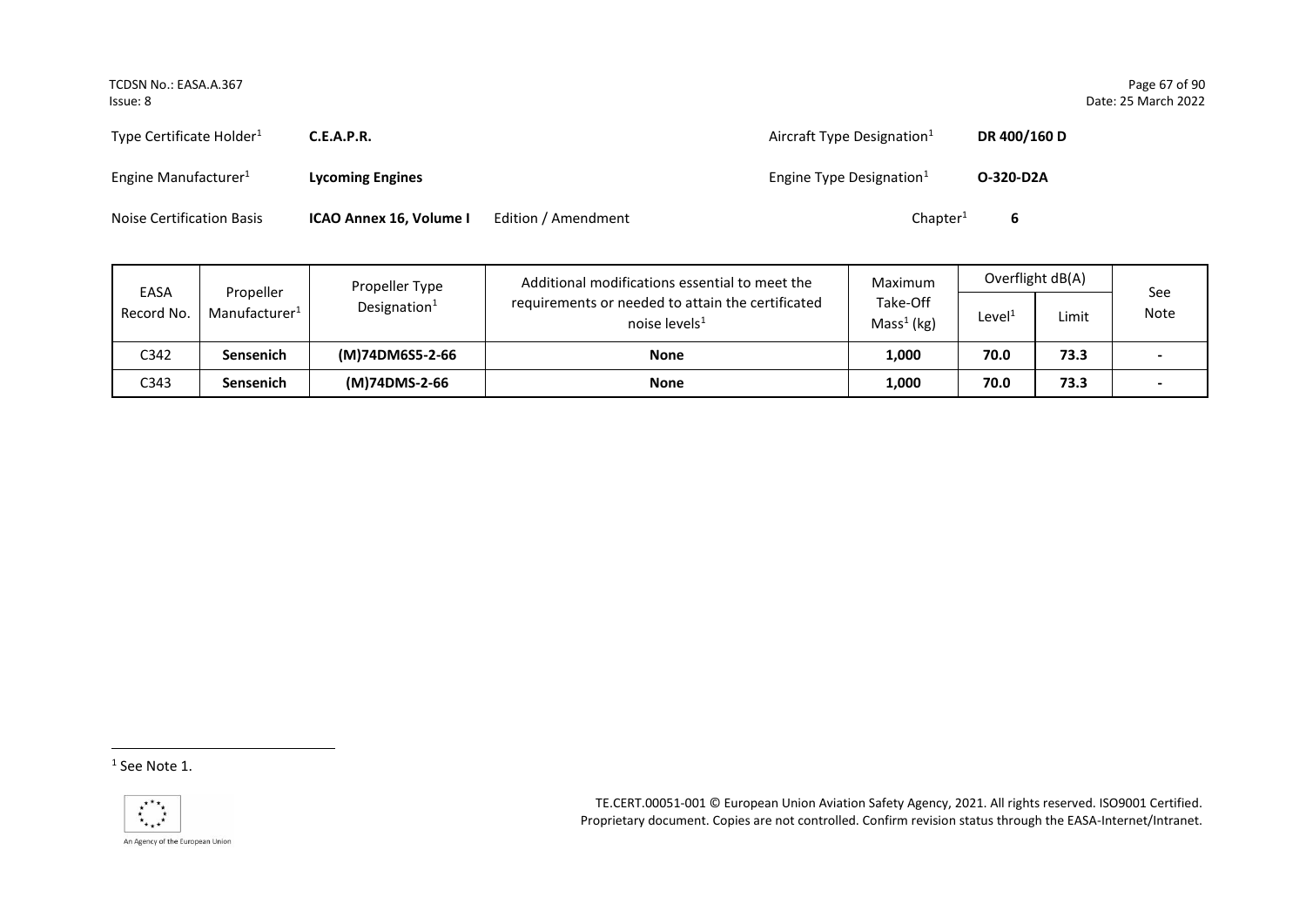| Type Certificate Holder[1] | **C.E.A.P.R.** | | Aircraft Type Designation[1] | **DR 400/160 D** |
|---|---|---|---|---|
| Engine Manufacturer[1] | **Lycoming Engines** | | Engine Type Designation[1] | **O-320-D2A** |
| Noise Certification Basis | **ICAO Annex 16, Volume I** | Edition / Amendment | Chapter[1] | **6** |

| EASA Record No. | Propeller Manufacturer[1] | Propeller Type Designation[1] | Additional modifications essential to meet the requirements or needed to attain the certificated noise levels[1] | Maximum Take-Off Mass[1] (kg) | Overflight dB(A) | | See Note |
|---|---|---|---|---|---|---|---|
| | | | | | Level[1] | Limit | |
| C342 | **Sensenich** | **(M)74DM6S5-2-66** | **None** | **1,000** | **70.0** | **73.3** | **-** |
| C343 | **Sensenich** | **(M)74DMS-2-66** | **None** | **1,000** | **70.0** | **73.3** | **-** |

[1] See Note 1.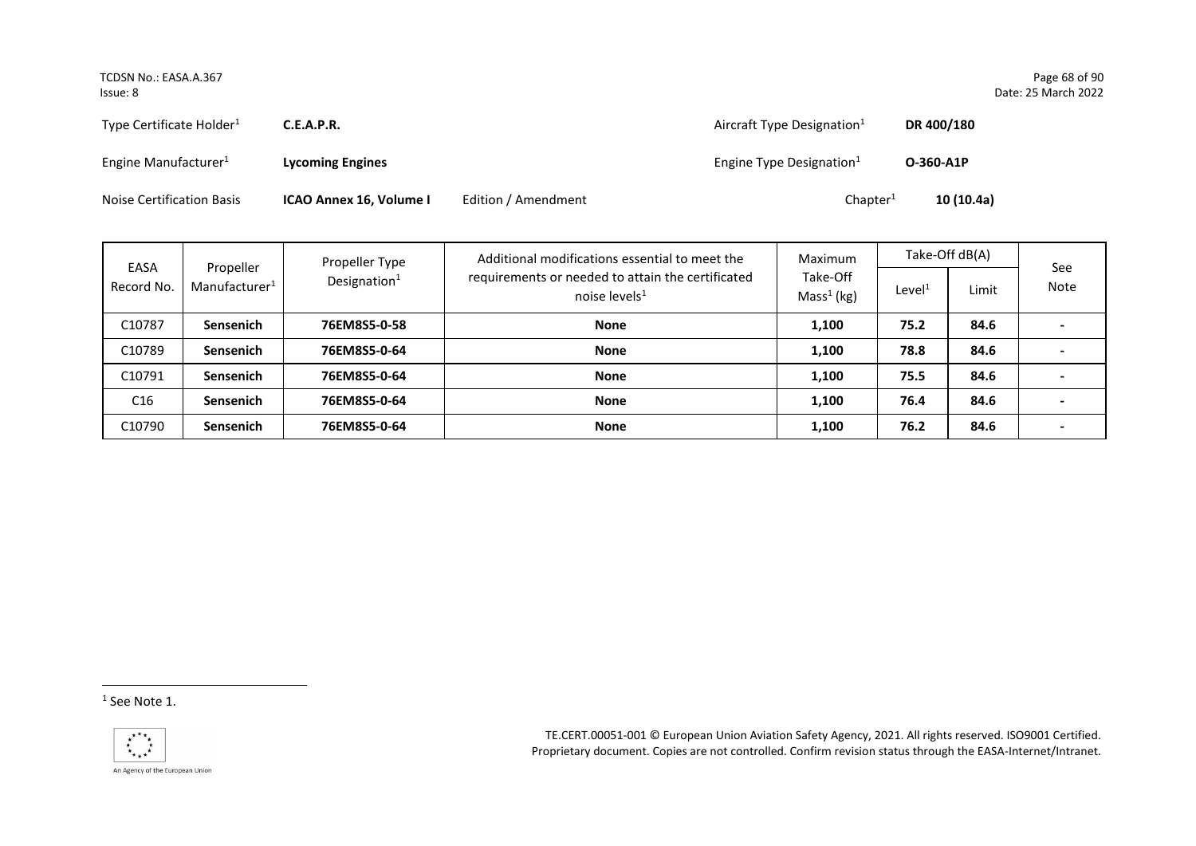| Type Certificate Holder[1] | **C.E.A.P.R.** | Aircraft Type Designation[1] | **DR 400/180** |
|---|---|---|---|
| Engine Manufacturer[1] | **Lycoming Engines** | Engine Type Designation[1] | **O-360-A1P** |
| Noise Certification Basis | **ICAO Annex 16, Volume I** Edition / Amendment | Chapter[1] | **10 (10.4a)** |

| EASA Record No. | Propeller Manufacturer[1] | Propeller Type Designation[1] | Additional modifications essential to meet the requirements or needed to attain the certificated noise levels[1] | Maximum Take-Off Mass[1] (kg) | Take-Off dB(A) | | See Note |
|---|---|---|---|---|---|---|---|
| | | | | | Level[1] | Limit | |
| C10787 | **Sensenich** | **76EM8S5-0-58** | **None** | **1,100** | **75.2** | **84.6** | **-** |
| C10789 | **Sensenich** | **76EM8S5-0-64** | **None** | **1,100** | **78.8** | **84.6** | **-** |
| C10791 | **Sensenich** | **76EM8S5-0-64** | **None** | **1,100** | **75.5** | **84.6** | **-** |
| C16 | **Sensenich** | **76EM8S5-0-64** | **None** | **1,100** | **76.4** | **84.6** | **-** |
| C10790 | **Sensenich** | **76EM8S5-0-64** | **None** | **1,100** | **76.2** | **84.6** | **-** |

[1] See Note 1.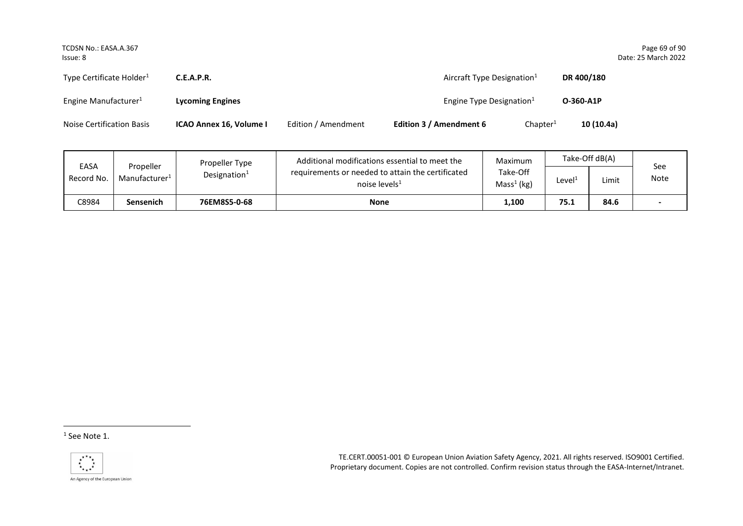| | | | | | |
|---|---|---|---|---|---|
| Type Certificate Holder[1] | **C.E.A.P.R.** | | Aircraft Type Designation[1] | **DR 400/180** | |
| Engine Manufacturer[1] | **Lycoming Engines** | | Engine Type Designation[1] | **O-360-A1P** | |
| Noise Certification Basis | **ICAO Annex 16, Volume I** | Edition / Amendment | **Edition 3 / Amendment 6** | Chapter[1] | **10 (10.4a)** |

| EASA Record No. | Propeller Manufacturer[1] | Propeller Type Designation[1] | Additional modifications essential to meet the requirements or needed to attain the certificated noise levels[1] | Maximum Take-Off Mass[1] (kg) | Take-Off dB(A) | | See Note |
|---|---|---|---|---|---|---|---|
| | | | | | Level[1] | Limit | |
| C8984 | **Sensenich** | **76EM8S5-0-68** | **None** | **1,100** | **75.1** | **84.6** | **-** |

[1] See Note 1.

TE.CERT.00051-001 © European Union Aviation Safety Agency, 2021. All rights reserved. ISO9001 Certified. Proprietary document. Copies are not controlled. Confirm revision status through the EASA-Internet/Intranet.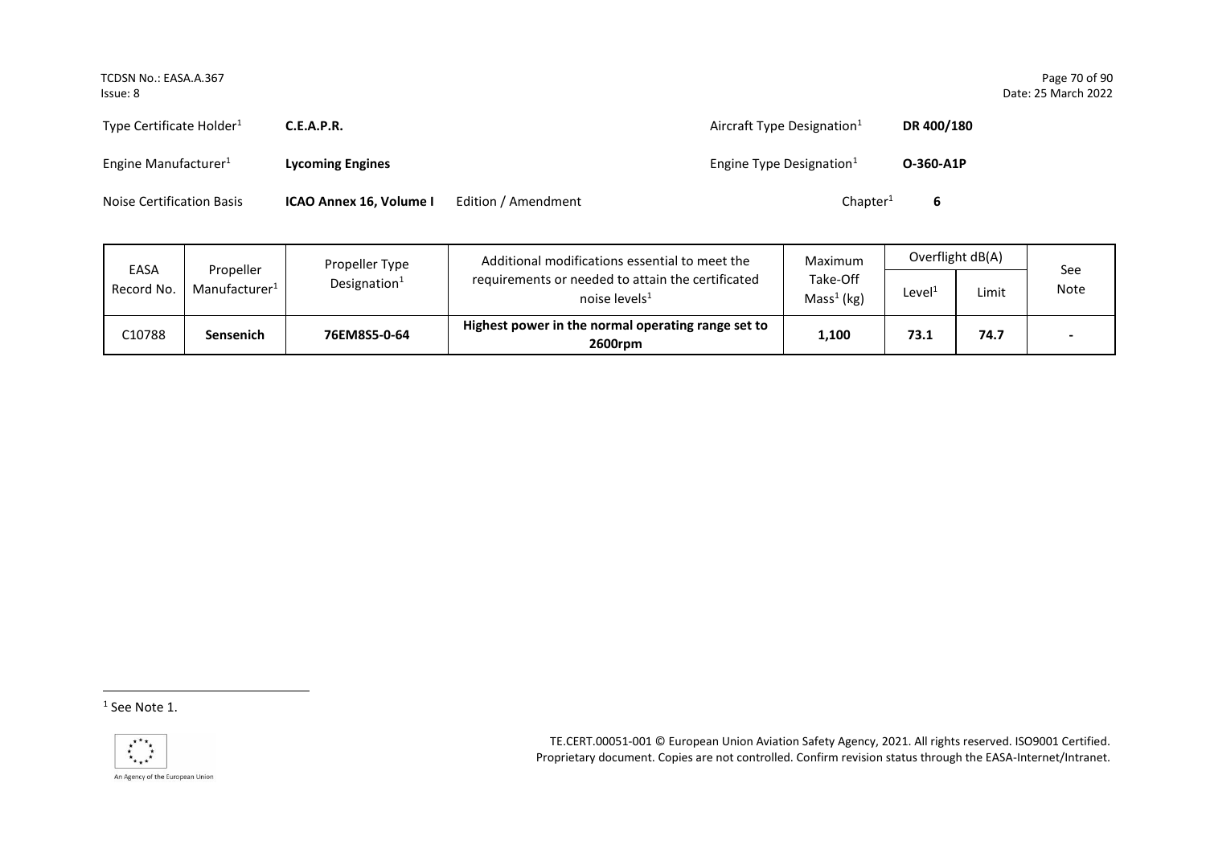| | | | | | |
|---|---|---|---|---|---|
| Type Certificate Holder[1] | **C.E.A.P.R.** | | Aircraft Type Designation[1] | **DR 400/180** | |
| Engine Manufacturer[1] | **Lycoming Engines** | | Engine Type Designation[1] | **O-360-A1P** | |
| Noise Certification Basis | **ICAO Annex 16, Volume I** | Edition / Amendment | Chapter[1] | **6** | |

| EASA Record No. | Propeller Manufacturer[1] | Propeller Type Designation[1] | Additional modifications essential to meet the requirements or needed to attain the certificated noise levels[1] | Maximum Take-Off Mass[1] (kg) | Overflight dB(A) | | See Note |
|---|---|---|---|---|---|---|---|
| | | | | | Level[1] | Limit | |
| C10788 | **Sensenich** | **76EM8S5-0-64** | **Highest power in the normal operating range set to 2600rpm** | **1,100** | **73.1** | **74.7** | **-** |

[1] See Note 1.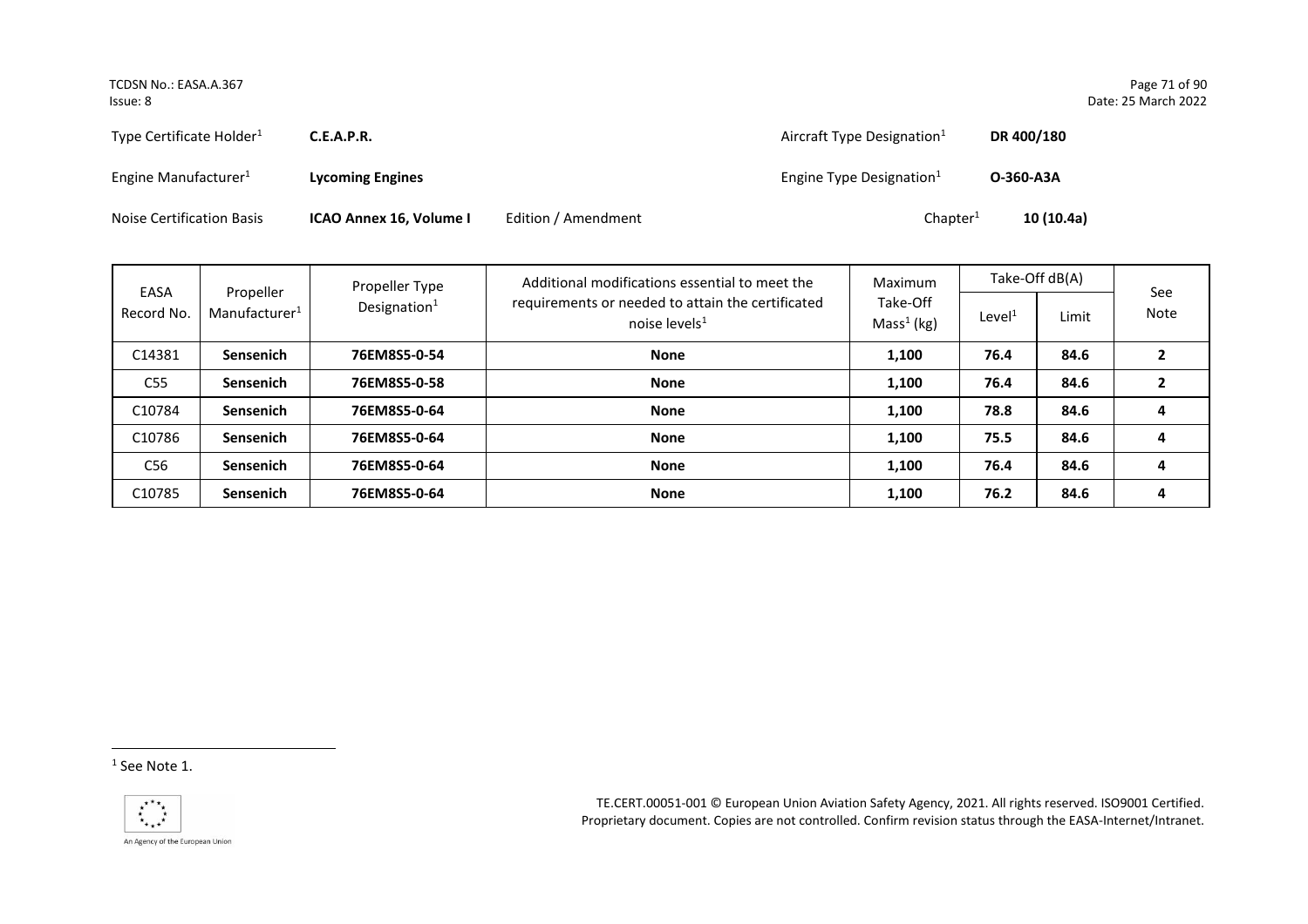| Type Certificate Holder[1] | **C.E.A.P.R.** | Aircraft Type Designation[1] | **DR 400/180** |
|---|---|---|---|
| Engine Manufacturer[1] | **Lycoming Engines** | Engine Type Designation[1] | **O-360-A3A** |
| Noise Certification Basis | **ICAO Annex 16, Volume I** Edition / Amendment | Chapter[1] | **10 (10.4a)** |

| EASA Record No. | Propeller Manufacturer[1] | Propeller Type Designation[1] | Additional modifications essential to meet the requirements or needed to attain the certificated noise levels[1] | Maximum Take-Off Mass[1] (kg) | Take-Off dB(A) | | See Note |
|---|---|---|---|---|---|---|---|
| | | | | | Level[1] | Limit | |
| C14381 | **Sensenich** | **76EM8S5-0-54** | **None** | **1,100** | **76.4** | **84.6** | **2** |
| C55 | **Sensenich** | **76EM8S5-0-58** | **None** | **1,100** | **76.4** | **84.6** | **2** |
| C10784 | **Sensenich** | **76EM8S5-0-64** | **None** | **1,100** | **78.8** | **84.6** | **4** |
| C10786 | **Sensenich** | **76EM8S5-0-64** | **None** | **1,100** | **75.5** | **84.6** | **4** |
| C56 | **Sensenich** | **76EM8S5-0-64** | **None** | **1,100** | **76.4** | **84.6** | **4** |
| C10785 | **Sensenich** | **76EM8S5-0-64** | **None** | **1,100** | **76.2** | **84.6** | **4** |

[1] See Note 1.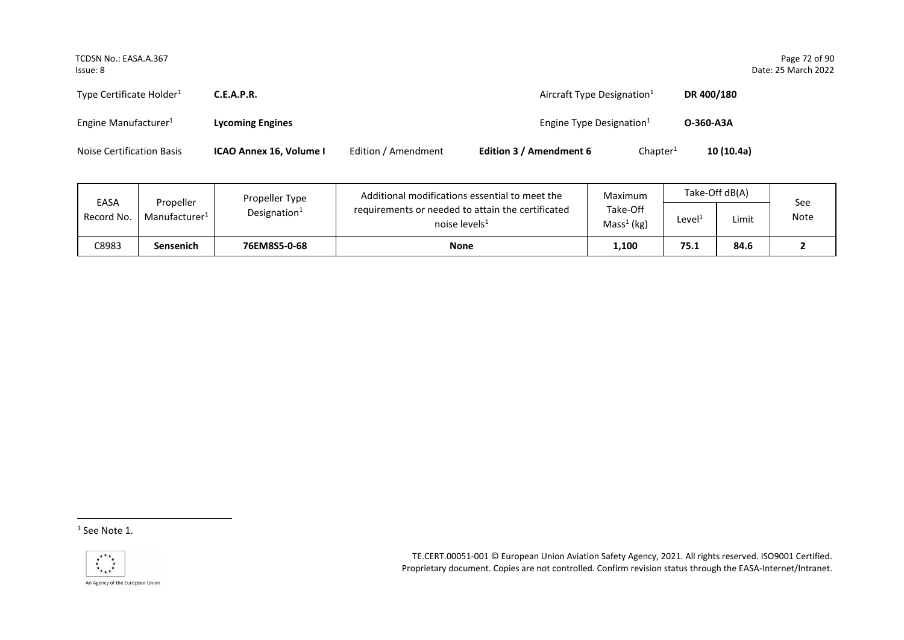| Type Certificate Holder[1] | **C.E.A.P.R.** | | | Aircraft Type Designation[1] | **DR 400/180** |
|---|---|---|---|---|---|
| Engine Manufacturer[1] | **Lycoming Engines** | | | Engine Type Designation[1] | **O-360-A3A** |
| Noise Certification Basis | **ICAO Annex 16, Volume I** | Edition / Amendment | **Edition 3 / Amendment 6** | Chapter[1] | **10 (10.4a)** |

| EASA Record No. | Propeller Manufacturer[1] | Propeller Type Designation[1] | Additional modifications essential to meet the requirements or needed to attain the certificated noise levels[1] | Maximum Take-Off Mass[1] (kg) | Take-Off dB(A) | | See Note |
|---|---|---|---|---|---|---|---|
| | | | | | Level[1] | Limit | |
| C8983 | **Sensenich** | **76EM8S5-0-68** | **None** | **1,100** | **75.1** | **84.6** | **2** |

[1] See Note 1.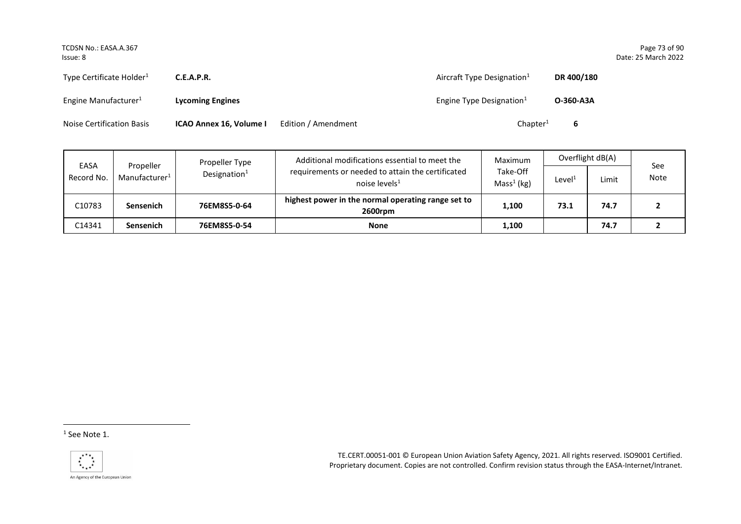| Type Certificate Holder[1] | **C.E.A.P.R.** | | Aircraft Type Designation[1] | **DR 400/180** |
|---|---|---|---|---|
| Engine Manufacturer[1] | **Lycoming Engines** | | Engine Type Designation[1] | **O-360-A3A** |
| Noise Certification Basis | **ICAO Annex 16, Volume I** | Edition / Amendment | Chapter[1] | **6** |

| EASA Record No. | Propeller Manufacturer[1] | Propeller Type Designation[1] | Additional modifications essential to meet the requirements or needed to attain the certificated noise levels[1] | Maximum Take-Off Mass[1] (kg) | Overflight dB(A) | | See Note |
|---|---|---|---|---|---|---|---|
| | | | | | Level[1] | Limit | |
| C10783 | **Sensenich** | **76EM8S5-0-64** | **highest power in the normal operating range set to 2600rpm** | **1,100** | **73.1** | **74.7** | **2** |
| C14341 | **Sensenich** | **76EM8S5-0-54** | **None** | **1,100** | | **74.7** | **2** |

[1] See Note 1.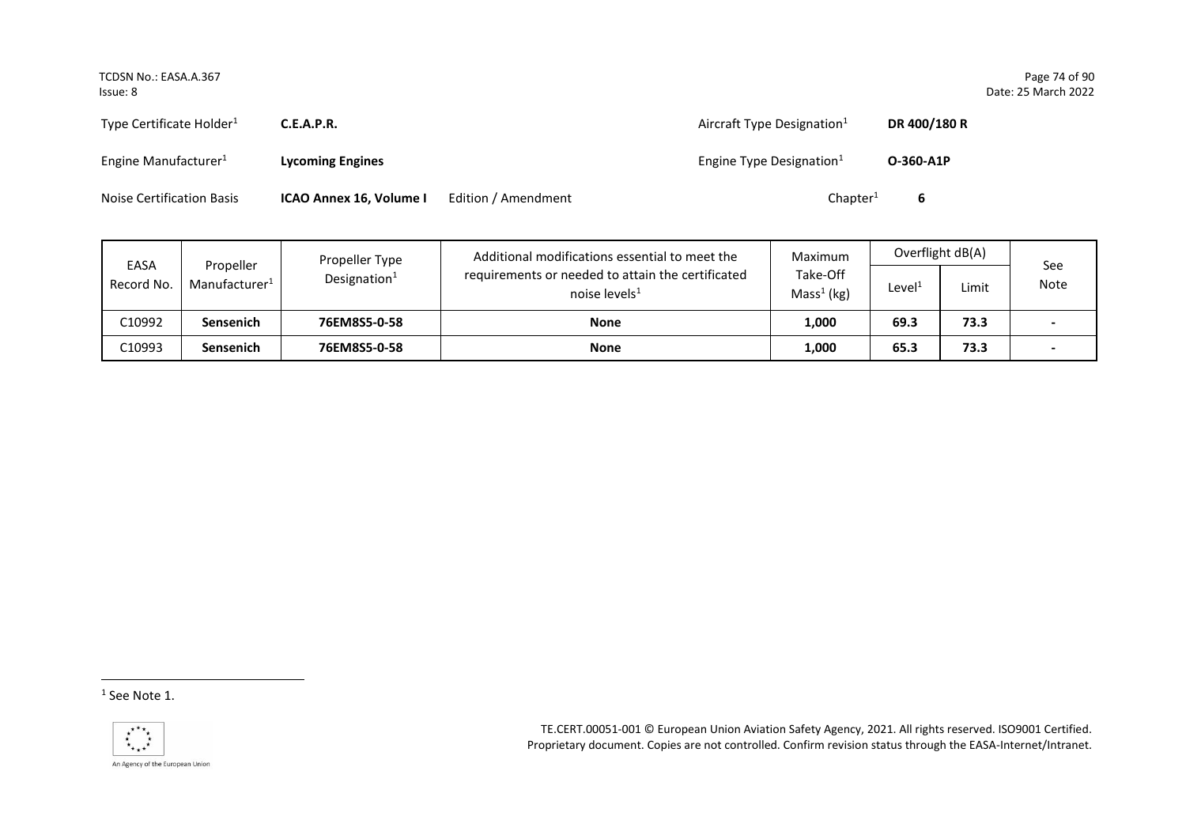| Type Certificate Holder[1] | C.E.A.P.R. | | Aircraft Type Designation[1] | DR 400/180 R |
|---|---|---|---|---|
| Engine Manufacturer[1] | Lycoming Engines | | Engine Type Designation[1] | O-360-A1P |
| Noise Certification Basis | ICAO Annex 16, Volume I | Edition / Amendment | Chapter[1] | 6 |

| EASA Record No. | Propeller Manufacturer[1] | Propeller Type Designation[1] | Additional modifications essential to meet the requirements or needed to attain the certificated noise levels[1] | Maximum Take-Off Mass[1] (kg) | Overflight dB(A) | | See Note |
|---|---|---|---|---|---|---|---|
| | | | | | Level[1] | Limit | |
| C10992 | **Sensenich** | **76EM8S5-0-58** | **None** | **1,000** | **69.3** | **73.3** | **-** |
| C10993 | **Sensenich** | **76EM8S5-0-58** | **None** | **1,000** | **65.3** | **73.3** | **-** |

[1] See Note 1.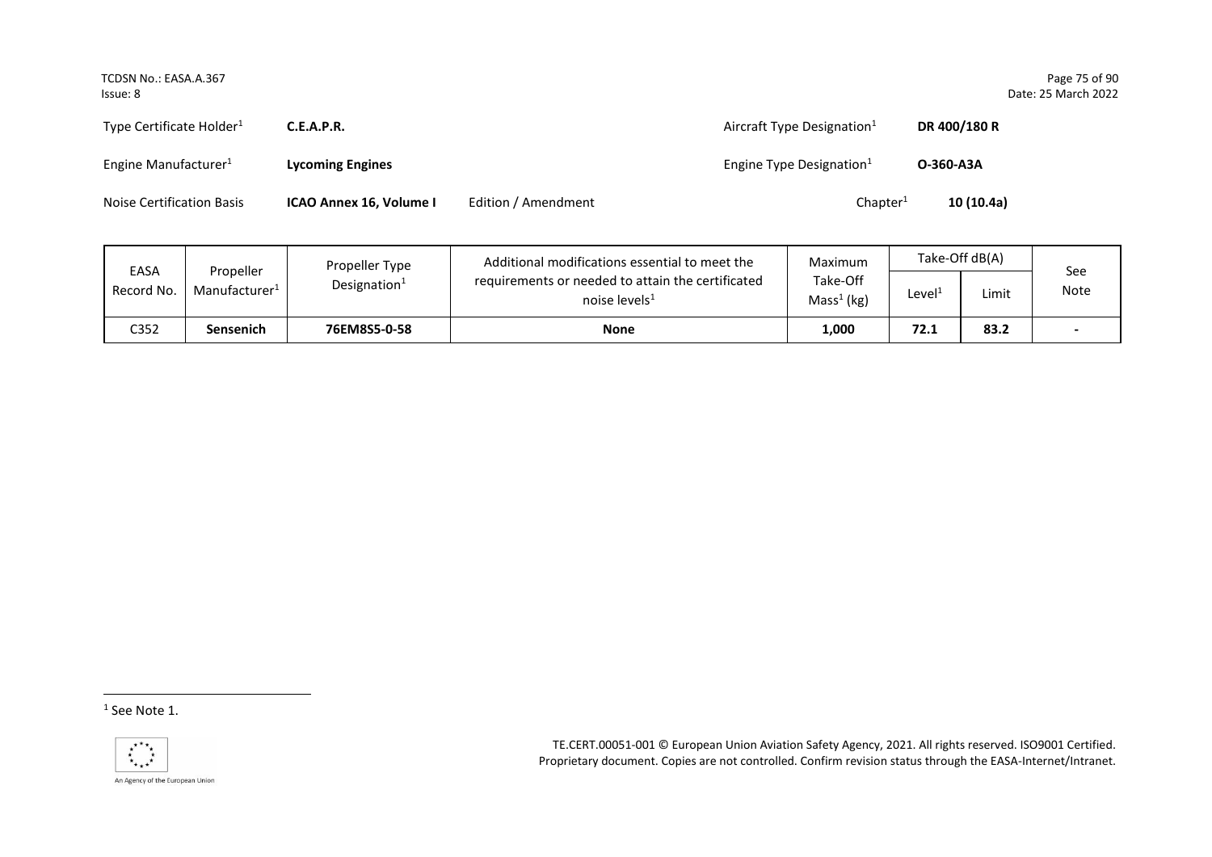Type Certificate Holder[1] **C.E.A.P.R.** Aircraft Type Designation[1] **DR 400/180 R**

Engine Manufacturer[1] **Lycoming Engines** Engine Type Designation[1] **O-360-A3A**

Noise Certification Basis **ICAO Annex 16, Volume I** Edition / Amendment Chapter[1] **10 (10.4a)**

| EASA Record No. | Propeller Manufacturer[1] | Propeller Type Designation[1] | Additional modifications essential to meet the requirements or needed to attain the certificated noise levels[1] | Maximum Take-Off Mass[1] (kg) | Take-Off dB(A) | | See Note |
|---|---|---|---|---|---|---|---|
| | | | | | Level[1] | Limit | |
| C352 | **Sensenich** | **76EM8S5-0-58** | **None** | **1,000** | **72.1** | **83.2** | **-** |

[1] See Note 1.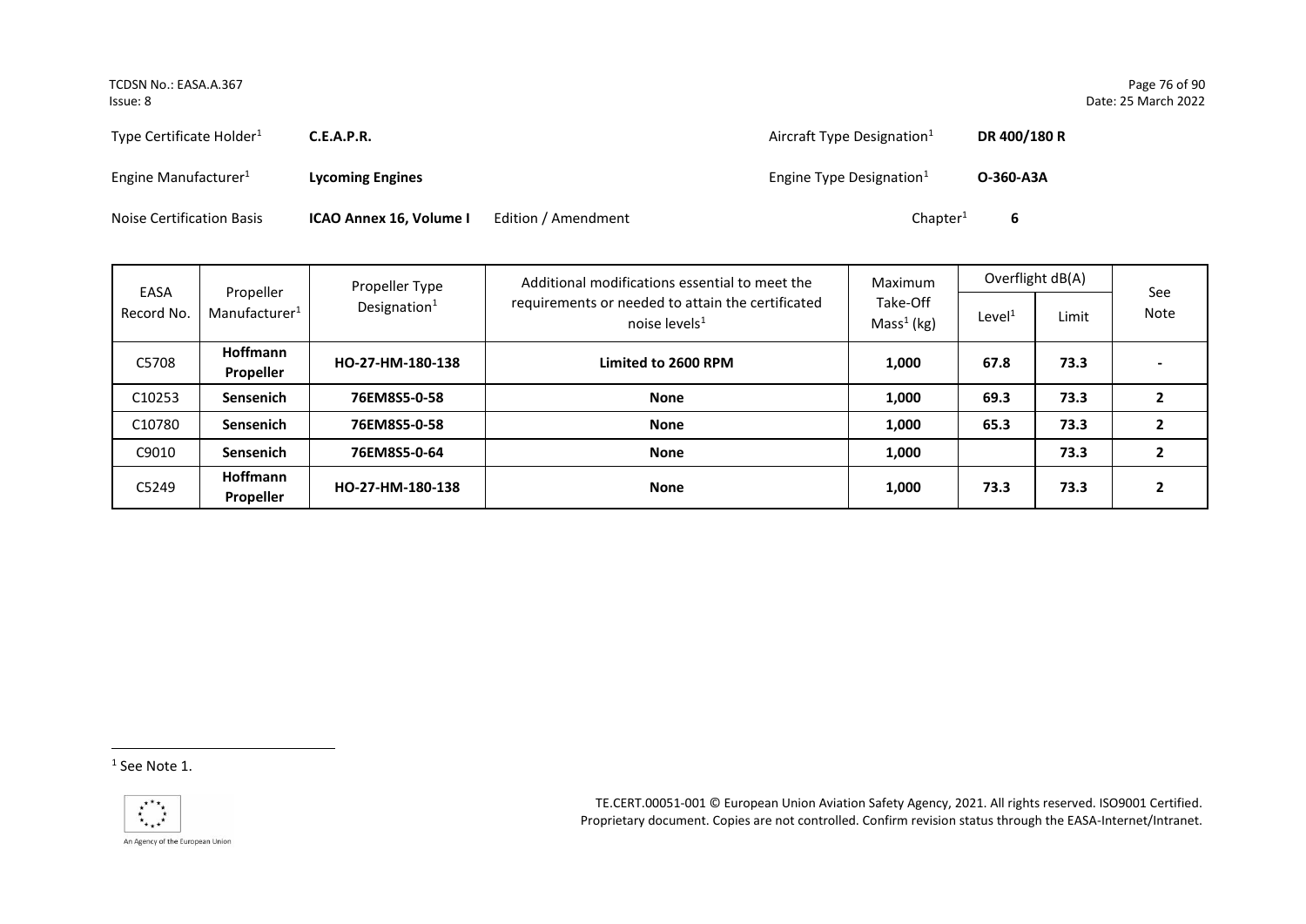| Type Certificate Holder[1] | **C.E.A.P.R.** | | Aircraft Type Designation[1] | **DR 400/180 R** |
|---|---|---|---|---|
| Engine Manufacturer[1] | **Lycoming Engines** | | Engine Type Designation[1] | **O-360-A3A** |
| Noise Certification Basis | **ICAO Annex 16, Volume I** | Edition / Amendment | Chapter[1] | **6** |

| EASA Record No. | Propeller Manufacturer[1] | Propeller Type Designation[1] | Additional modifications essential to meet the requirements or needed to attain the certificated noise levels[1] | Maximum Take-Off Mass[1] (kg) | Overflight dB(A) | | See Note |
|---|---|---|---|---|---|---|---|
| | | | | | Level[1] | Limit | |
| C5708 | **Hoffmann Propeller** | **HO-27-HM-180-138** | **Limited to 2600 RPM** | **1,000** | **67.8** | **73.3** | **-** |
| C10253 | **Sensenich** | **76EM8S5-0-58** | **None** | **1,000** | **69.3** | **73.3** | **2** |
| C10780 | **Sensenich** | **76EM8S5-0-58** | **None** | **1,000** | **65.3** | **73.3** | **2** |
| C9010 | **Sensenich** | **76EM8S5-0-64** | **None** | **1,000** | | **73.3** | **2** |
| C5249 | **Hoffmann Propeller** | **HO-27-HM-180-138** | **None** | **1,000** | **73.3** | **73.3** | **2** |

[1] See Note 1.

TE.CERT.00051-001 © European Union Aviation Safety Agency, 2021. All rights reserved. ISO9001 Certified. Proprietary document. Copies are not controlled. Confirm revision status through the EASA-Internet/Intranet.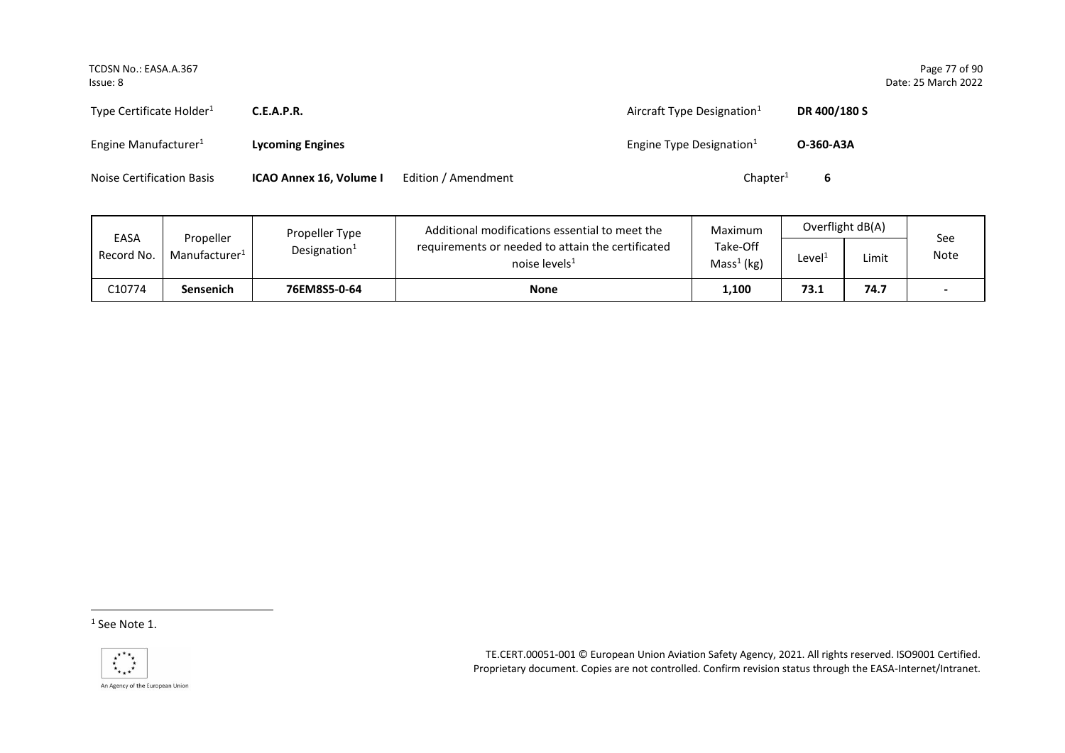| | | | |
|---|---|---|---|
| Type Certificate Holder[1] | **C.E.A.P.R.** | Aircraft Type Designation[1] | **DR 400/180 S** |
| Engine Manufacturer[1] | **Lycoming Engines** | Engine Type Designation[1] | **O-360-A3A** |
| Noise Certification Basis | **ICAO Annex 16, Volume I** Edition / Amendment | Chapter[1] | **6** |

| EASA Record No. | Propeller Manufacturer[1] | Propeller Type Designation[1] | Additional modifications essential to meet the requirements or needed to attain the certificated noise levels[1] | Maximum Take-Off Mass[1] (kg) | Overflight dB(A) | | See Note |
|---|---|---|---|---|---|---|---|
| | | | | | Level[1] | Limit | |
| C10774 | **Sensenich** | **76EM8S5-0-64** | **None** | **1,100** | **73.1** | **74.7** | **-** |

[1] See Note 1.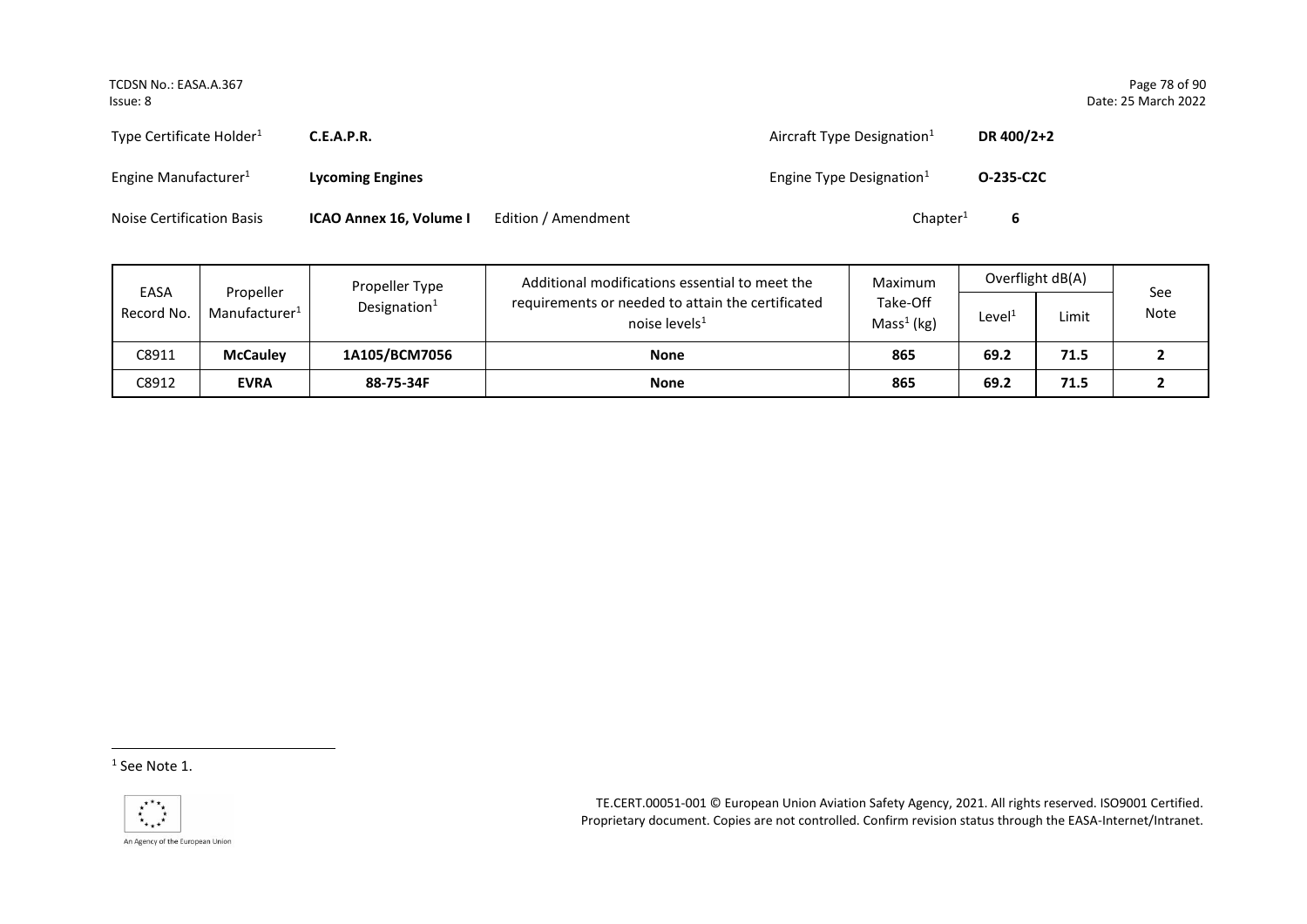| Type Certificate Holder[1] | **C.E.A.P.R.** | | Aircraft Type Designation[1] | **DR 400/2+2** |
|---|---|---|---|---|
| Engine Manufacturer[1] | **Lycoming Engines** | | Engine Type Designation[1] | **O-235-C2C** |
| Noise Certification Basis | **ICAO Annex 16, Volume I** | Edition / Amendment | Chapter[1] | **6** |

| EASA Record No. | Propeller Manufacturer[1] | Propeller Type Designation[1] | Additional modifications essential to meet the requirements or needed to attain the certificated noise levels[1] | Maximum Take-Off Mass[1] (kg) | Overflight dB(A) | | See Note |
|---|---|---|---|---|---|---|---|
| | | | | | Level[1] | Limit | |
| C8911 | **McCauley** | **1A105/BCM7056** | **None** | **865** | **69.2** | **71.5** | **2** |
| C8912 | **EVRA** | **88-75-34F** | **None** | **865** | **69.2** | **71.5** | **2** |

[1] See Note 1.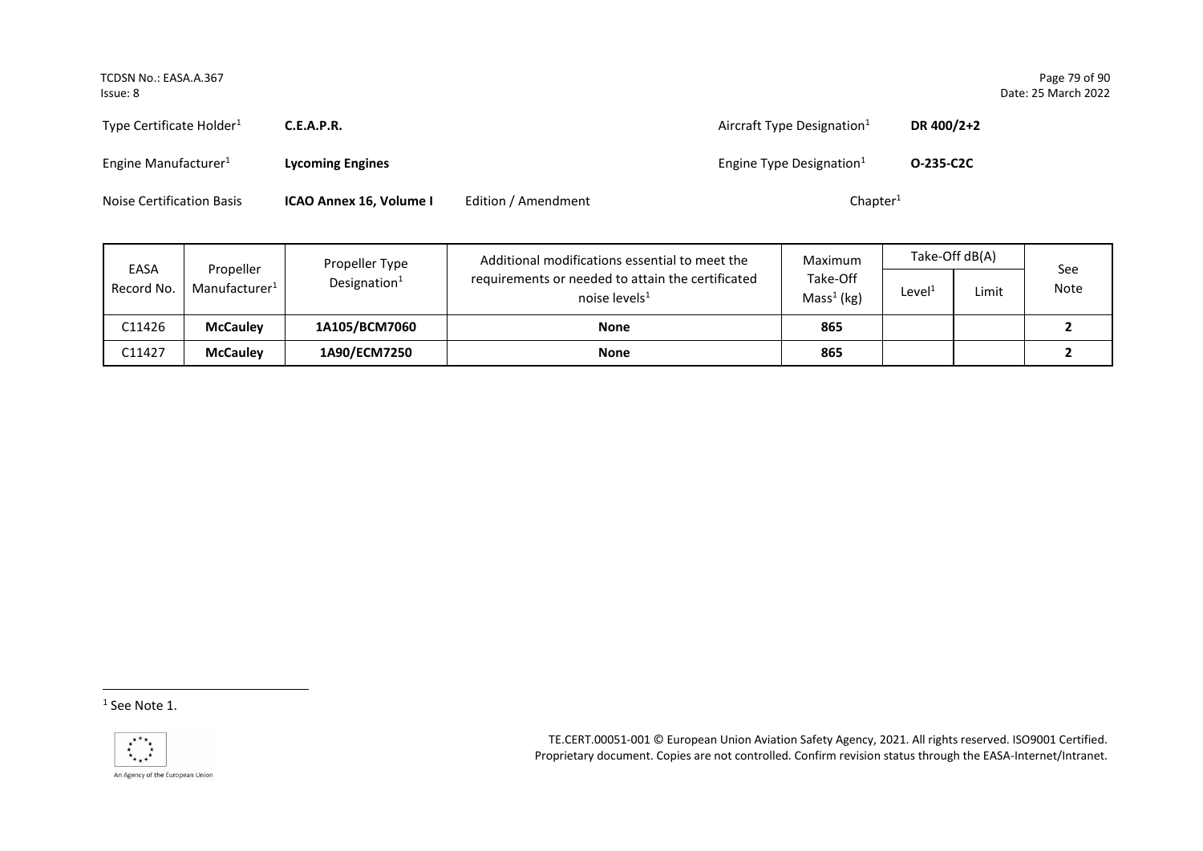| Type Certificate Holder[1] | **C.E.A.P.R.** | | Aircraft Type Designation[1] | **DR 400/2+2** |
|---|---|---|---|---|
| Engine Manufacturer[1] | **Lycoming Engines** | | Engine Type Designation[1] | **O-235-C2C** |
| Noise Certification Basis | **ICAO Annex 16, Volume I** | Edition / Amendment | Chapter[1] | |

| EASA Record No. | Propeller Manufacturer[1] | Propeller Type Designation[1] | Additional modifications essential to meet the requirements or needed to attain the certificated noise levels[1] | Maximum Take-Off Mass[1] (kg) | Take-Off dB(A) | | See Note |
|---|---|---|---|---|---|---|---|
| | | | | | Level[1] | Limit | |
| C11426 | **McCauley** | **1A105/BCM7060** | **None** | **865** | | | **2** |
| C11427 | **McCauley** | **1A90/ECM7250** | **None** | **865** | | | **2** |

[1] See Note 1.

TE.CERT.00051-001 © European Union Aviation Safety Agency, 2021. All rights reserved. ISO9001 Certified. Proprietary document. Copies are not controlled. Confirm revision status through the EASA-Internet/Intranet.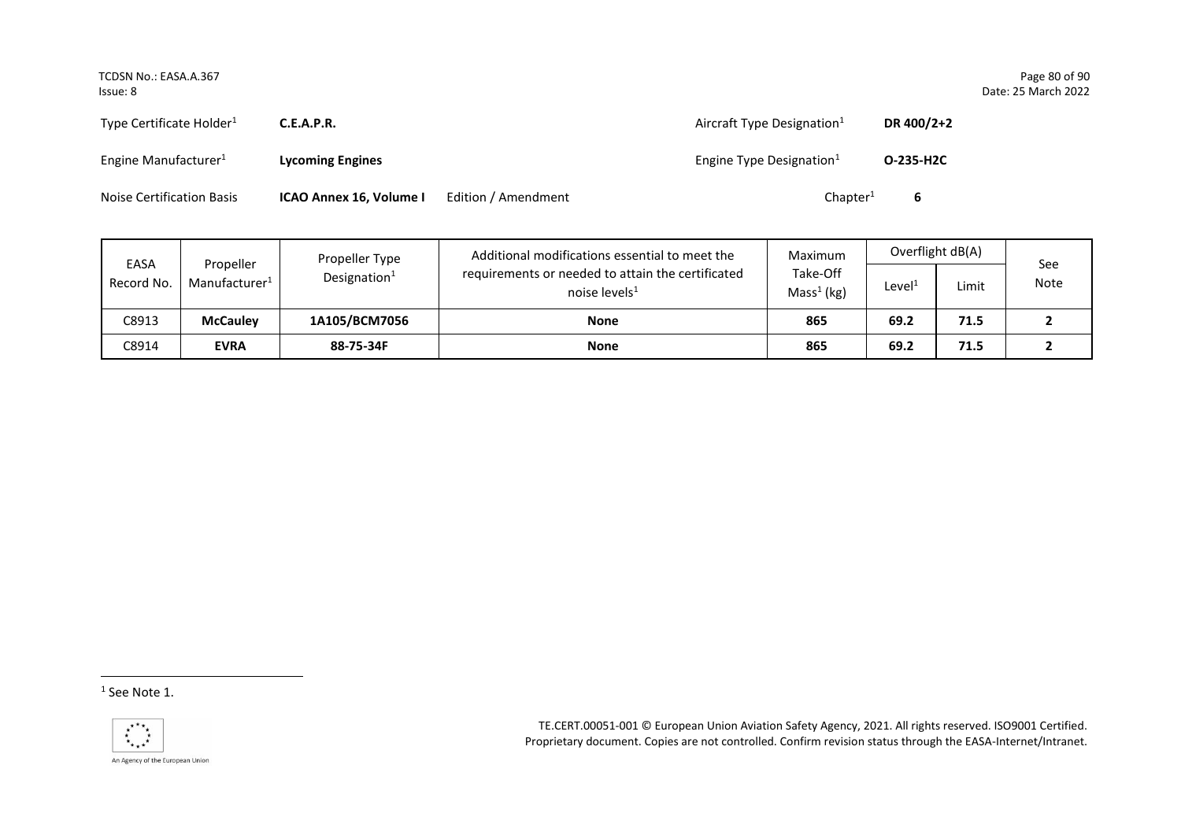| | | | | |
|---|---|---|---|---|
| Type Certificate Holder[1] | **C.E.A.P.R.** | | Aircraft Type Designation[1] | **DR 400/2+2** |
| Engine Manufacturer[1] | **Lycoming Engines** | | Engine Type Designation[1] | **O-235-H2C** |
| Noise Certification Basis | **ICAO Annex 16, Volume I** | Edition / Amendment | Chapter[1] | **6** |

| EASA Record No. | Propeller Manufacturer[1] | Propeller Type Designation[1] | Additional modifications essential to meet the requirements or needed to attain the certificated noise levels[1] | Maximum Take-Off Mass[1] (kg) | Overflight dB(A) | | See Note |
|---|---|---|---|---|---|---|---|
| | | | | | Level[1] | Limit | |
| C8913 | **McCauley** | **1A105/BCM7056** | **None** | **865** | **69.2** | **71.5** | **2** |
| C8914 | **EVRA** | **88-75-34F** | **None** | **865** | **69.2** | **71.5** | **2** |

[1] See Note 1.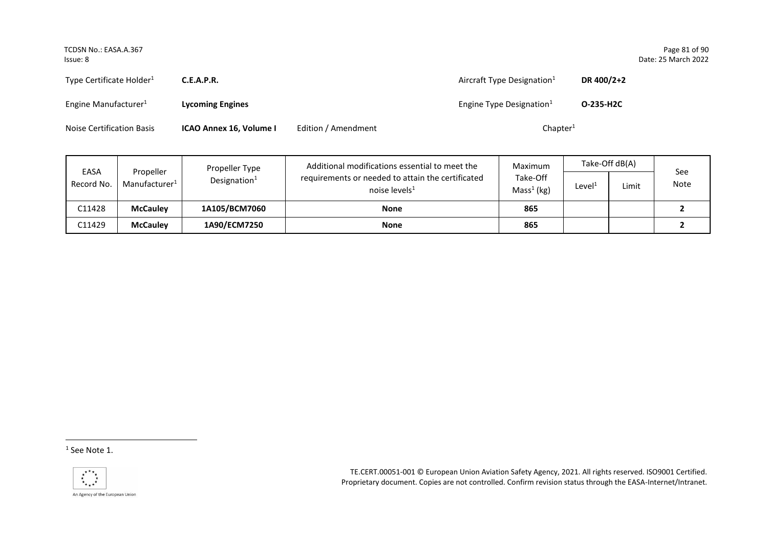| | | | |
|---|---|---|---|
| Type Certificate Holder[1] | **C.E.A.P.R.** | Aircraft Type Designation[1] | **DR 400/2+2** |
| Engine Manufacturer[1] | **Lycoming Engines** | Engine Type Designation[1] | **O-235-H2C** |
| Noise Certification Basis | **ICAO Annex 16, Volume I** Edition / Amendment | Chapter[1] | |

| EASA Record No. | Propeller Manufacturer[1] | Propeller Type Designation[1] | Additional modifications essential to meet the requirements or needed to attain the certificated noise levels[1] | Maximum Take-Off Mass[1] (kg) | Take-Off dB(A) | | See Note |
|---|---|---|---|---|---|---|---|
| | | | | | Level[1] | Limit | |
| C11428 | **McCauley** | **1A105/BCM7060** | **None** | **865** | | | **2** |
| C11429 | **McCauley** | **1A90/ECM7250** | **None** | **865** | | | **2** |

[1] See Note 1.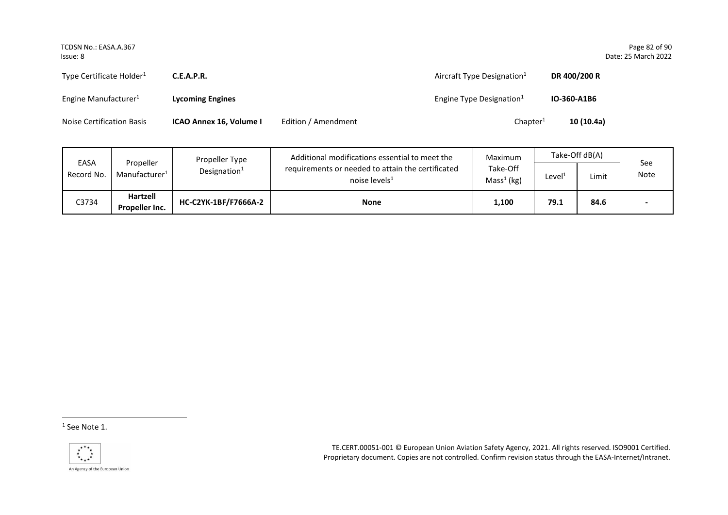Type Certificate Holder[1] **C.E.A.P.R.** Aircraft Type Designation[1] **DR 400/200 R**

Engine Manufacturer[1] **Lycoming Engines** Engine Type Designation[1] **IO-360-A1B6**

Noise Certification Basis **ICAO Annex 16, Volume I** Edition / Amendment Chapter[1] **10 (10.4a)**

| EASA Record No. | Propeller Manufacturer[1] | Propeller Type Designation[1] | Additional modifications essential to meet the requirements or needed to attain the certificated noise levels[1] | Maximum Take-Off Mass[1] (kg) | Take-Off dB(A) | | See Note |
|---|---|---|---|---|---|---|---|
| | | | | | Level[1] | Limit | |
| C3734 | **Hartzell Propeller Inc.** | **HC-C2YK-1BF/F7666A-2** | **None** | **1,100** | **79.1** | **84.6** | **-** |

[1] See Note 1.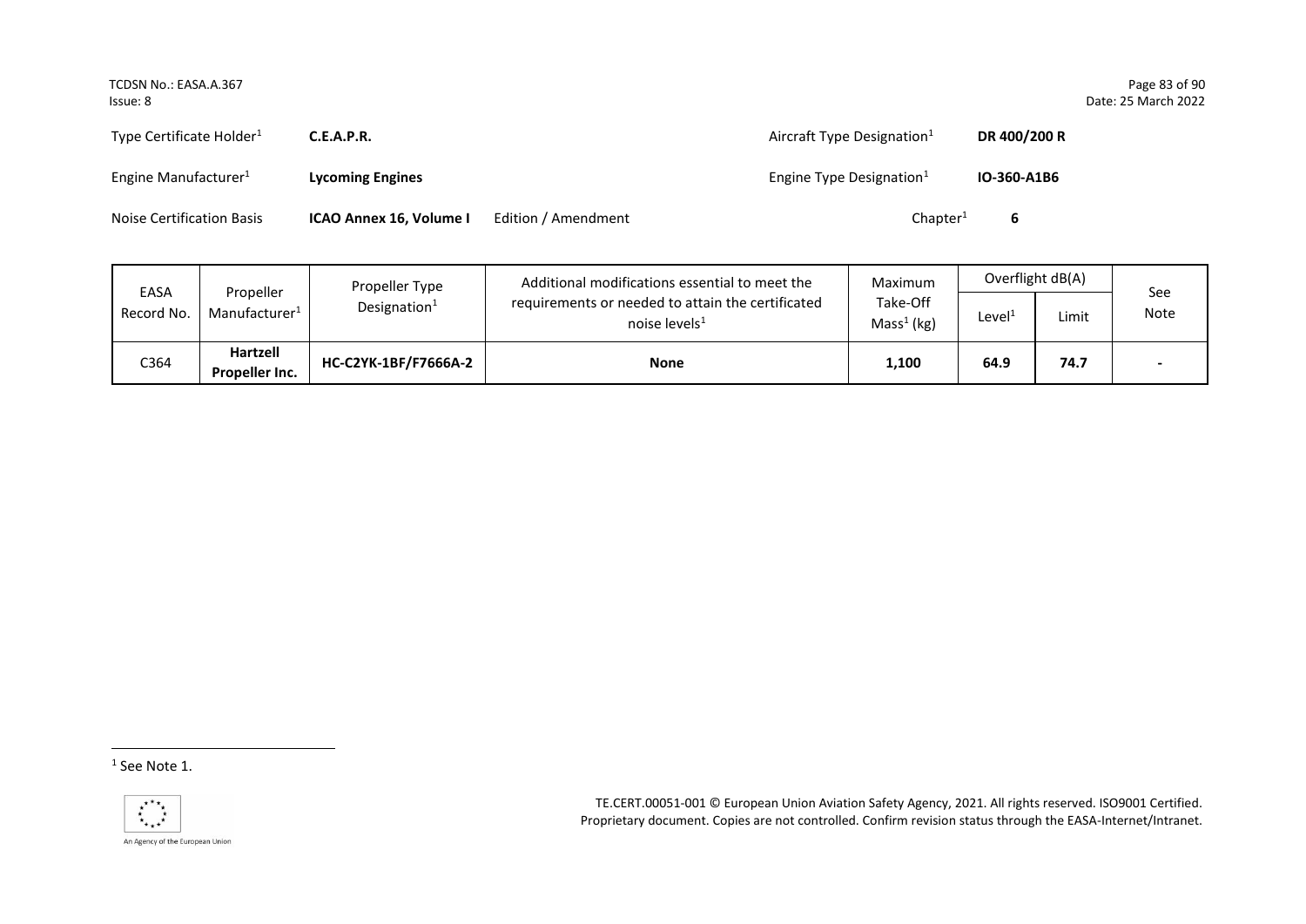Type Certificate Holder[1] **C.E.A.P.R.** Aircraft Type Designation[1] **DR 400/200 R**

Engine Manufacturer[1] **Lycoming Engines** Engine Type Designation[1] **IO-360-A1B6**

Noise Certification Basis **ICAO Annex 16, Volume I** Edition / Amendment Chapter[1] **6**

| EASA Record No. | Propeller Manufacturer[1] | Propeller Type Designation[1] | Additional modifications essential to meet the requirements or needed to attain the certificated noise levels[1] | Maximum Take-Off Mass[1] (kg) | Overflight dB(A) | | See Note |
|---|---|---|---|---|---|---|---|
| | | | | | Level[1] | Limit | |
| C364 | **Hartzell Propeller Inc.** | **HC-C2YK-1BF/F7666A-2** | **None** | **1,100** | **64.9** | **74.7** | **-** |

[1] See Note 1.

TE.CERT.00051-001 © European Union Aviation Safety Agency, 2021. All rights reserved. ISO9001 Certified. Proprietary document. Copies are not controlled. Confirm revision status through the EASA-Internet/Intranet.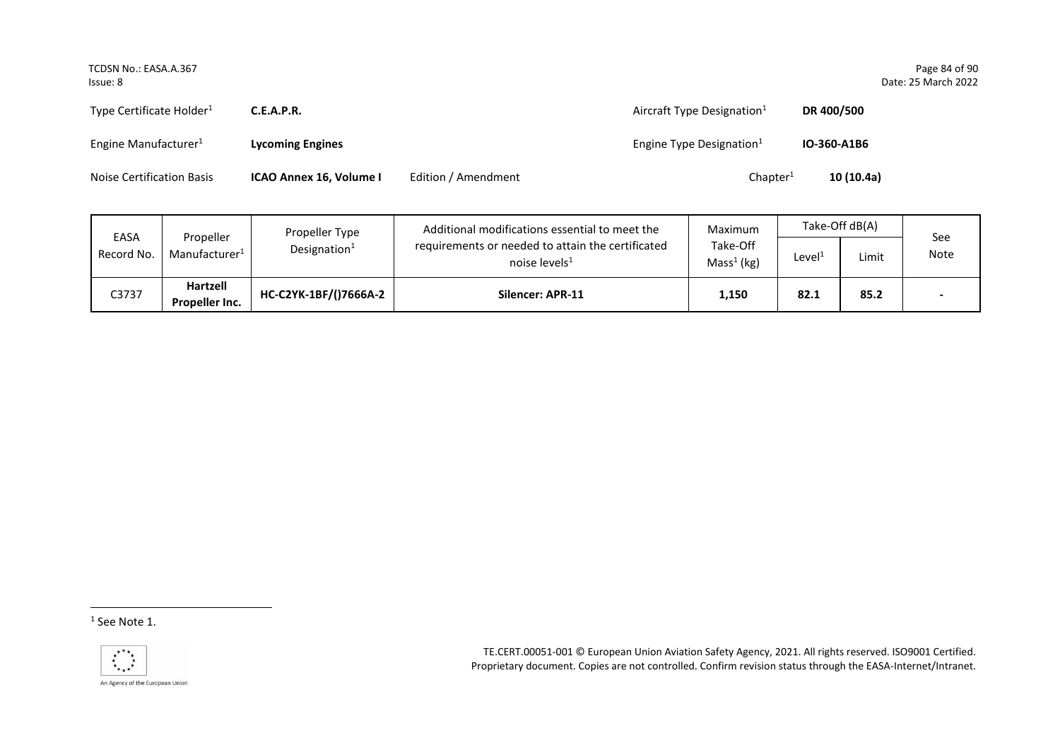Type Certificate Holder[1] **C.E.A.P.R.** Aircraft Type Designation[1] **DR 400/500**

Engine Manufacturer[1] **Lycoming Engines** Engine Type Designation[1] **IO-360-A1B6**

Noise Certification Basis **ICAO Annex 16, Volume I** Edition / Amendment Chapter[1] **10 (10.4a)**

| EASA Record No. | Propeller Manufacturer[1] | Propeller Type Designation[1] | Additional modifications essential to meet the requirements or needed to attain the certificated noise levels[1] | Maximum Take-Off Mass[1] (kg) | Take-Off dB(A) | | See Note |
|---|---|---|---|---|---|---|---|
| | | | | | Level[1] | Limit | |
| C3737 | **Hartzell Propeller Inc.** | **HC-C2YK-1BF/()7666A-2** | **Silencer: APR-11** | **1,150** | **82.1** | **85.2** | **-** |

[1] See Note 1.

TE.CERT.00051-001 © European Union Aviation Safety Agency, 2021. All rights reserved. ISO9001 Certified. Proprietary document. Copies are not controlled. Confirm revision status through the EASA-Internet/Intranet.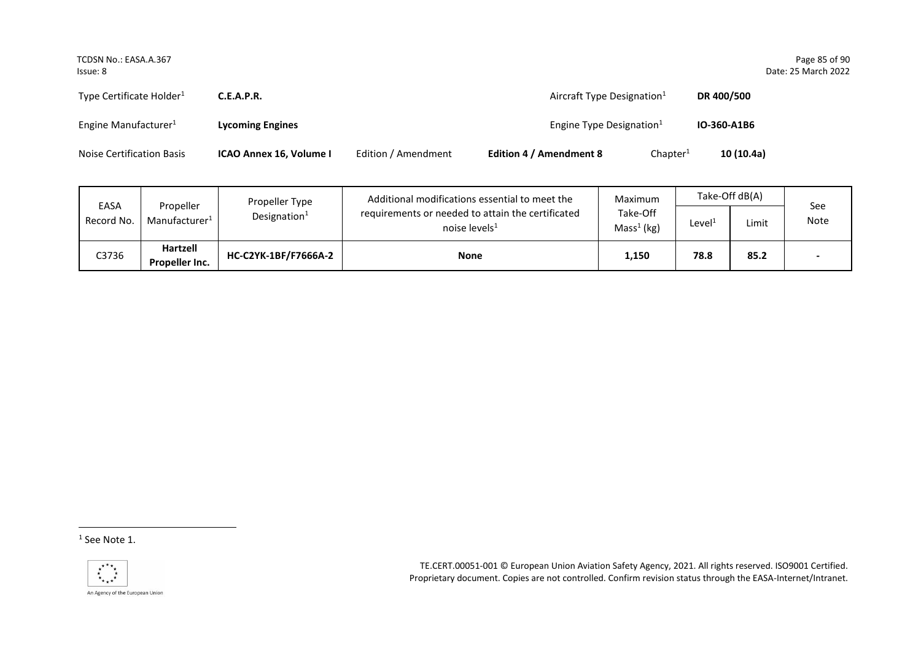Type Certificate Holder[1] **C.E.A.P.R.** Aircraft Type Designation[1] **DR 400/500**

Engine Manufacturer[1] **Lycoming Engines** Engine Type Designation[1] **IO-360-A1B6**

Noise Certification Basis **ICAO Annex 16, Volume I** Edition / Amendment **Edition 4 / Amendment 8** Chapter[1] **10 (10.4a)**

| EASA Record No. | Propeller Manufacturer[1] | Propeller Type Designation[1] | Additional modifications essential to meet the requirements or needed to attain the certificated noise levels[1] | Maximum Take-Off Mass[1] (kg) | Take-Off dB(A) | | See Note |
|---|---|---|---|---|---|---|---|
| | | | | | Level[1] | Limit | |
| C3736 | **Hartzell Propeller Inc.** | **HC-C2YK-1BF/F7666A-2** | **None** | **1,150** | **78.8** | **85.2** | - |

[1] See Note 1.

TE.CERT.00051-001 © European Union Aviation Safety Agency, 2021. All rights reserved. ISO9001 Certified. Proprietary document. Copies are not controlled. Confirm revision status through the EASA-Internet/Intranet.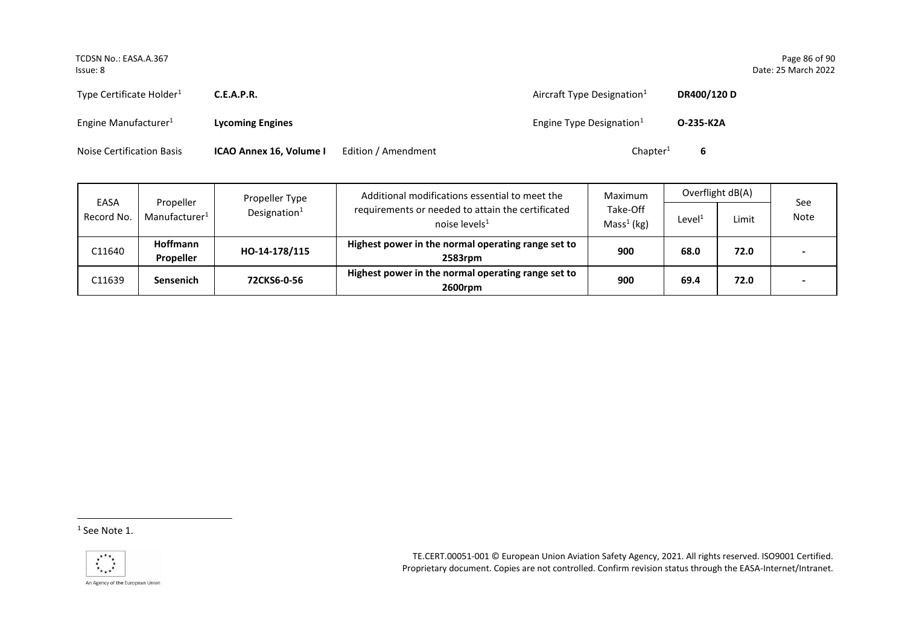| | | | | |
|---|---|---|---|---|
| Type Certificate Holder[1] | **C.E.A.P.R.** | | Aircraft Type Designation[1] | **DR400/120 D** |
| Engine Manufacturer[1] | **Lycoming Engines** | | Engine Type Designation[1] | **O-235-K2A** |
| Noise Certification Basis | **ICAO Annex 16, Volume I** | Edition / Amendment | Chapter[1] | **6** |

| EASA Record No. | Propeller Manufacturer[1] | Propeller Type Designation[1] | Additional modifications essential to meet the requirements or needed to attain the certificated noise levels[1] | Maximum Take-Off Mass[1] (kg) | Overflight dB(A) | | See Note |
|---|---|---|---|---|---|---|---|
| | | | | | Level[1] | Limit | |
| C11640 | **Hoffmann Propeller** | **HO-14-178/115** | **Highest power in the normal operating range set to 2583rpm** | **900** | **68.0** | **72.0** | **-** |
| C11639 | **Sensenich** | **72CKS6-0-56** | **Highest power in the normal operating range set to 2600rpm** | **900** | **69.4** | **72.0** | **-** |

[1] See Note 1.

TE.CERT.00051-001 © European Union Aviation Safety Agency, 2021. All rights reserved. ISO9001 Certified. Proprietary document. Copies are not controlled. Confirm revision status through the EASA-Internet/Intranet.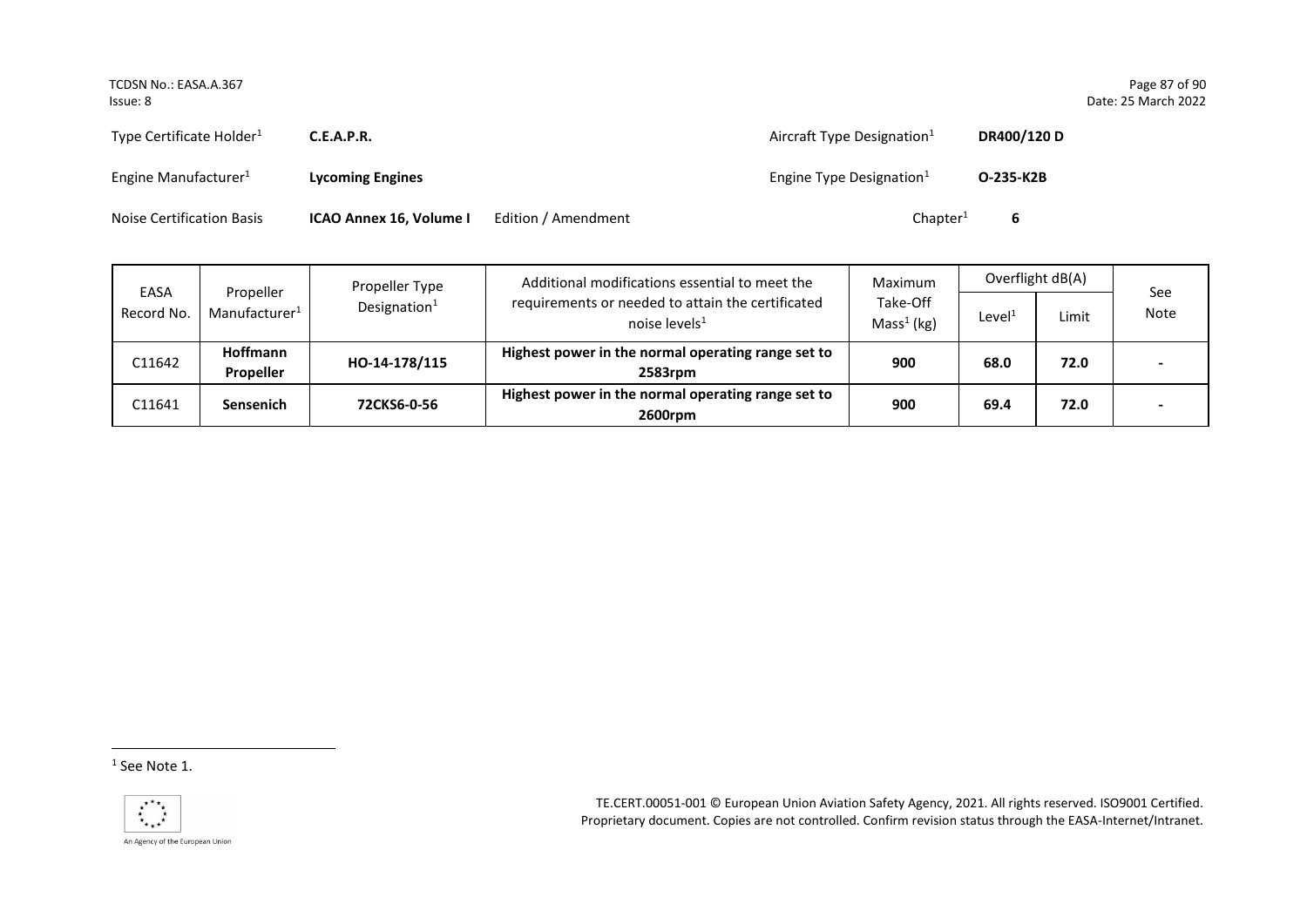Type Certificate Holder[1] **C.E.A.P.R.** Aircraft Type Designation[1] **DR400/120 D**

Engine Manufacturer[1] **Lycoming Engines** Engine Type Designation[1] **O-235-K2B**

Noise Certification Basis **ICAO Annex 16, Volume I** Edition / Amendment Chapter[1] **6**

| EASA Record No. | Propeller Manufacturer[1] | Propeller Type Designation[1] | Additional modifications essential to meet the requirements or needed to attain the certificated noise levels[1] | Maximum Take-Off Mass[1] (kg) | Overflight dB(A) | | See Note |
|---|---|---|---|---|---|---|---|
| | | | | | Level[1] | Limit | |
| C11642 | **Hoffmann Propeller** | **HO-14-178/115** | **Highest power in the normal operating range set to 2583rpm** | **900** | **68.0** | **72.0** | **-** |
| C11641 | **Sensenich** | **72CKS6-0-56** | **Highest power in the normal operating range set to 2600rpm** | **900** | **69.4** | **72.0** | **-** |

[1] See Note 1.

TE.CERT.00051-001 © European Union Aviation Safety Agency, 2021. All rights reserved. ISO9001 Certified. Proprietary document. Copies are not controlled. Confirm revision status through the EASA-Internet/Intranet.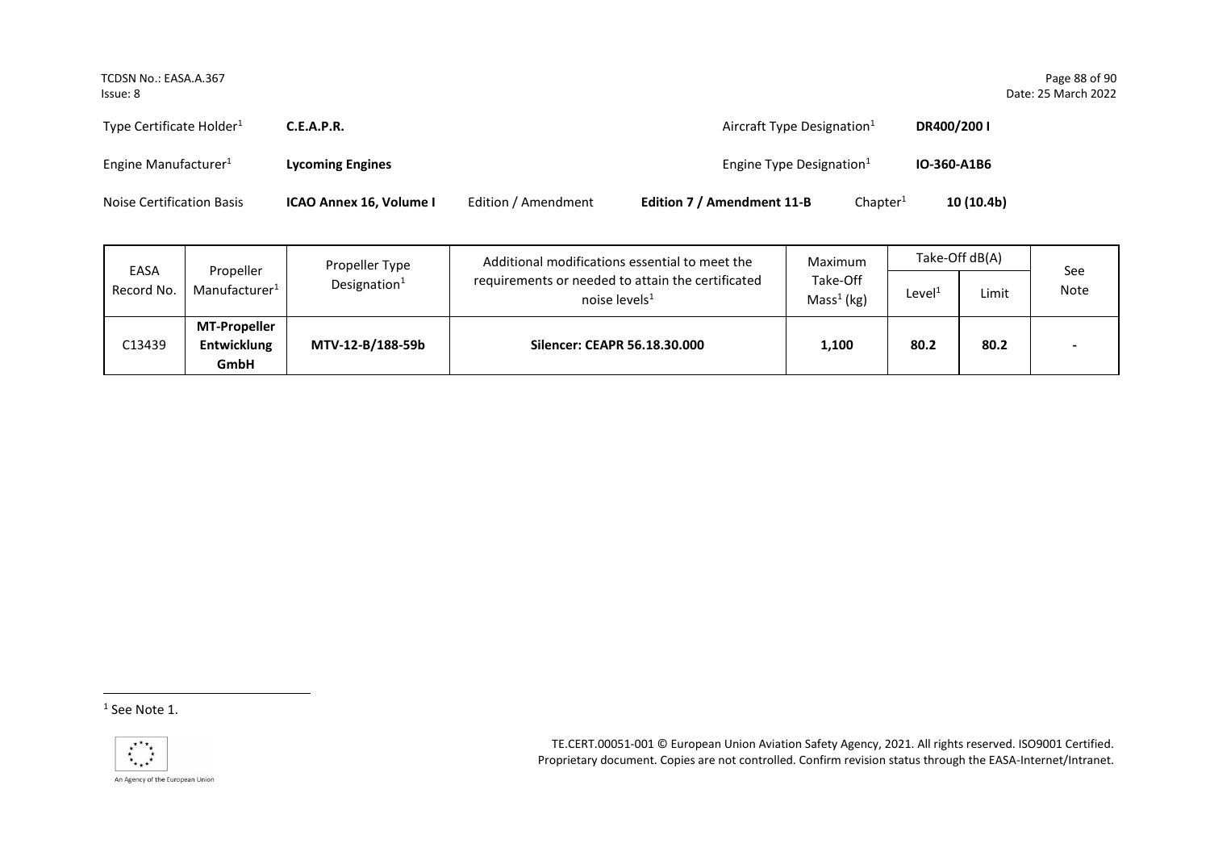Type Certificate Holder[1] **C.E.A.P.R.** Aircraft Type Designation[1] **DR400/200 I**

Engine Manufacturer[1] **Lycoming Engines** Engine Type Designation[1] **IO-360-A1B6**

Noise Certification Basis **ICAO Annex 16, Volume I** Edition / Amendment **Edition 7 / Amendment 11-B** Chapter[1] **10 (10.4b)**

| EASA Record No. | Propeller Manufacturer[1] | Propeller Type Designation[1] | Additional modifications essential to meet the requirements or needed to attain the certificated noise levels[1] | Maximum Take-Off Mass[1] (kg) | Take-Off dB(A) | | See Note |
|---|---|---|---|---|---|---|---|
| | | | | | Level[1] | Limit | |
| C13439 | **MT-Propeller Entwicklung GmbH** | **MTV-12-B/188-59b** | **Silencer: CEAPR 56.18.30.000** | **1,100** | **80.2** | **80.2** | - |

[1] See Note 1.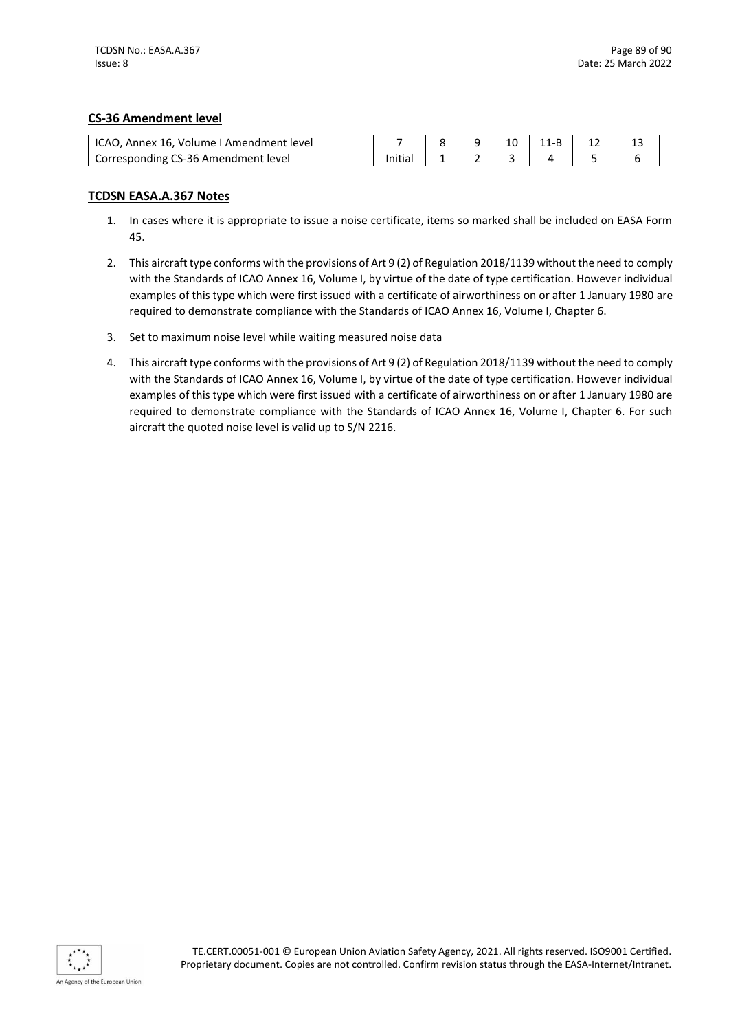**CS-36 Amendment level**

| ICAO, Annex 16, Volume I Amendment level | 7 | 8 | 9 | 10 | 11-B | 12 | 13 |
|---|---|---|---|---|---|---|---|
| Corresponding CS-36 Amendment level | Initial | 1 | 2 | 3 | 4 | 5 | 6 |

**TCDSN EASA.A.367 Notes**

1. In cases where it is appropriate to issue a noise certificate, items so marked shall be included on EASA Form 45.
2. This aircraft type conforms with the provisions of Art 9 (2) of Regulation 2018/1139 without the need to comply with the Standards of ICAO Annex 16, Volume I, by virtue of the date of type certification. However individual examples of this type which were first issued with a certificate of airworthiness on or after 1 January 1980 are required to demonstrate compliance with the Standards of ICAO Annex 16, Volume I, Chapter 6.
3. Set to maximum noise level while waiting measured noise data
4. This aircraft type conforms with the provisions of Art 9 (2) of Regulation 2018/1139 without the need to comply with the Standards of ICAO Annex 16, Volume I, by virtue of the date of type certification. However individual examples of this type which were first issued with a certificate of airworthiness on or after 1 January 1980 are required to demonstrate compliance with the Standards of ICAO Annex 16, Volume I, Chapter 6. For such aircraft the quoted noise level is valid up to S/N 2216.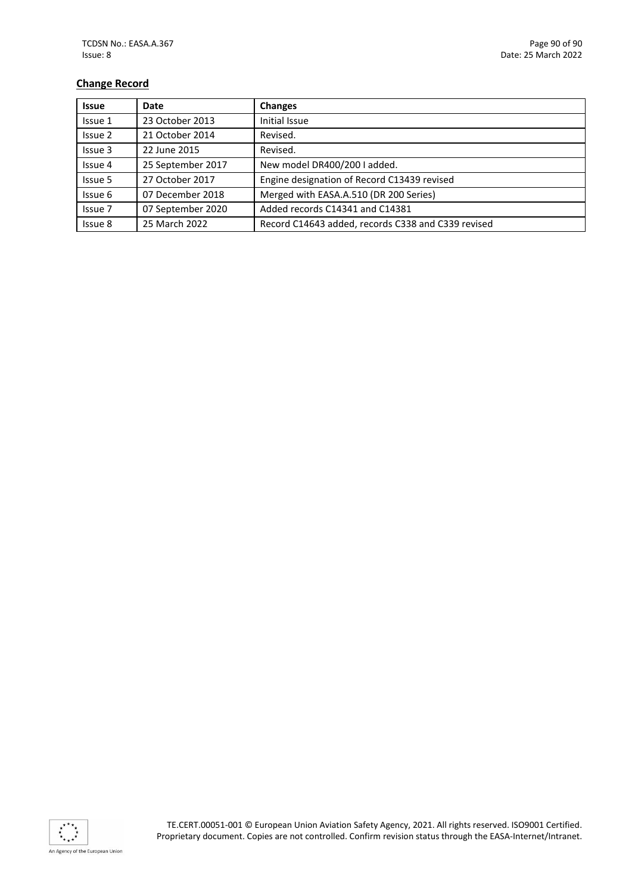**Change Record**

| Issue | Date | Changes |
|---|---|---|
| Issue 1 | 23 October 2013 | Initial Issue |
| Issue 2 | 21 October 2014 | Revised. |
| Issue 3 | 22 June 2015 | Revised. |
| Issue 4 | 25 September 2017 | New model DR400/200 I added. |
| Issue 5 | 27 October 2017 | Engine designation of Record C13439 revised |
| Issue 6 | 07 December 2018 | Merged with EASA.A.510 (DR 200 Series) |
| Issue 7 | 07 September 2020 | Added records C14341 and C14381 |
| Issue 8 | 25 March 2022 | Record C14643 added, records C338 and C339 revised |